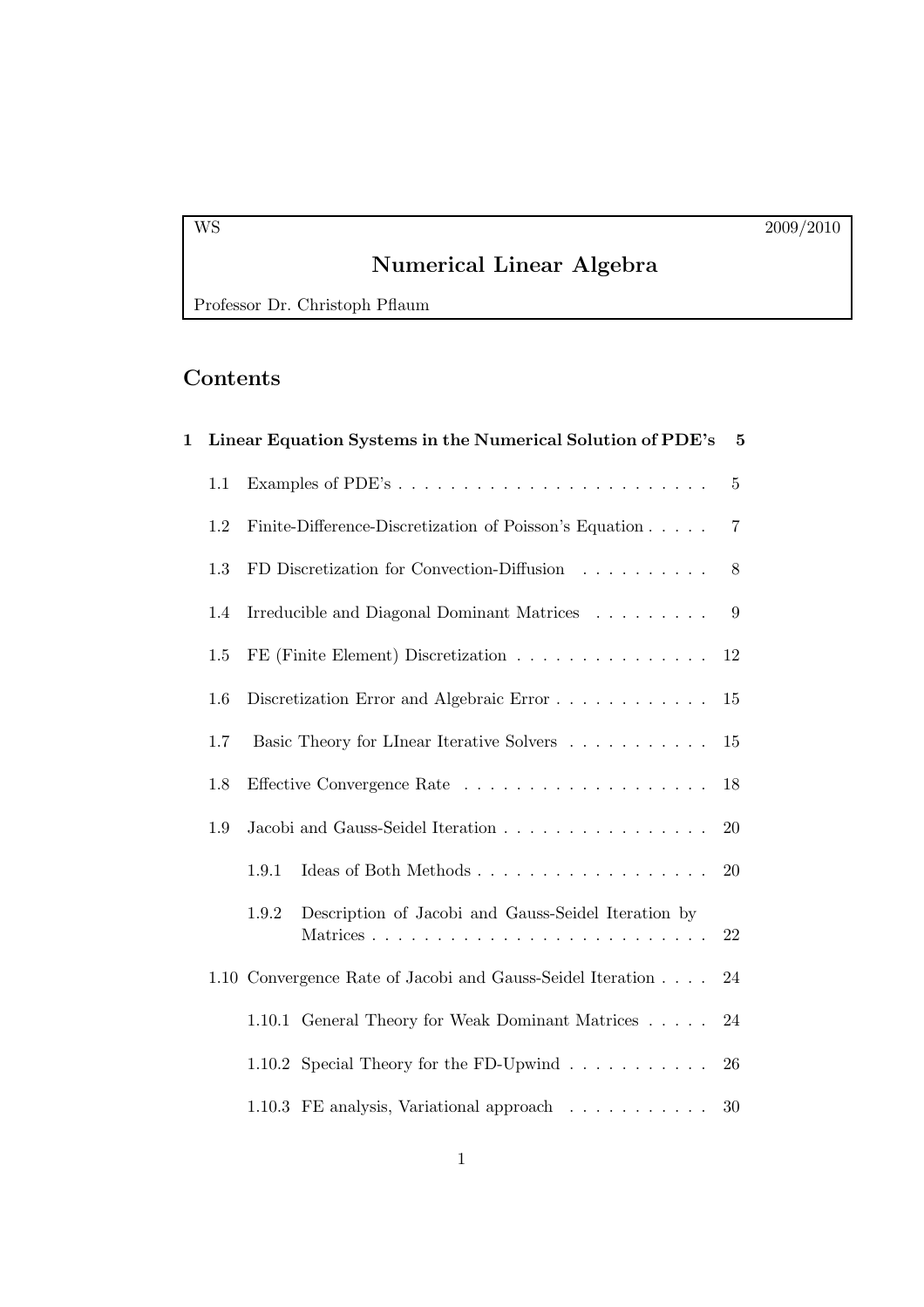WS 2009/2010

# Numerical Linear Algebra

Professor Dr. Christoph Pflaum

## Contents

**1 Linear Equation Systems in the Numerical Solution of PDE's 5**

- 1.1 Examples of PDE's . . . . . . . . . . . . . . . . . . . . . . . . . 5
- 1.2 Finite-Difference-Discretization of Poisson's Equation . . . . . 7
- 1.3 FD Discretization for Convection-Diffusion . . . . . . . . . . 8
- 1.4 Irreducible and Diagonal Dominant Matrices . . . . . . . . . 9
- 1.5 FE (Finite Element) Discretization . . . . . . . . . . . . . . . 12
- 1.6 Discretization Error and Algebraic Error . . . . . . . . . . . . 15
- 1.7 Basic Theory for LInear Iterative Solvers . . . . . . . . . . . 15
- 1.8 Effective Convergence Rate . . . . . . . . . . . . . . . . . . . 18
- 1.9 Jacobi and Gauss-Seidel Iteration . . . . . . . . . . . . . . . . 20
  - 1.9.1 Ideas of Both Methods . . . . . . . . . . . . . . . . . . 20
  - 1.9.2 Description of Jacobi and Gauss-Seidel Iteration by Matrices . . . . . . . . . . . . . . . . . . . . . . . . . . 22
- 1.10 Convergence Rate of Jacobi and Gauss-Seidel Iteration . . . . 24
  - 1.10.1 General Theory for Weak Dominant Matrices . . . . . 24
  - 1.10.2 Special Theory for the FD-Upwind . . . . . . . . . . . 26
  - 1.10.3 FE analysis, Variational approach . . . . . . . . . . . 30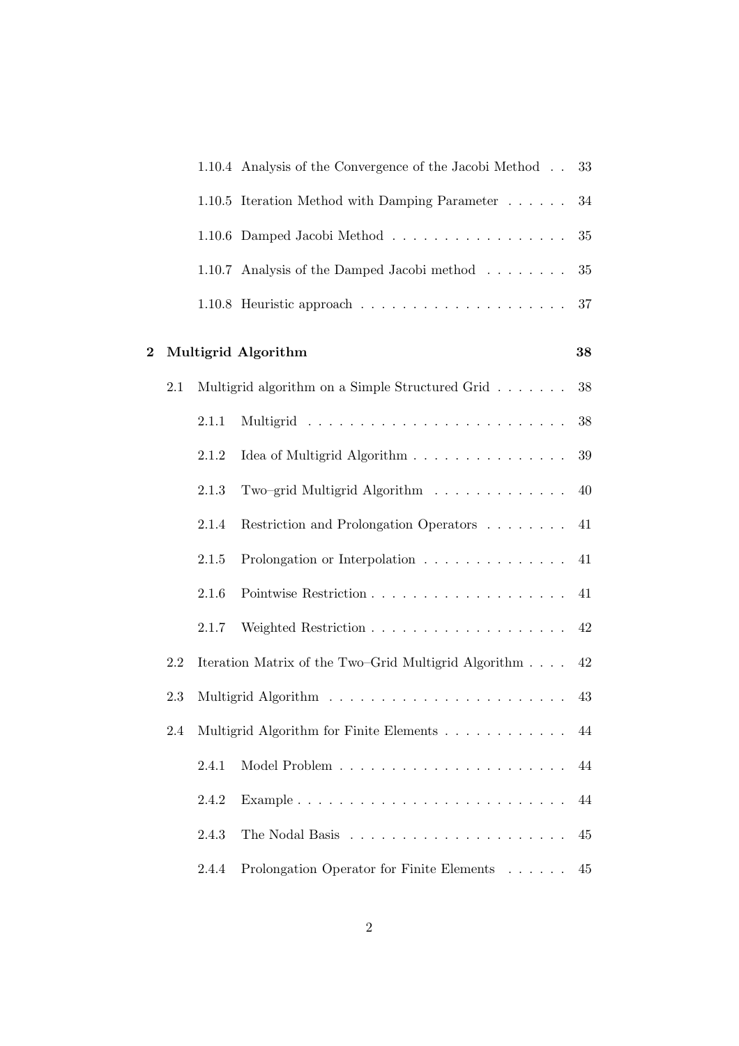1.10.4 Analysis of the Convergence of the Jacobi Method . . 33

1.10.5 Iteration Method with Damping Parameter . . . . . . 34

1.10.6 Damped Jacobi Method . . . . . . . . . . . . . . . . . 35

1.10.7 Analysis of the Damped Jacobi method . . . . . . . . 35

1.10.8 Heuristic approach . . . . . . . . . . . . . . . . . . . 37

**2 Multigrid Algorithm 38**

2.1 Multigrid algorithm on a Simple Structured Grid . . . . . . . 38

2.1.1 Multigrid . . . . . . . . . . . . . . . . . . . . . . . . 38

2.1.2 Idea of Multigrid Algorithm . . . . . . . . . . . . . . . 39

2.1.3 Two–grid Multigrid Algorithm . . . . . . . . . . . . . 40

2.1.4 Restriction and Prolongation Operators . . . . . . . . 41

2.1.5 Prolongation or Interpolation . . . . . . . . . . . . . . 41

2.1.6 Pointwise Restriction . . . . . . . . . . . . . . . . . . 41

2.1.7 Weighted Restriction . . . . . . . . . . . . . . . . . . 42

2.2 Iteration Matrix of the Two–Grid Multigrid Algorithm . . . . 42

2.3 Multigrid Algorithm . . . . . . . . . . . . . . . . . . . . . . . 43

2.4 Multigrid Algorithm for Finite Elements . . . . . . . . . . . . 44

2.4.1 Model Problem . . . . . . . . . . . . . . . . . . . . . 44

2.4.2 Example . . . . . . . . . . . . . . . . . . . . . . . . . 44

2.4.3 The Nodal Basis . . . . . . . . . . . . . . . . . . . . . 45

2.4.4 Prolongation Operator for Finite Elements . . . . . . 45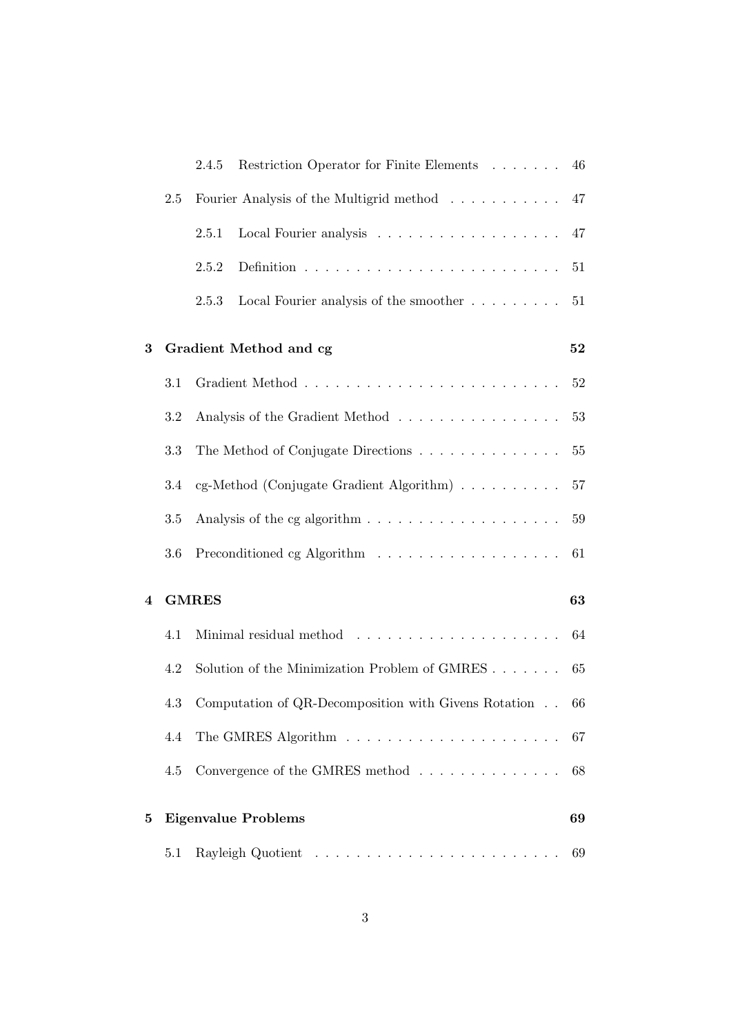2.4.5 Restriction Operator for Finite Elements . . . . . . . 46

2.5 Fourier Analysis of the Multigrid method . . . . . . . . . . . 47

2.5.1 Local Fourier analysis . . . . . . . . . . . . . . . . . . 47

2.5.2 Definition . . . . . . . . . . . . . . . . . . . . . . . . . 51

2.5.3 Local Fourier analysis of the smoother . . . . . . . . . 51

**3 Gradient Method and cg** **52**

3.1 Gradient Method . . . . . . . . . . . . . . . . . . . . . . . . . 52

3.2 Analysis of the Gradient Method . . . . . . . . . . . . . . . . 53

3.3 The Method of Conjugate Directions . . . . . . . . . . . . . . 55

3.4 cg-Method (Conjugate Gradient Algorithm) . . . . . . . . . . 57

3.5 Analysis of the cg algorithm . . . . . . . . . . . . . . . . . . . 59

3.6 Preconditioned cg Algorithm . . . . . . . . . . . . . . . . . . 61

**4 GMRES** **63**

4.1 Minimal residual method . . . . . . . . . . . . . . . . . . . . 64

4.2 Solution of the Minimization Problem of GMRES . . . . . . . 65

4.3 Computation of QR-Decomposition with Givens Rotation . . 66

4.4 The GMRES Algorithm . . . . . . . . . . . . . . . . . . . . . 67

4.5 Convergence of the GMRES method . . . . . . . . . . . . . . 68

**5 Eigenvalue Problems** **69**

5.1 Rayleigh Quotient . . . . . . . . . . . . . . . . . . . . . . . . 69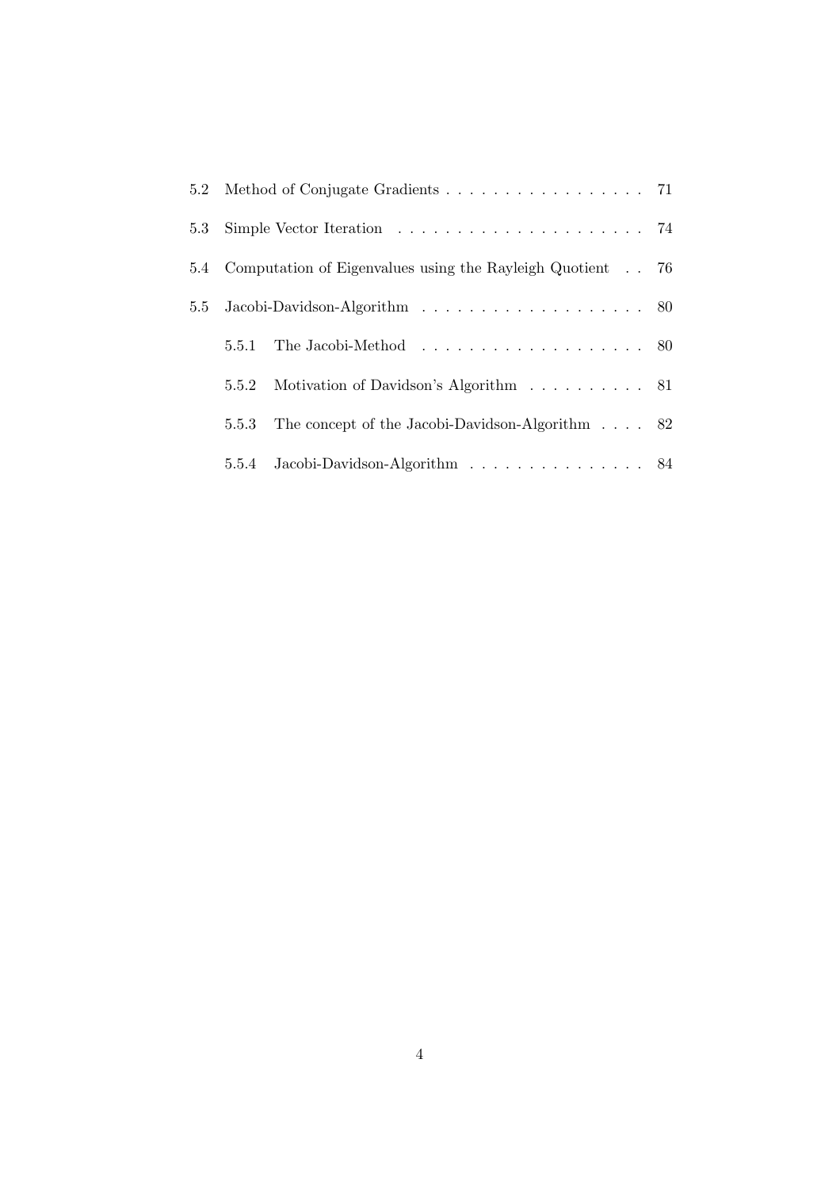5.2 Method of Conjugate Gradients . . . . . . . . . . . . . . . . . 71

5.3 Simple Vector Iteration . . . . . . . . . . . . . . . . . . . . . 74

5.4 Computation of Eigenvalues using the Rayleigh Quotient . . 76

5.5 Jacobi-Davidson-Algorithm . . . . . . . . . . . . . . . . . . . 80

  5.5.1 The Jacobi-Method . . . . . . . . . . . . . . . . . . . 80

  5.5.2 Motivation of Davidson's Algorithm . . . . . . . . . . 81

  5.5.3 The concept of the Jacobi-Davidson-Algorithm . . . . 82

  5.5.4 Jacobi-Davidson-Algorithm . . . . . . . . . . . . . . . 84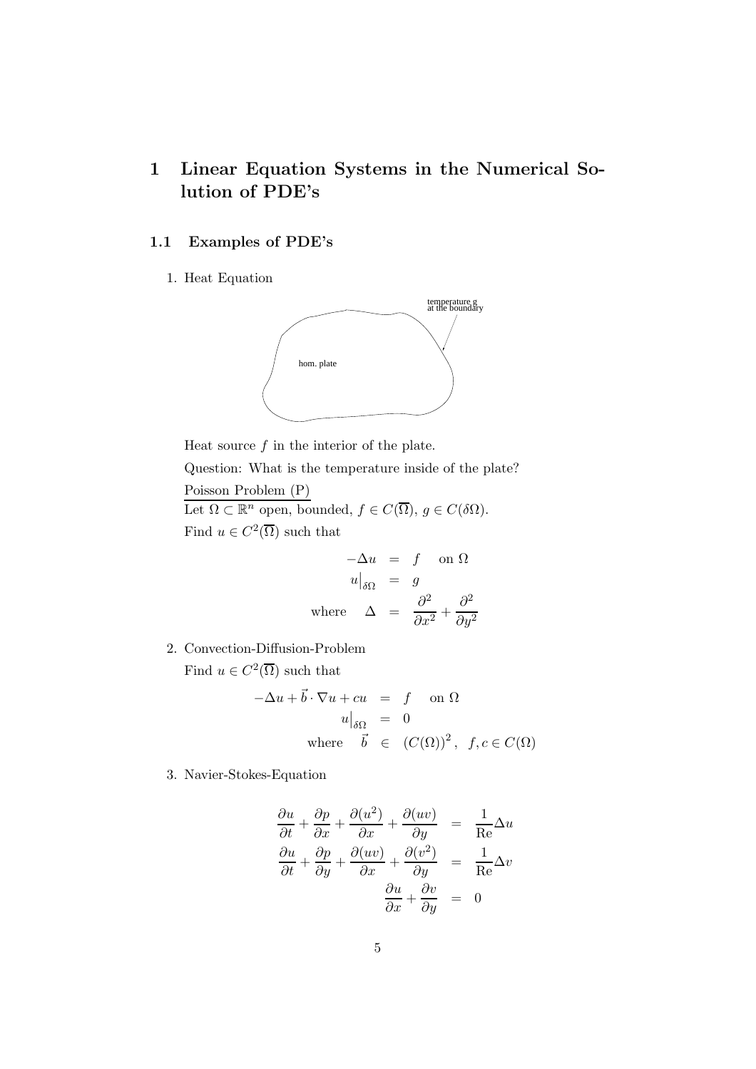# 1 Linear Equation Systems in the Numerical Solution of PDE's

## 1.1 Examples of PDE's

1. Heat Equation

   temperature g at the boundary

   hom. plate

   Heat source $f$ in the interior of the plate.

   Question: What is the temperature inside of the plate?

   Poisson Problem (P)

   Let $\Omega \subset \mathbb{R}^n$ open, bounded, $f \in C(\overline{\Omega})$, $g \in C(\delta\Omega)$.

   Find $u \in C^2(\overline{\Omega})$ such that

$$
\begin{aligned}
-\Delta u &= f \quad \text{on } \Omega \\
u\big|_{\delta\Omega} &= g \\
\text{where} \quad \Delta &= \frac{\partial^2}{\partial x^2} + \frac{\partial^2}{\partial y^2}
\end{aligned}
$$

2. Convection-Diffusion-Problem

   Find $u \in C^2(\overline{\Omega})$ such that

$$
\begin{aligned}
-\Delta u + \vec{b} \cdot \nabla u + cu &= f \quad \text{on } \Omega \\
u\big|_{\delta\Omega} &= 0 \\
\text{where} \quad \vec{b} &\in (C(\Omega))^2, \quad f, c \in C(\Omega)
\end{aligned}
$$

3. Navier-Stokes-Equation

$$
\begin{aligned}
\frac{\partial u}{\partial t} + \frac{\partial p}{\partial x} + \frac{\partial (u^2)}{\partial x} + \frac{\partial (uv)}{\partial y} &= \frac{1}{\mathrm{Re}} \Delta u \\
\frac{\partial u}{\partial t} + \frac{\partial p}{\partial y} + \frac{\partial (uv)}{\partial x} + \frac{\partial (v^2)}{\partial y} &= \frac{1}{\mathrm{Re}} \Delta v \\
\frac{\partial u}{\partial x} + \frac{\partial v}{\partial y} &= 0
\end{aligned}
$$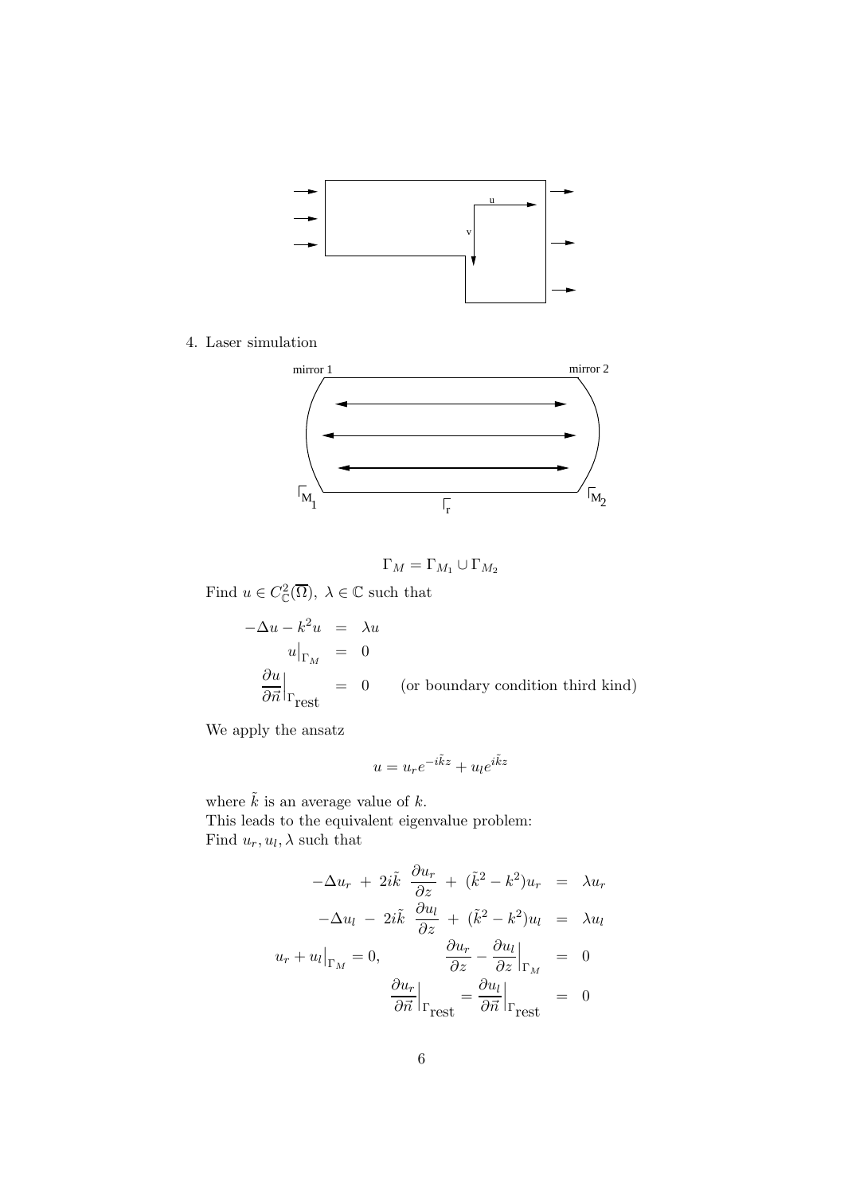4. Laser simulation

$$\Gamma_M = \Gamma_{M_1} \cup \Gamma_{M_2}$$

Find $u \in C^2_{\mathbb{C}}(\overline{\Omega}),\ \lambda \in \mathbb{C}$ such that

$$\begin{aligned}
-\Delta u - k^2 u &= \lambda u \\
u\big|_{\Gamma_M} &= 0 \\
\frac{\partial u}{\partial \vec{n}}\Big|_{\Gamma_{\text{rest}}} &= 0 \qquad \text{(or boundary condition third kind)}
\end{aligned}$$

We apply the ansatz

$$u = u_r e^{-i\tilde{k}z} + u_l e^{i\tilde{k}z}$$

where $\tilde{k}$ is an average value of $k$.
This leads to the equivalent eigenvalue problem:
Find $u_r, u_l, \lambda$ such that

$$\begin{aligned}
-\Delta u_r \ + \ 2i\tilde{k}\ \frac{\partial u_r}{\partial z} \ + \ (\tilde{k}^2 - k^2)u_r &= \lambda u_r \\
-\Delta u_l \ - \ 2i\tilde{k}\ \frac{\partial u_l}{\partial z} \ + \ (\tilde{k}^2 - k^2)u_l &= \lambda u_l \\
u_r + u_l\big|_{\Gamma_M} = 0, \qquad \frac{\partial u_r}{\partial z} - \frac{\partial u_l}{\partial z}\Big|_{\Gamma_M} &= 0 \\
\frac{\partial u_r}{\partial \vec{n}}\Big|_{\Gamma_{\text{rest}}} = \frac{\partial u_l}{\partial \vec{n}}\Big|_{\Gamma_{\text{rest}}} &= 0
\end{aligned}$$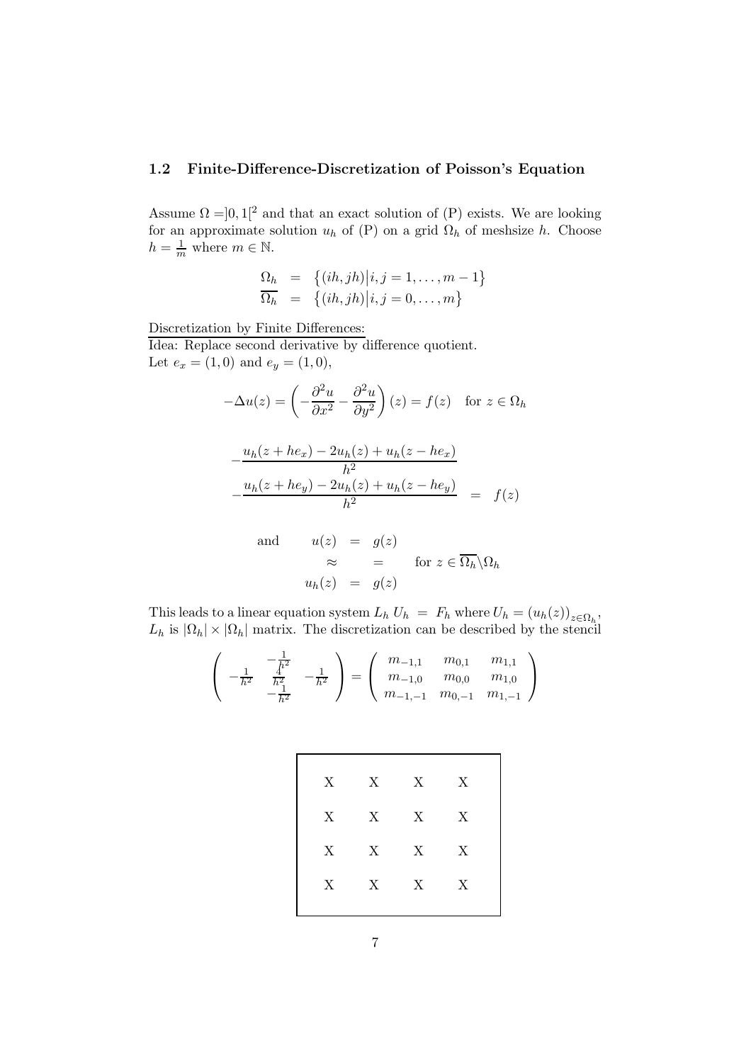### 1.2 Finite-Difference-Discretization of Poisson's Equation

Assume $\Omega = ]0,1[^2$ and that an exact solution of (P) exists. We are looking for an approximate solution $u_h$ of (P) on a grid $\Omega_h$ of meshsize $h$. Choose $h = \frac{1}{m}$ where $m \in \mathbb{N}$.

$$
\begin{aligned}
\Omega_h &= \left\{ (ih, jh) \middle| i,j = 1, \dots, m-1 \right\} \\
\overline{\Omega_h} &= \left\{ (ih, jh) \middle| i,j = 0, \dots, m \right\}
\end{aligned}
$$

Discretization by Finite Differences:
Idea: Replace second derivative by difference quotient.
Let $e_x = (1,0)$ and $e_y = (1,0)$,

$$
-\Delta u(z) = \left( -\frac{\partial^2 u}{\partial x^2} - \frac{\partial^2 u}{\partial y^2} \right)(z) = f(z) \quad \text{for } z \in \Omega_h
$$

$$
\begin{aligned}
&-\frac{u_h(z+he_x) - 2u_h(z) + u_h(z-he_x)}{h^2} \\
&-\frac{u_h(z+he_y) - 2u_h(z) + u_h(z-he_y)}{h^2} \quad = \quad f(z)
\end{aligned}
$$

$$
\begin{aligned}
\text{and} \qquad u(z) &= g(z) \\
\approx \quad & \quad = \qquad \text{for } z \in \overline{\Omega_h} \backslash \Omega_h \\
u_h(z) &= g(z)
\end{aligned}
$$

This leads to a linear equation system $L_h\, U_h = F_h$ where $U_h = (u_h(z))_{z \in \Omega_h}$, $L_h$ is $|\Omega_h| \times |\Omega_h|$ matrix. The discretization can be described by the stencil

$$
\begin{pmatrix}
 & -\frac{1}{h^2} & \\
-\frac{1}{h^2} & \frac{4}{h^2} & -\frac{1}{h^2} \\
 & -\frac{1}{h^2} &
\end{pmatrix}
=
\begin{pmatrix}
m_{-1,1} & m_{0,1} & m_{1,1} \\
m_{-1,0} & m_{0,0} & m_{1,0} \\
m_{-1,-1} & m_{0,-1} & m_{1,-1}
\end{pmatrix}
$$

| X | X | X | X |
|---|---|---|---|
| X | X | X | X |
| X | X | X | X |
| X | X | X | X |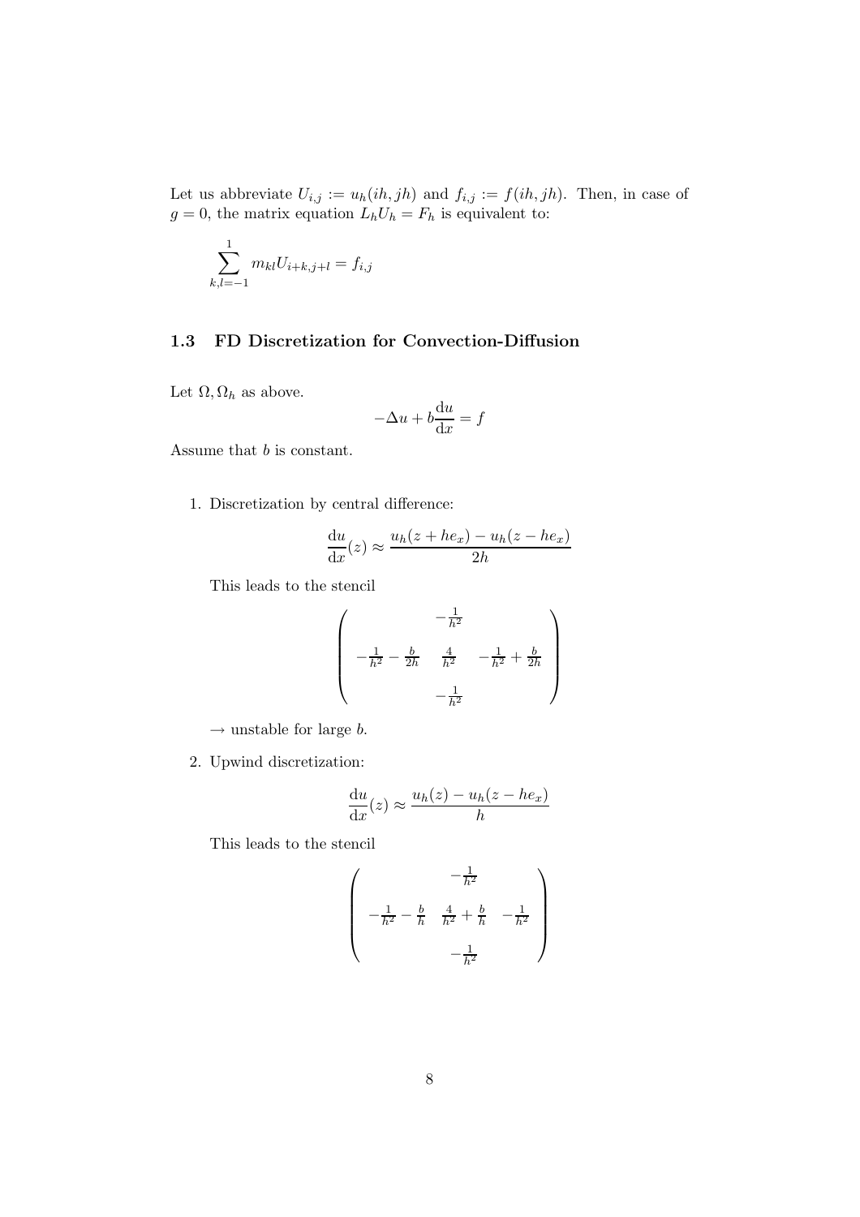Let us abbreviate $U_{i,j} := u_h(ih, jh)$ and $f_{i,j} := f(ih, jh)$. Then, in case of $g = 0$, the matrix equation $L_h U_h = F_h$ is equivalent to:

$$\sum_{k,l=-1}^{1} m_{kl} U_{i+k,j+l} = f_{i,j}$$

### 1.3 FD Discretization for Convection-Diffusion

Let $\Omega, \Omega_h$ as above.

$$-\Delta u + b\frac{\mathrm{d}u}{\mathrm{d}x} = f$$

Assume that $b$ is constant.

1. Discretization by central difference:

   $$\frac{\mathrm{d}u}{\mathrm{d}x}(z) \approx \frac{u_h(z + he_x) - u_h(z - he_x)}{2h}$$

   This leads to the stencil

   $$\begin{pmatrix} & -\frac{1}{h^2} & \\ -\frac{1}{h^2} - \frac{b}{2h} & \frac{4}{h^2} & -\frac{1}{h^2} + \frac{b}{2h} \\ & -\frac{1}{h^2} & \end{pmatrix}$$

   $\rightarrow$ unstable for large $b$.

2. Upwind discretization:

   $$\frac{\mathrm{d}u}{\mathrm{d}x}(z) \approx \frac{u_h(z) - u_h(z - he_x)}{h}$$

   This leads to the stencil

   $$\begin{pmatrix} & -\frac{1}{h^2} & \\ -\frac{1}{h^2} - \frac{b}{h} & \frac{4}{h^2} + \frac{b}{h} & -\frac{1}{h^2} \\ & -\frac{1}{h^2} & \end{pmatrix}$$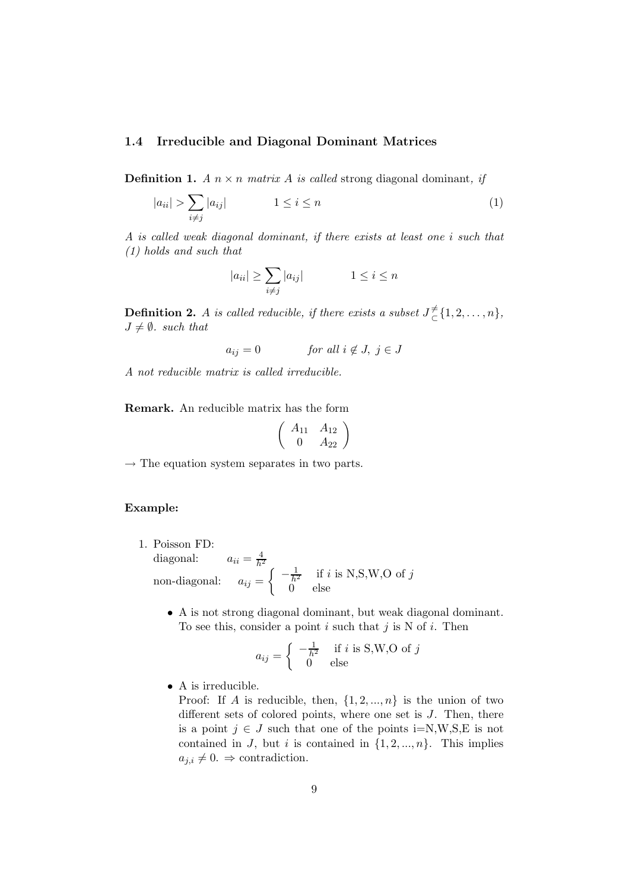### 1.4 Irreducible and Diagonal Dominant Matrices

**Definition 1.** *A $n \times n$ matrix $A$ is called* **strong diagonal dominant***, if*

$$|a_{ii}| > \sum_{i \neq j} |a_{ij}| \qquad 1 \leq i \leq n \tag{1}$$

*A is called weak diagonal dominant, if there exists at least one $i$ such that (1) holds and such that*

$$|a_{ii}| \geq \sum_{i \neq j} |a_{ij}| \qquad 1 \leq i \leq n$$

**Definition 2.** *A is called reducible, if there exists a subset $J \overset{\neq}{\subset} \{1, 2, \ldots, n\}$, $J \neq \emptyset$. such that*

$$a_{ij} = 0 \qquad \textit{for all } i \notin J,\ j \in J$$

*A not reducible matrix is called irreducible.*

**Remark.** An reducible matrix has the form

$$\begin{pmatrix} A_{11} & A_{12} \\ 0 & A_{22} \end{pmatrix}$$

$\rightarrow$ The equation system separates in two parts.

**Example:**

1. Poisson FD:
   diagonal: $\quad a_{ii} = \frac{4}{h^2}$
   non-diagonal: $\quad a_{ij} = \begin{cases} -\frac{1}{h^2} & \text{if } i \text{ is N,S,W,O of } j \\ 0 & \text{else} \end{cases}$

   - A is not strong diagonal dominant, but weak diagonal dominant. To see this, consider a point $i$ such that $j$ is N of $i$. Then

     $$a_{ij} = \begin{cases} -\frac{1}{h^2} & \text{if } i \text{ is S,W,O of } j \\ 0 & \text{else} \end{cases}$$

   - A is irreducible.
     Proof: If $A$ is reducible, then, $\{1, 2, ..., n\}$ is the union of two different sets of colored points, where one set is $J$. Then, there is a point $j \in J$ such that one of the points i=N,W,S,E is not contained in $J$, but $i$ is contained in $\{1, 2, ..., n\}$. This implies $a_{j,i} \neq 0$. $\Rightarrow$ contradiction.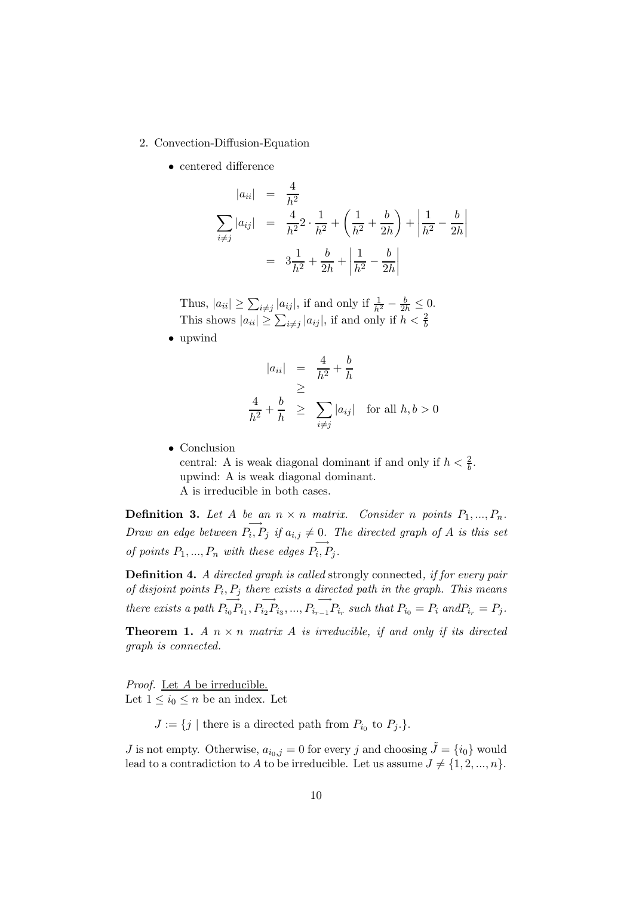2. Convection-Diffusion-Equation

   - centered difference

$$
\begin{aligned}
|a_{ii}| &= \frac{4}{h^2} \\
\sum_{i \neq j} |a_{ij}| &= \frac{4}{h^2} 2 \cdot \frac{1}{h^2} + \left( \frac{1}{h^2} + \frac{b}{2h} \right) + \left| \frac{1}{h^2} - \frac{b}{2h} \right| \\
&= 3 \frac{1}{h^2} + \frac{b}{2h} + \left| \frac{1}{h^2} - \frac{b}{2h} \right|
\end{aligned}
$$

   Thus, $|a_{ii}| \geq \sum_{i \neq j} |a_{ij}|$, if and only if $\frac{1}{h^2} - \frac{b}{2h} \leq 0$.
   This shows $|a_{ii}| \geq \sum_{i \neq j} |a_{ij}|$, if and only if $h < \frac{2}{b}$

   - upwind

$$
\begin{aligned}
|a_{ii}| &= \frac{4}{h^2} + \frac{b}{h} \\
&\geq \\
\frac{4}{h^2} + \frac{b}{h} &\geq \sum_{i \neq j} |a_{ij}| \quad \text{for all } h, b > 0
\end{aligned}
$$

   - Conclusion
     central: A is weak diagonal dominant if and only if $h < \frac{2}{b}$.
     upwind: A is weak diagonal dominant.
     A is irreducible in both cases.

**Definition 3.** *Let $A$ be an $n \times n$ matrix. Consider $n$ points $P_1, ..., P_n$. Draw an edge between $\overrightarrow{P_i, P_j}$ if $a_{i,j} \neq 0$. The directed graph of $A$ is this set of points $P_1, ..., P_n$ with these edges $\overrightarrow{P_i, P_j}$.*

**Definition 4.** *A directed graph is called* strongly connected*, if for every pair of disjoint points $P_i, P_j$ there exists a directed path in the graph. This means there exists a path $\overrightarrow{P_{i_0} P_{i_1}}, \overrightarrow{P_{i_2} P_{i_3}}, ..., \overrightarrow{P_{i_{r-1}} P_{i_r}}$ such that $P_{i_0} = P_i$ and$P_{i_r} = P_j$.*

**Theorem 1.** *A $n \times n$ matrix $A$ is irreducible, if and only if its directed graph is connected.*

*Proof.* Let $A$ be irreducible.
Let $1 \leq i_0 \leq n$ be an index. Let

$$
J := \{ j \mid \text{there is a directed path from } P_{i_0} \text{ to } P_j . \}.
$$

$J$ is not empty. Otherwise, $a_{i_0,j} = 0$ for every $j$ and choosing $\tilde{J} = \{i_0\}$ would lead to a contradiction to $A$ to be irreducible. Let us assume $J \neq \{1, 2, ..., n\}$.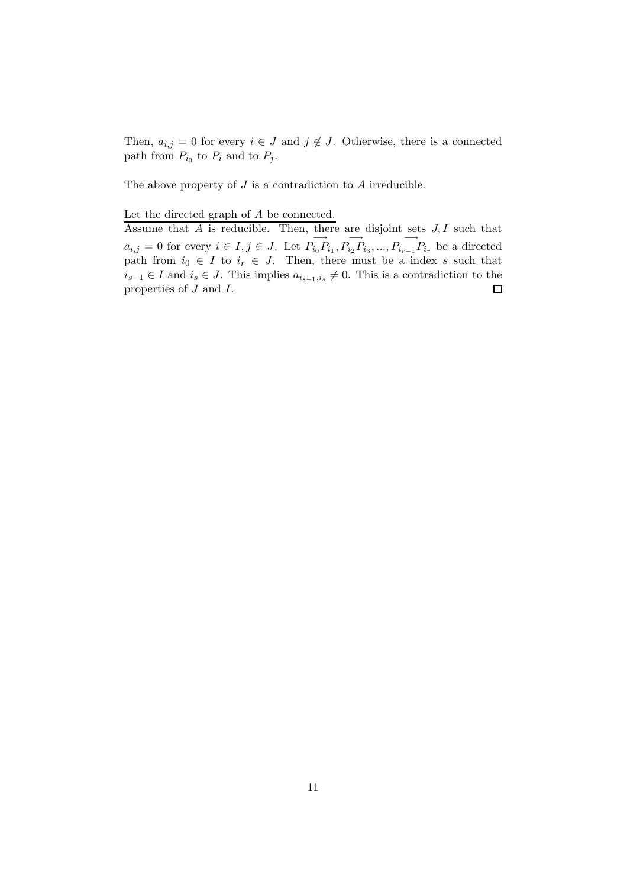Then, $a_{i,j} = 0$ for every $i \in J$ and $j \notin J$. Otherwise, there is a connected path from $P_{i_0}$ to $P_i$ and to $P_j$.

The above property of $J$ is a contradiction to $A$ irreducible.

<u>Let the directed graph of $A$ be connected.</u>

Assume that $A$ is reducible. Then, there are disjoint sets $J, I$ such that $a_{i,j} = 0$ for every $i \in I, j \in J$. Let $\overrightarrow{P_{i_0}P_{i_1}}, \overrightarrow{P_{i_2}P_{i_3}}, ..., \overrightarrow{P_{i_{r-1}}P_{i_r}}$ be a directed path from $i_0 \in I$ to $i_r \in J$. Then, there must be a index $s$ such that $i_{s-1} \in I$ and $i_s \in J$. This implies $a_{i_{s-1},i_s} \neq 0$. This is a contradiction to the properties of $J$ and $I$. $\square$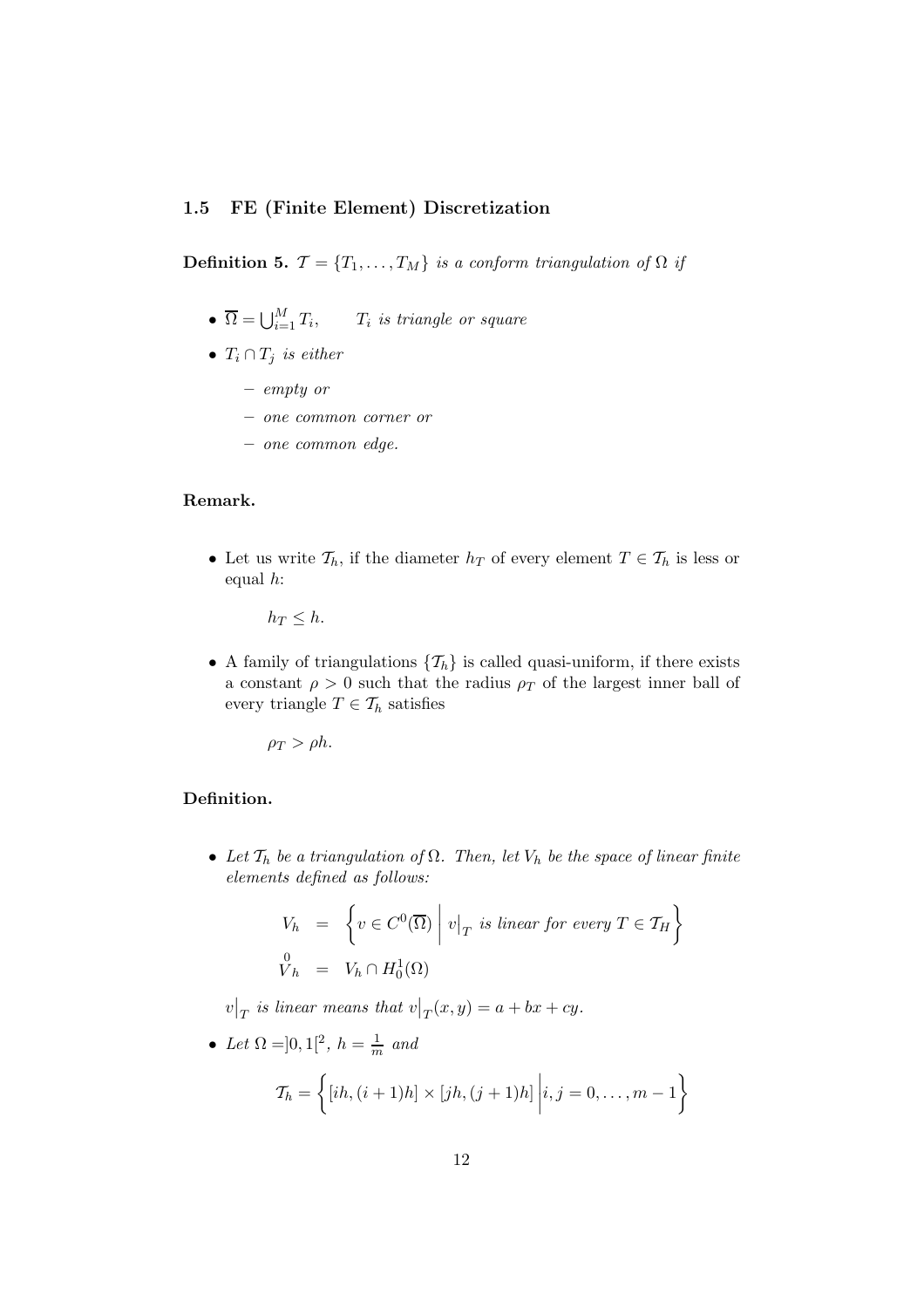### 1.5 FE (Finite Element) Discretization

**Definition 5.** *$\mathcal{T} = \{T_1, \ldots, T_M\}$ is a conform triangulation of $\Omega$ if*

- $\overline{\Omega} = \bigcup_{i=1}^{M} T_i, \qquad$ *$T_i$ is triangle or square*
- *$T_i \cap T_j$ is either*
  - *empty or*
  - *one common corner or*
  - *one common edge.*

**Remark.**

- Let us write $\mathcal{T}_h$, if the diameter $h_T$ of every element $T \in \mathcal{T}_h$ is less or equal $h$:

  $$h_T \leq h.$$

- A family of triangulations $\{\mathcal{T}_h\}$ is called quasi-uniform, if there exists a constant $\rho > 0$ such that the radius $\rho_T$ of the largest inner ball of every triangle $T \in \mathcal{T}_h$ satisfies

  $$\rho_T > \rho h.$$

**Definition.**

- *Let $\mathcal{T}_h$ be a triangulation of $\Omega$. Then, let $V_h$ be the space of linear finite elements defined as follows:*

  $$\begin{aligned} V_h &= \left\{ v \in C^0(\overline{\Omega}) \;\middle|\; v\big|_T \text{ is linear for every } T \in \mathcal{T}_H \right\} \\ \overset{0}{V}_h &= V_h \cap H_0^1(\Omega) \end{aligned}$$

  *$v\big|_T$ is linear means that $v\big|_T(x,y) = a + bx + cy$.*

- *Let $\Omega = ]0,1[^2$, $h = \frac{1}{m}$ and*

  $$\mathcal{T}_h = \left\{ [ih,(i+1)h] \times [jh,(j+1)h] \;\middle|\; i,j = 0,\ldots,m-1 \right\}$$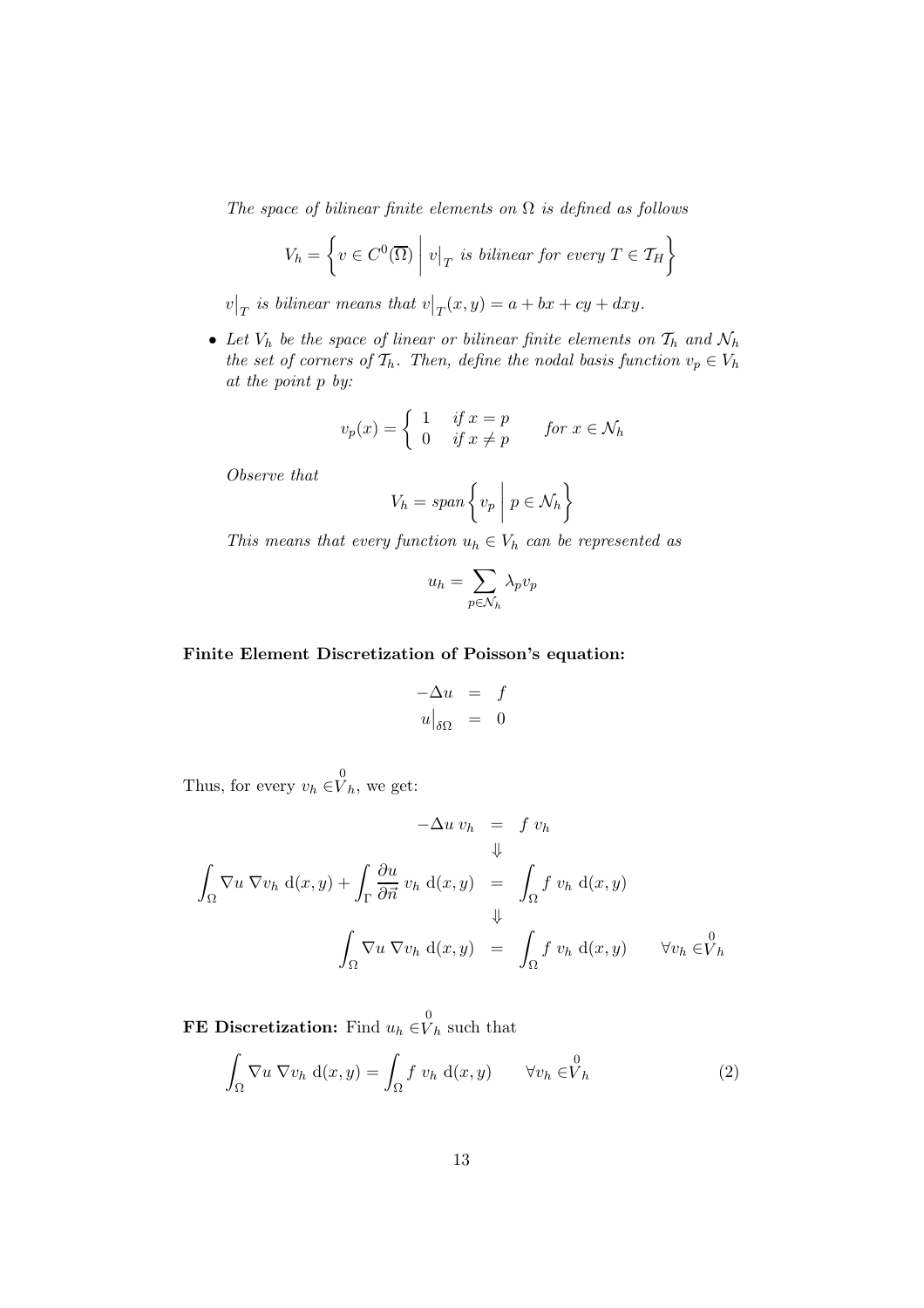*The space of bilinear finite elements on $\Omega$ is defined as follows*

$$V_h = \left\{ v \in C^0(\overline{\Omega}) \;\middle|\; v\big|_T \text{ is bilinear for every } T \in \mathcal{T}_H \right\}$$

*$v\big|_T$ is bilinear means that $v\big|_T(x,y) = a + bx + cy + dxy$.*

- *Let $V_h$ be the space of linear or bilinear finite elements on $\mathcal{T}_h$ and $\mathcal{N}_h$ the set of corners of $\mathcal{T}_h$. Then, define the nodal basis function $v_p \in V_h$ at the point $p$ by:*

  $$v_p(x) = \begin{cases} 1 & \text{if } x = p \\ 0 & \text{if } x \neq p \end{cases} \qquad \text{for } x \in \mathcal{N}_h$$

  *Observe that*

  $$V_h = span\left\{ v_p \;\middle|\; p \in \mathcal{N}_h \right\}$$

  *This means that every function $u_h \in V_h$ can be represented as*

  $$u_h = \sum_{p \in \mathcal{N}_h} \lambda_p v_p$$

**Finite Element Discretization of Poisson's equation:**

$$\begin{aligned} -\Delta u &= f \\ u\big|_{\delta\Omega} &= 0 \end{aligned}$$

Thus, for every $v_h \in \overset{0}{V}_h$, we get:

$$\begin{aligned} -\Delta u \; v_h &= f \; v_h \\ &\Downarrow \\ \int_\Omega \nabla u \; \nabla v_h \; \mathrm{d}(x,y) + \int_\Gamma \frac{\partial u}{\partial \vec{n}} \; v_h \; \mathrm{d}(x,y) &= \int_\Omega f \; v_h \; \mathrm{d}(x,y) \\ &\Downarrow \\ \int_\Omega \nabla u \; \nabla v_h \; \mathrm{d}(x,y) &= \int_\Omega f \; v_h \; \mathrm{d}(x,y) \qquad \forall v_h \in \overset{0}{V}_h \end{aligned}$$

**FE Discretization:** Find $u_h \in \overset{0}{V}_h$ such that

$$\int_\Omega \nabla u \; \nabla v_h \; \mathrm{d}(x,y) = \int_\Omega f \; v_h \; \mathrm{d}(x,y) \qquad \forall v_h \in \overset{0}{V}_h \tag{2}$$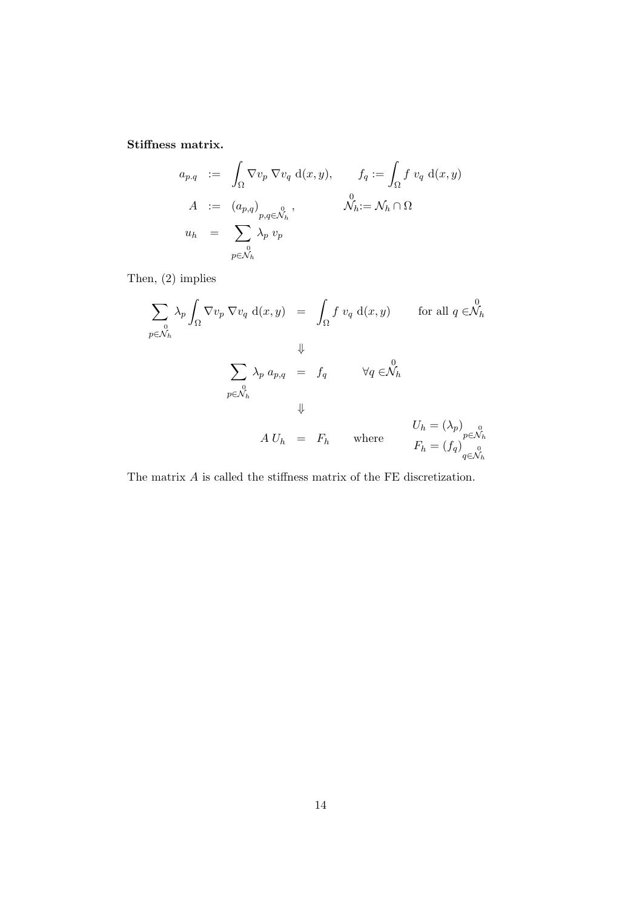**Stiffness matrix.**

$$
\begin{aligned}
a_{p.q} &:= \int_\Omega \nabla v_p \; \nabla v_q \; \mathrm{d}(x,y), \qquad f_q := \int_\Omega f \; v_q \; \mathrm{d}(x,y) \\
A &:= \left(a_{p,q}\right)_{p,q \in \overset{0}{\mathcal{N}}_h}, \qquad \overset{0}{\mathcal{N}}_h := \mathcal{N}_h \cap \Omega \\
u_h &= \sum_{p \in \overset{0}{\mathcal{N}}_h} \lambda_p \; v_p
\end{aligned}
$$

Then, (2) implies

$$
\begin{aligned}
\sum_{p \in \overset{0}{\mathcal{N}}_h} \lambda_p \int_\Omega \nabla v_p \; \nabla v_q \; \mathrm{d}(x,y) &= \int_\Omega f \; v_q \; \mathrm{d}(x,y) \qquad \text{for all } q \in \overset{0}{\mathcal{N}}_h \\
&\Downarrow \\
\sum_{p \in \overset{0}{\mathcal{N}}_h} \lambda_p \; a_{p,q} &= f_q \qquad \forall q \in \overset{0}{\mathcal{N}}_h \\
&\Downarrow \\
A \; U_h &= F_h \qquad \text{where} \qquad \begin{array}{c} U_h = \left(\lambda_p\right)_{p \in \overset{0}{\mathcal{N}}_h} \\ F_h = \left(f_q\right)_{q \in \overset{0}{\mathcal{N}}_h} \end{array}
\end{aligned}
$$

The matrix $A$ is called the stiffness matrix of the FE discretization.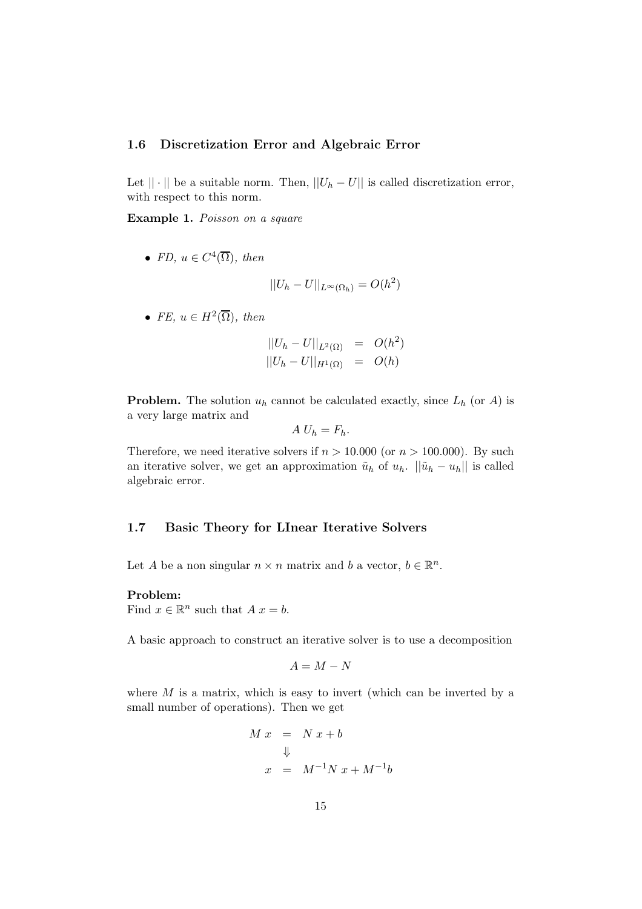### 1.6 Discretization Error and Algebraic Error

Let $||\cdot||$ be a suitable norm. Then, $||U_h - U||$ is called discretization error, with respect to this norm.

**Example 1.** *Poisson on a square*

- *FD,* $u \in C^4(\overline{\Omega})$*, then*

$$||U_h - U||_{L^\infty(\Omega_h)} = O(h^2)$$

- *FE,* $u \in H^2(\overline{\Omega})$*, then*

$$\begin{aligned} ||U_h - U||_{L^2(\Omega)} &= O(h^2) \\ ||U_h - U||_{H^1(\Omega)} &= O(h) \end{aligned}$$

**Problem.** The solution $u_h$ cannot be calculated exactly, since $L_h$ (or $A$) is a very large matrix and

$$A\, U_h = F_h.$$

Therefore, we need iterative solvers if $n > 10.000$ (or $n > 100.000$). By such an iterative solver, we get an approximation $\tilde{u}_h$ of $u_h$. $||\tilde{u}_h - u_h||$ is called algebraic error.

### 1.7 Basic Theory for LInear Iterative Solvers

Let $A$ be a non singular $n \times n$ matrix and $b$ a vector, $b \in \mathbb{R}^n$.

**Problem:**
Find $x \in \mathbb{R}^n$ such that $A\, x = b$.

A basic approach to construct an iterative solver is to use a decomposition

$$A = M - N$$

where $M$ is a matrix, which is easy to invert (which can be inverted by a small number of operations). Then we get

$$\begin{aligned} M\, x &= N\, x + b \\ &\Downarrow \\ x &= M^{-1}N\, x + M^{-1}b \end{aligned}$$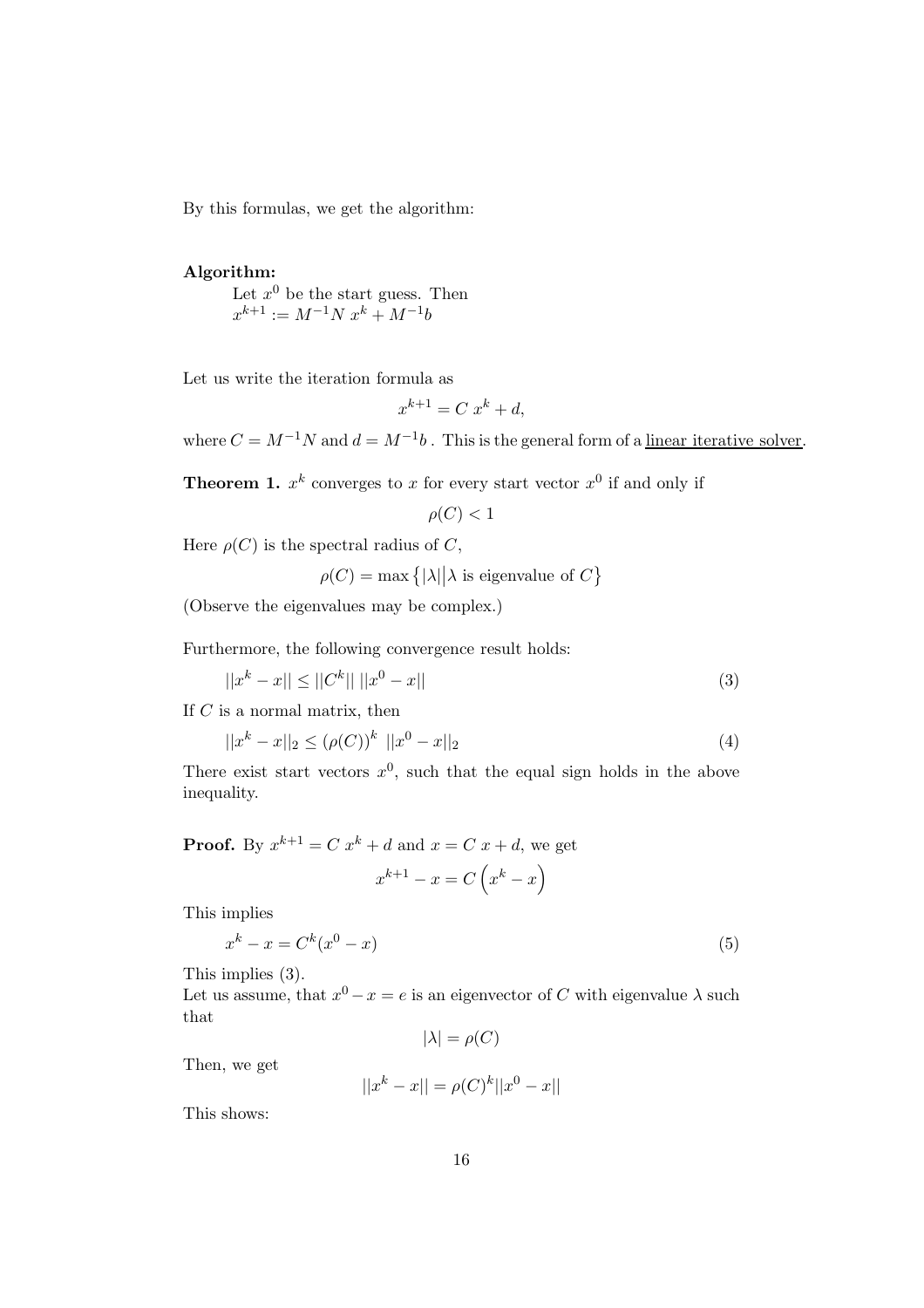By this formulas, we get the algorithm:

**Algorithm:**

Let $x^0$ be the start guess. Then
$x^{k+1} := M^{-1}N\ x^k + M^{-1}b$

Let us write the iteration formula as

$$x^{k+1} = C\ x^k + d,$$

where $C = M^{-1}N$ and $d = M^{-1}b$ . This is the general form of a <u>linear iterative solver</u>.

**Theorem 1.** $x^k$ converges to $x$ for every start vector $x^0$ if and only if

$$\rho(C) < 1$$

Here $\rho(C)$ is the spectral radius of $C$,

$$\rho(C) = \max\left\{|\lambda| \middle| \lambda \text{ is eigenvalue of } C\right\}$$

(Observe the eigenvalues may be complex.)

Furthermore, the following convergence result holds:

$$||x^k - x|| \leq ||C^k||\ ||x^0 - x|| \tag{3}$$

If $C$ is a normal matrix, then

$$||x^k - x||_2 \leq (\rho(C))^k\ ||x^0 - x||_2 \tag{4}$$

There exist start vectors $x^0$, such that the equal sign holds in the above inequality.

**Proof.** By $x^{k+1} = C\ x^k + d$ and $x = C\ x + d$, we get

$$x^{k+1} - x = C\left(x^k - x\right)$$

This implies

$$x^k - x = C^k(x^0 - x) \tag{5}$$

This implies (3).
Let us assume, that $x^0 - x = e$ is an eigenvector of $C$ with eigenvalue $\lambda$ such that

$$|\lambda| = \rho(C)$$

Then, we get

$$||x^k - x|| = \rho(C)^k ||x^0 - x||$$

This shows: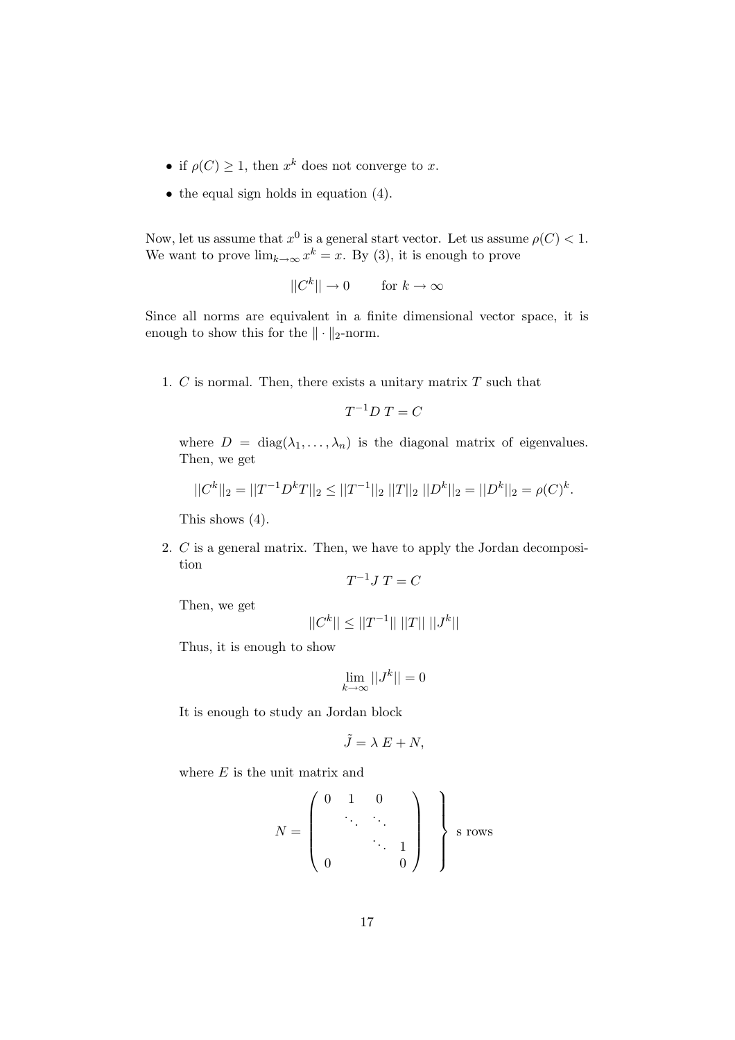- if $\rho(C) \geq 1$, then $x^k$ does not converge to $x$.
- the equal sign holds in equation (4).

Now, let us assume that $x^0$ is a general start vector. Let us assume $\rho(C) < 1$. We want to prove $\lim_{k\to\infty} x^k = x$. By (3), it is enough to prove

$$||C^k|| \to 0 \qquad \text{for } k \to \infty$$

Since all norms are equivalent in a finite dimensional vector space, it is enough to show this for the $\|\cdot\|_2$-norm.

1. $C$ is normal. Then, there exists a unitary matrix $T$ such that

   $$T^{-1} D\, T = C$$

   where $D = \text{diag}(\lambda_1, \ldots, \lambda_n)$ is the diagonal matrix of eigenvalues. Then, we get

   $$||C^k||_2 = ||T^{-1} D^k T||_2 \leq ||T^{-1}||_2\, ||T||_2\, ||D^k||_2 = ||D^k||_2 = \rho(C)^k.$$

   This shows (4).

2. $C$ is a general matrix. Then, we have to apply the Jordan decomposition

   $$T^{-1} J\, T = C$$

   Then, we get

   $$||C^k|| \leq ||T^{-1}||\, ||T||\, ||J^k||$$

   Thus, it is enough to show

   $$\lim_{k\to\infty} ||J^k|| = 0$$

   It is enough to study an Jordan block

   $$\tilde{J} = \lambda\, E + N,$$

   where $E$ is the unit matrix and

   $$N = \begin{pmatrix} 0 & 1 & 0 & \\ & \ddots & \ddots & \\ & & \ddots & 1 \\ 0 & & & 0 \end{pmatrix} \quad \Bigg\} \text{ s rows}$$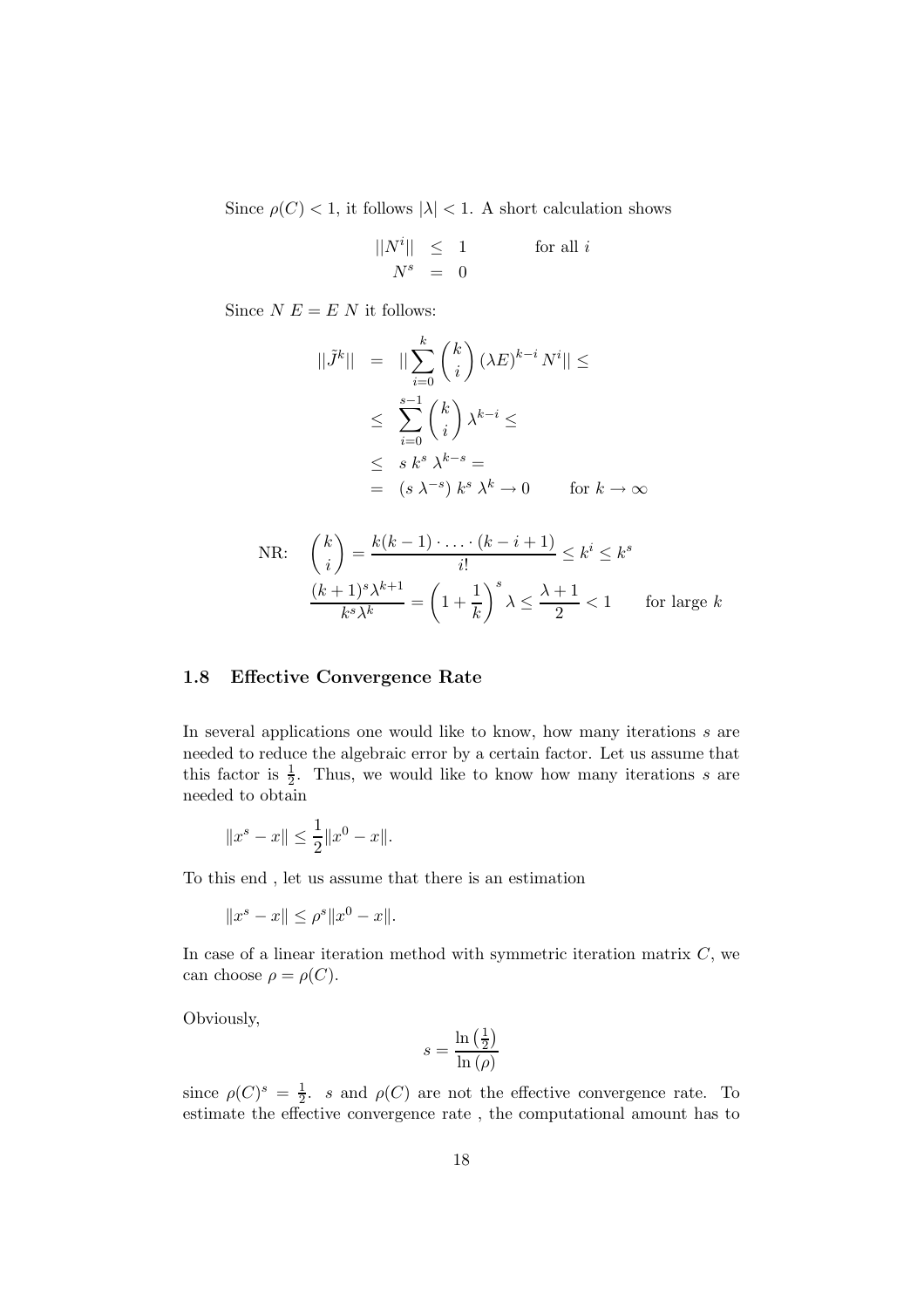Since $\rho(C) < 1$, it follows $|\lambda| < 1$. A short calculation shows

$$\begin{aligned} ||N^i|| &\leq 1 \qquad \text{for all } i \\ N^s &= 0 \end{aligned}$$

Since $N\,E = E\,N$ it follows:

$$\begin{aligned} ||\tilde{J}^k|| &= ||\sum_{i=0}^{k} \binom{k}{i} (\lambda E)^{k-i} N^i|| \leq \\ &\leq \sum_{i=0}^{s-1} \binom{k}{i} \lambda^{k-i} \leq \\ &\leq s\, k^s\, \lambda^{k-s} = \\ &= (s\, \lambda^{-s})\, k^s\, \lambda^k \to 0 \qquad \text{for } k \to \infty \end{aligned}$$

NR: $$\binom{k}{i} = \frac{k(k-1)\cdot \ldots \cdot (k-i+1)}{i!} \leq k^i \leq k^s$$

$$\frac{(k+1)^s \lambda^{k+1}}{k^s \lambda^k} = \left(1 + \frac{1}{k}\right)^s \lambda \leq \frac{\lambda + 1}{2} < 1 \qquad \text{for large } k$$

### 1.8 Effective Convergence Rate

In several applications one would like to know, how many iterations $s$ are needed to reduce the algebraic error by a certain factor. Let us assume that this factor is $\frac{1}{2}$. Thus, we would like to know how many iterations $s$ are needed to obtain

$$\|x^s - x\| \leq \frac{1}{2}\|x^0 - x\|.$$

To this end , let us assume that there is an estimation

$$\|x^s - x\| \leq \rho^s \|x^0 - x\|.$$

In case of a linear iteration method with symmetric iteration matrix $C$, we can choose $\rho = \rho(C)$.

Obviously,

$$s = \frac{\ln\left(\frac{1}{2}\right)}{\ln(\rho)}$$

since $\rho(C)^s = \frac{1}{2}$. $s$ and $\rho(C)$ are not the effective convergence rate. To estimate the effective convergence rate , the computational amount has to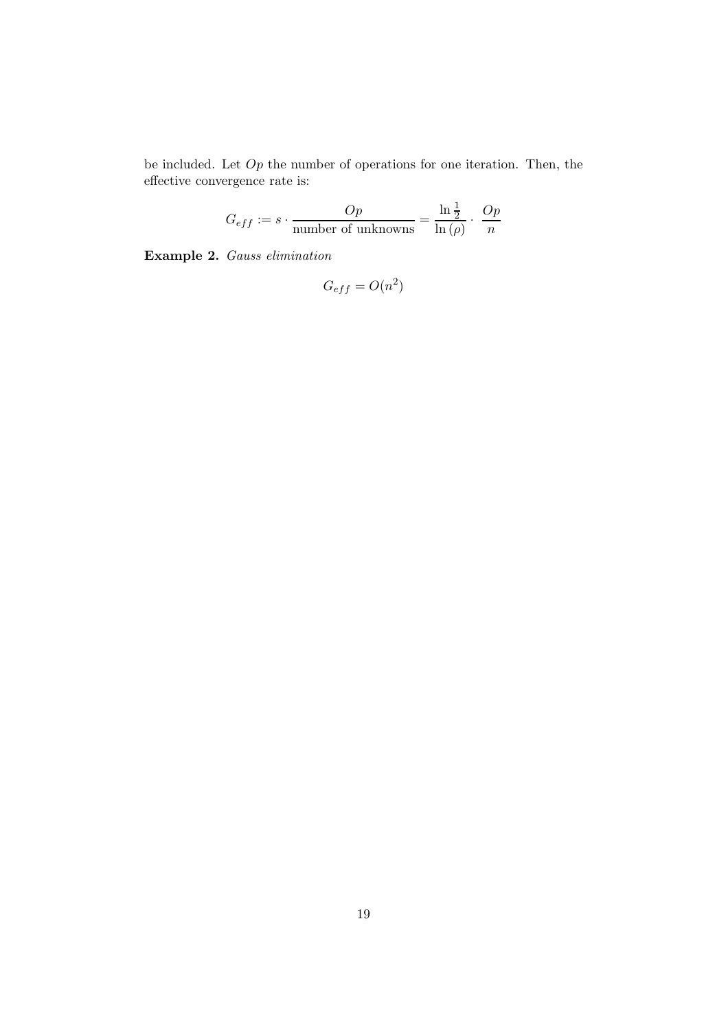be included. Let $Op$ the number of operations for one iteration. Then, the effective convergence rate is:

$$G_{eff} := s \cdot \frac{Op}{\text{number of unknowns}} = \frac{\ln \frac{1}{2}}{\ln(\rho)} \cdot \frac{Op}{n}$$

**Example 2.** *Gauss elimination*

$$G_{eff} = O(n^2)$$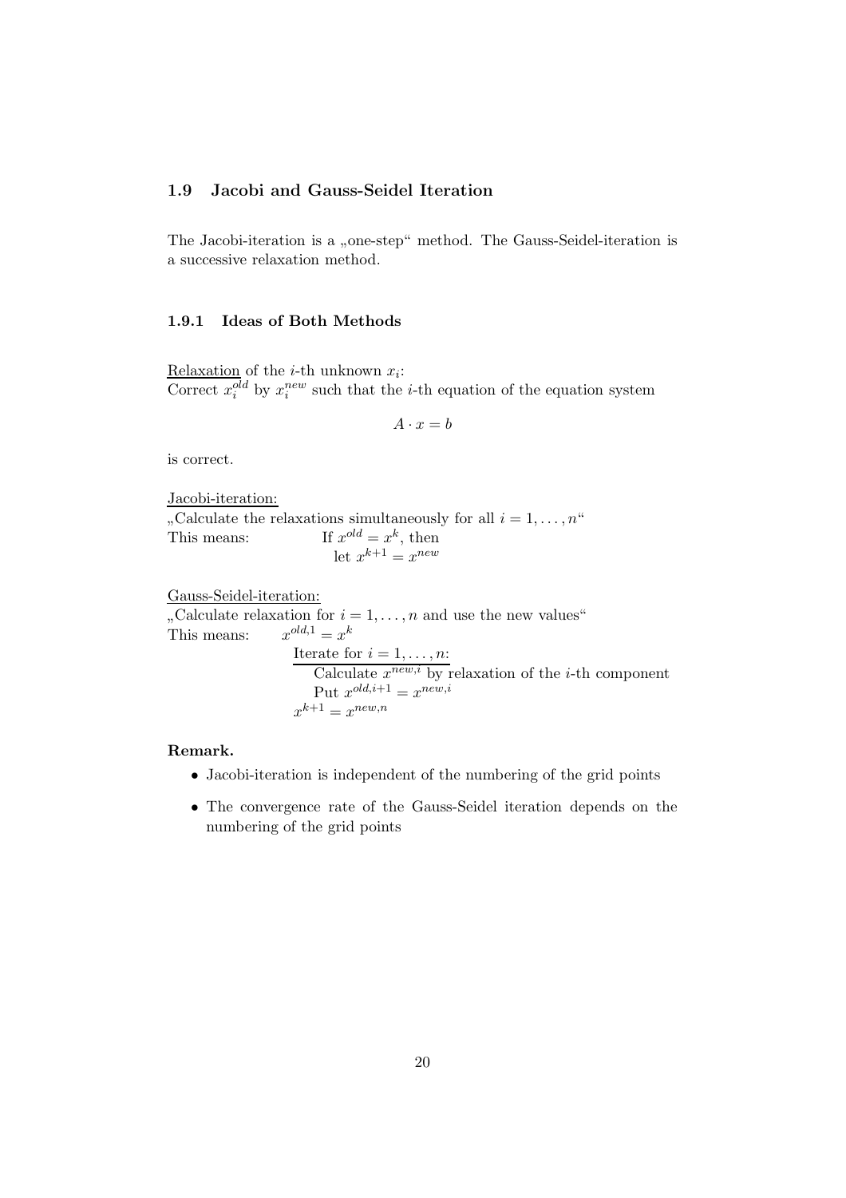## 1.9 Jacobi and Gauss-Seidel Iteration

The Jacobi-iteration is a „one-step“ method. The Gauss-Seidel-iteration is a successive relaxation method.

### 1.9.1 Ideas of Both Methods

Relaxation of the $i$-th unknown $x_i$:
Correct $x_i^{old}$ by $x_i^{new}$ such that the $i$-th equation of the equation system

$$A \cdot x = b$$

is correct.

Jacobi-iteration:
„Calculate the relaxations simultaneously for all $i = 1, \ldots, n$“
This means: If $x^{old} = x^k$, then
let $x^{k+1} = x^{new}$

Gauss-Seidel-iteration:
„Calculate relaxation for $i = 1, \ldots, n$ and use the new values“
This means: $x^{old,1} = x^k$

Iterate for $i = 1, \ldots, n$:
  Calculate $x^{new,i}$ by relaxation of the $i$-th component
  Put $x^{old,i+1} = x^{new,i}$

$x^{k+1} = x^{new,n}$

**Remark.**

- Jacobi-iteration is independent of the numbering of the grid points
- The convergence rate of the Gauss-Seidel iteration depends on the numbering of the grid points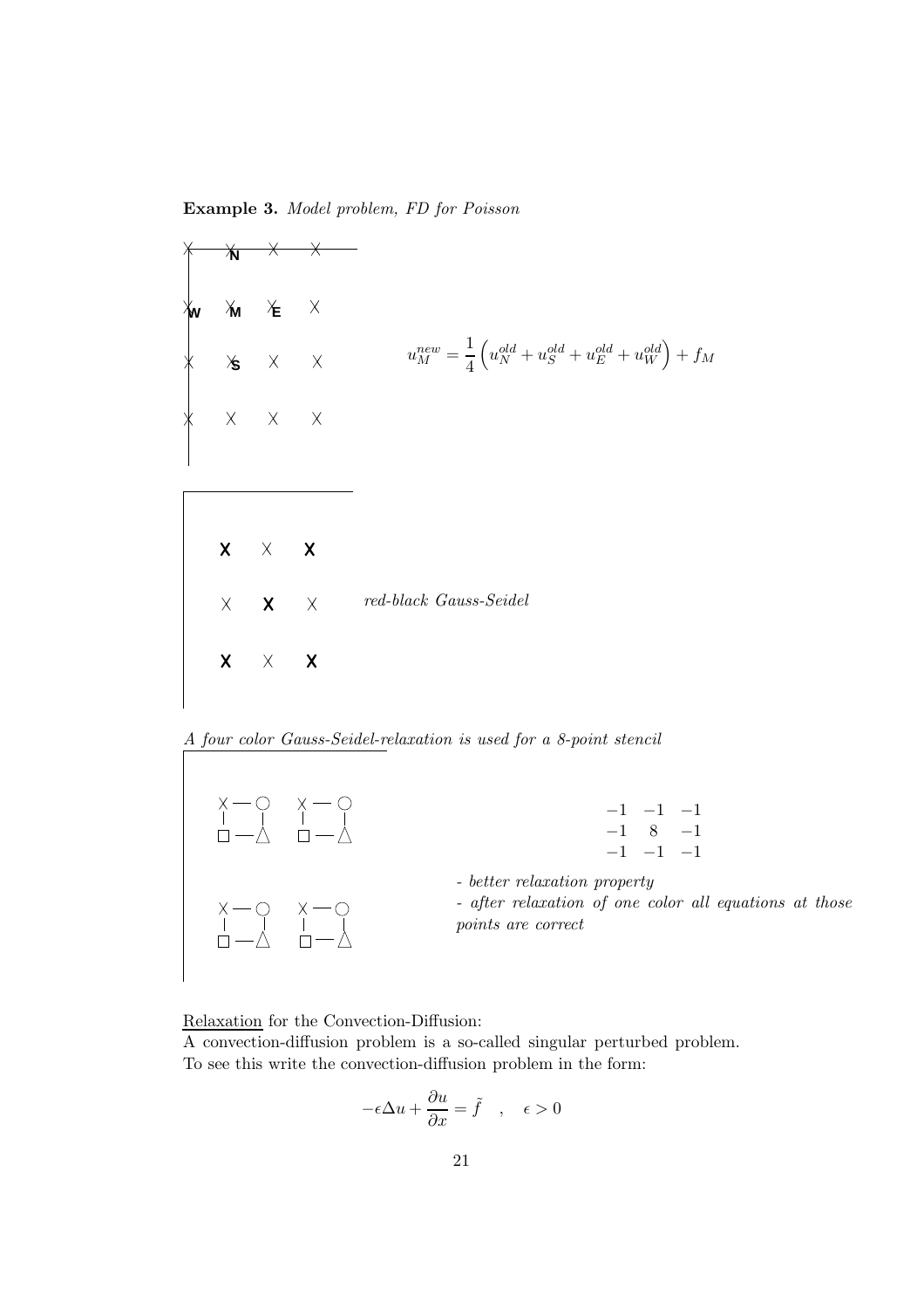**Example 3.** *Model problem, FD for Poisson*

$$u_M^{new} = \frac{1}{4}\left(u_N^{old} + u_S^{old} + u_E^{old} + u_W^{old}\right) + f_M$$

*red-black Gauss-Seidel*

*A four color Gauss-Seidel-relaxation is used for a 8-point stencil*

$$\begin{matrix} -1 & -1 & -1 \\ -1 & 8 & -1 \\ -1 & -1 & -1 \end{matrix}$$

- *better relaxation property*
- *after relaxation of one color all equations at those points are correct*

<u>Relaxation</u> for the Convection-Diffusion:

A convection-diffusion problem is a so-called singular perturbed problem.
To see this write the convection-diffusion problem in the form:

$$-\epsilon \Delta u + \frac{\partial u}{\partial x} = \tilde{f} \quad , \quad \epsilon > 0$$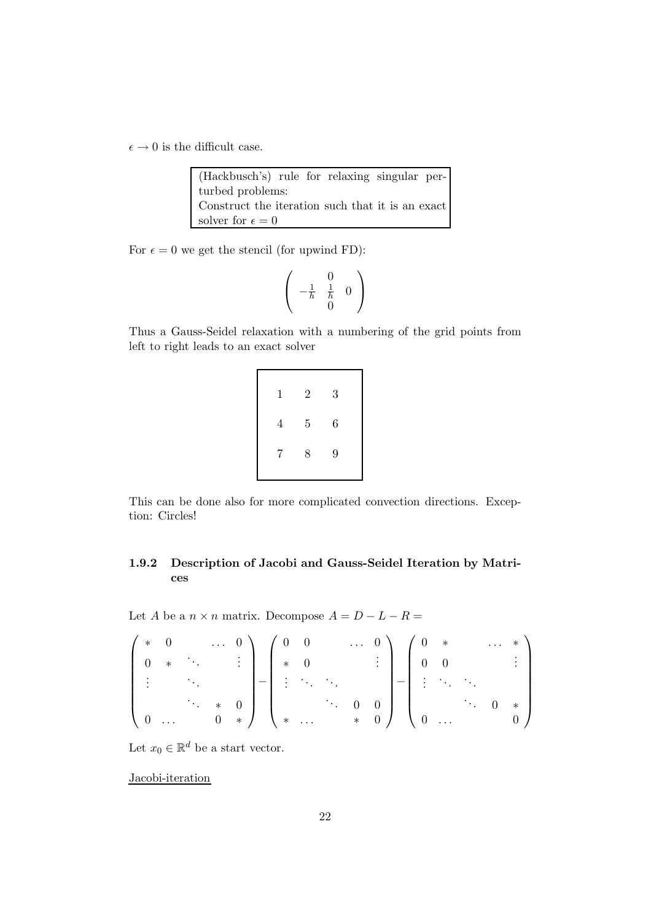$\epsilon \to 0$ is the difficult case.

> (Hackbusch's) rule for relaxing singular perturbed problems:
> Construct the iteration such that it is an exact solver for $\epsilon = 0$

For $\epsilon = 0$ we get the stencil (for upwind FD):

$$\begin{pmatrix} & 0 & \\ -\frac{1}{h} & \frac{1}{h} & 0 \\ & 0 & \end{pmatrix}$$

Thus a Gauss-Seidel relaxation with a numbering of the grid points from left to right leads to an exact solver

| | | |
|---|---|---|
| 1 | 2 | 3 |
| 4 | 5 | 6 |
| 7 | 8 | 9 |

This can be done also for more complicated convection directions. Exception: Circles!

### 1.9.2 Description of Jacobi and Gauss-Seidel Iteration by Matrices

Let $A$ be a $n \times n$ matrix. Decompose $A = D - L - R =$

$$\begin{pmatrix} * & 0 & & \dots & 0 \\ 0 & * & \ddots & & \vdots \\ \vdots & & \ddots & & \\ & & \ddots & * & 0 \\ 0 & \dots & & 0 & * \end{pmatrix} - \begin{pmatrix} 0 & 0 & & \dots & 0 \\ * & 0 & & & \vdots \\ \vdots & \ddots & \ddots & & \\ & & \ddots & 0 & 0 \\ * & \dots & & * & 0 \end{pmatrix} - \begin{pmatrix} 0 & * & & \dots & * \\ 0 & 0 & & & \vdots \\ \vdots & \ddots & \ddots & & \\ & & \ddots & 0 & * \\ 0 & \dots & & & 0 \end{pmatrix}$$

Let $x_0 \in \mathbb{R}^d$ be a start vector.

Jacobi-iteration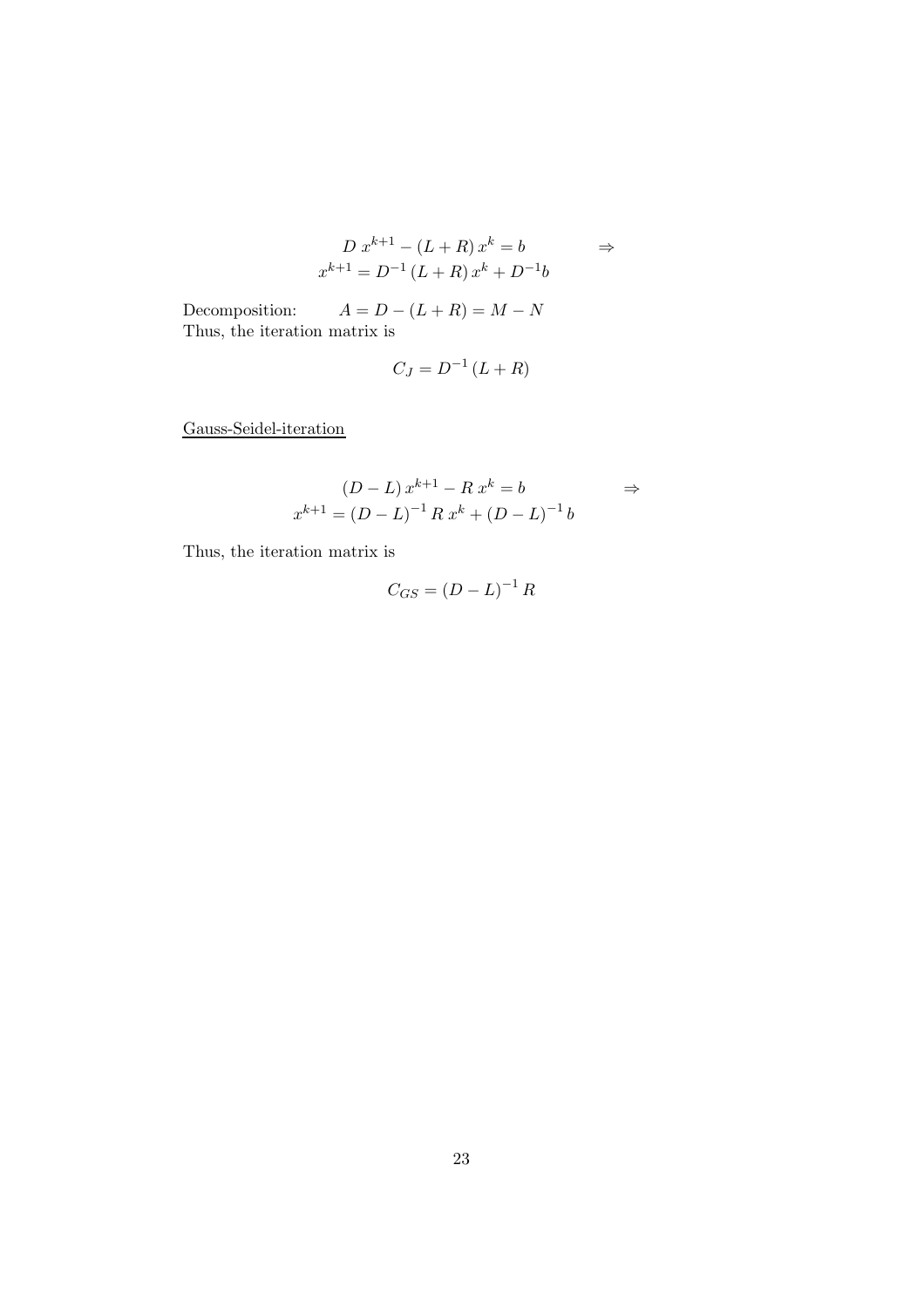$$
\begin{aligned}
D\;x^{k+1} - (L+R)\,x^{k} = b \qquad\qquad & \Rightarrow \\
x^{k+1} = D^{-1}\,(L+R)\,x^{k} + D^{-1}b &
\end{aligned}
$$

Decomposition: $\quad A = D - (L+R) = M - N$
Thus, the iteration matrix is

$$
C_J = D^{-1}\,(L+R)
$$

<u>Gauss-Seidel-iteration</u>

$$
\begin{aligned}
(D-L)\,x^{k+1} - R\;x^{k} = b \qquad\qquad & \Rightarrow \\
x^{k+1} = (D-L)^{-1}\,R\;x^{k} + (D-L)^{-1}\,b &
\end{aligned}
$$

Thus, the iteration matrix is

$$
C_{GS} = (D-L)^{-1}\,R
$$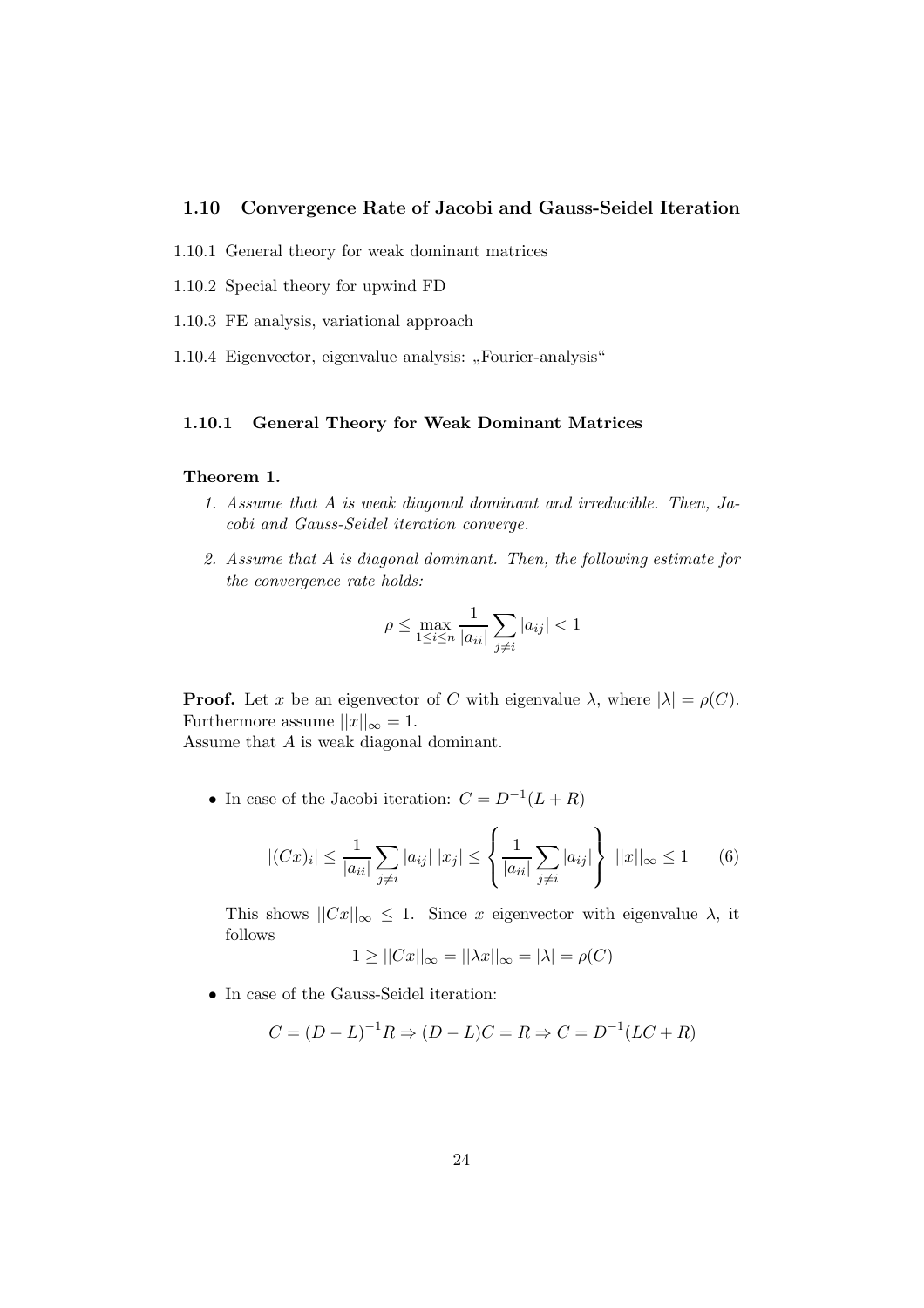## 1.10 Convergence Rate of Jacobi and Gauss-Seidel Iteration

1.10.1 General theory for weak dominant matrices

1.10.2 Special theory for upwind FD

1.10.3 FE analysis, variational approach

1.10.4 Eigenvector, eigenvalue analysis: „Fourier-analysis"

### 1.10.1 General Theory for Weak Dominant Matrices

**Theorem 1.**

1. *Assume that $A$ is weak diagonal dominant and irreducible. Then, Jacobi and Gauss-Seidel iteration converge.*
2. *Assume that $A$ is diagonal dominant. Then, the following estimate for the convergence rate holds:*

$$\rho \leq \max_{1 \leq i \leq n} \frac{1}{|a_{ii}|} \sum_{j \neq i} |a_{ij}| < 1$$

**Proof.** Let $x$ be an eigenvector of $C$ with eigenvalue $\lambda$, where $|\lambda| = \rho(C)$. Furthermore assume $||x||_\infty = 1$.
Assume that $A$ is weak diagonal dominant.

- In case of the Jacobi iteration: $C = D^{-1}(L + R)$

$$|(Cx)_i| \leq \frac{1}{|a_{ii}|} \sum_{j \neq i} |a_{ij}| \, |x_j| \leq \left\{ \frac{1}{|a_{ii}|} \sum_{j \neq i} |a_{ij}| \right\} \, ||x||_\infty \leq 1 \qquad (6)$$

  This shows $||Cx||_\infty \leq 1$. Since $x$ eigenvector with eigenvalue $\lambda$, it follows

$$1 \geq ||Cx||_\infty = ||\lambda x||_\infty = |\lambda| = \rho(C)$$

- In case of the Gauss-Seidel iteration:

$$C = (D - L)^{-1} R \Rightarrow (D - L)C = R \Rightarrow C = D^{-1}(LC + R)$$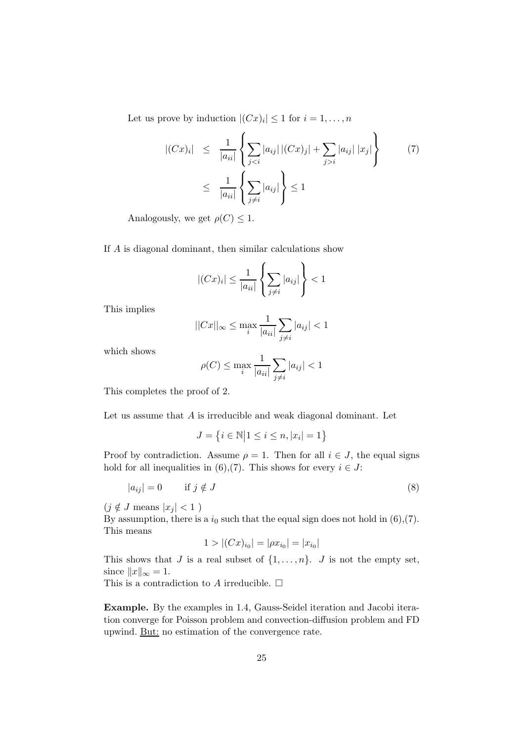Let us prove by induction $|(Cx)_i| \leq 1$ for $i = 1, \ldots, n$

$$
\begin{aligned}
|(Cx)_i| &\leq \frac{1}{|a_{ii}|} \left\{ \sum_{j<i} |a_{ij}| \, |(Cx)_j| + \sum_{j>i} |a_{ij}| \, |x_j| \right\} \qquad (7) \\
&\leq \frac{1}{|a_{ii}|} \left\{ \sum_{j \neq i} |a_{ij}| \right\} \leq 1
\end{aligned}
$$

Analogously, we get $\rho(C) \leq 1$.

If $A$ is diagonal dominant, then similar calculations show

$$
|(Cx)_i| \leq \frac{1}{|a_{ii}|} \left\{ \sum_{j \neq i} |a_{ij}| \right\} < 1
$$

This implies

$$
||Cx||_\infty \leq \max_i \frac{1}{|a_{ii}|} \sum_{j \neq i} |a_{ij}| < 1
$$

which shows

$$
\rho(C) \leq \max_i \frac{1}{|a_{ii}|} \sum_{j \neq i} |a_{ij}| < 1
$$

This completes the proof of 2.

Let us assume that $A$ is irreducible and weak diagonal dominant. Let

$$
J = \left\{ i \in \mathbb{N} \middle| 1 \leq i \leq n, |x_i| = 1 \right\}
$$

Proof by contradiction. Assume $\rho = 1$. Then for all $i \in J$, the equal signs hold for all inequalities in (6),(7). This shows for every $i \in J$:

$$
|a_{ij}| = 0 \qquad \text{if } j \notin J \qquad (8)
$$

($j \notin J$ means $|x_j| < 1$ )
By assumption, there is a $i_0$ such that the equal sign does not hold in (6),(7). This means

$$
1 > |(Cx)_{i_0}| = |\rho x_{i_0}| = |x_{i_0}|
$$

This shows that $J$ is a real subset of $\{1, \ldots, n\}$. $J$ is not the empty set, since $\|x\|_\infty = 1$.
This is a contradiction to $A$ irreducible. $\square$

**Example.** By the examples in 1.4, Gauss-Seidel iteration and Jacobi iteration converge for Poisson problem and convection-diffusion problem and FD upwind. But: no estimation of the convergence rate.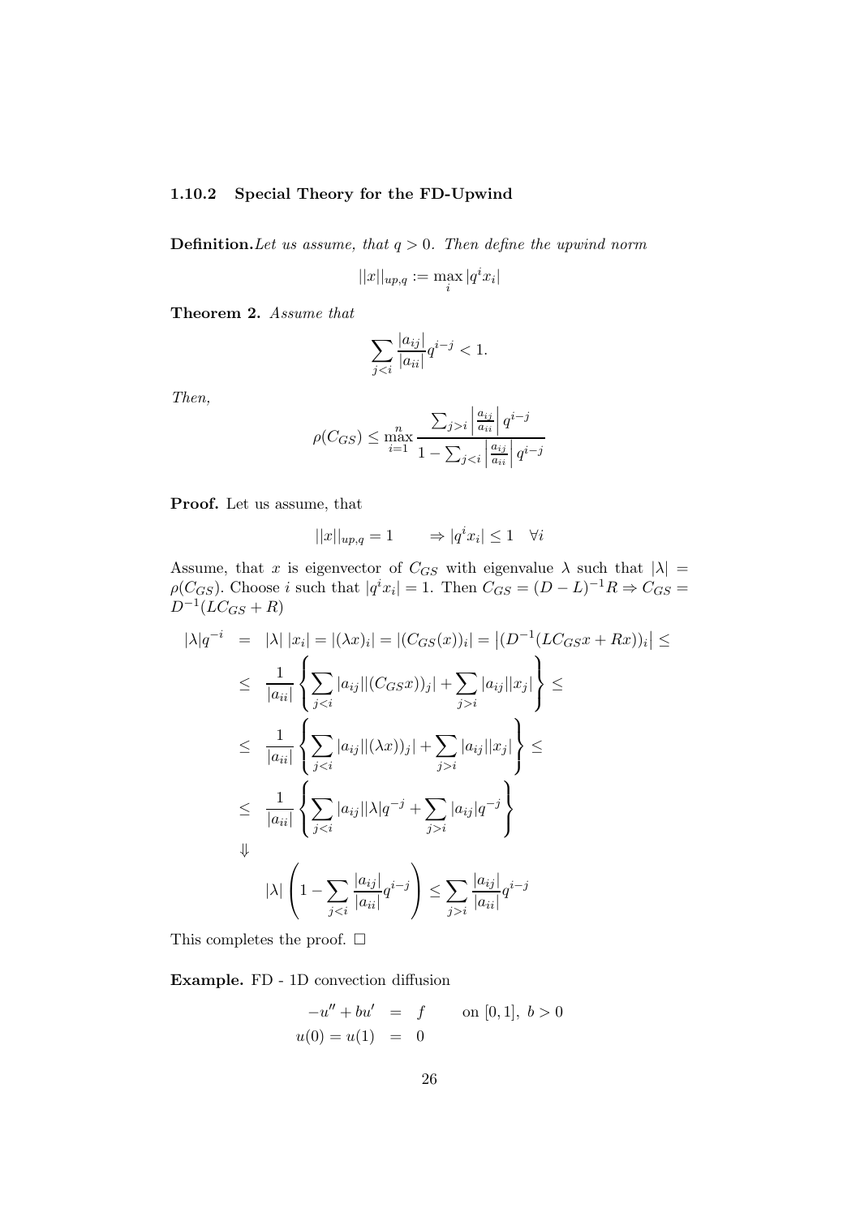### 1.10.2 Special Theory for the FD-Upwind

**Definition.** *Let us assume, that $q > 0$. Then define the upwind norm*

$$||x||_{up,q} := \max_i |q^i x_i|$$

**Theorem 2.** *Assume that*

$$\sum_{j<i} \frac{|a_{ij}|}{|a_{ii}|} q^{i-j} < 1.$$

*Then,*

$$\rho(C_{GS}) \leq \max_{i=1}^{n} \frac{\sum_{j>i} \left|\frac{a_{ij}}{a_{ii}}\right| q^{i-j}}{1 - \sum_{j<i} \left|\frac{a_{ij}}{a_{ii}}\right| q^{i-j}}$$

**Proof.** Let us assume, that

$$||x||_{up,q} = 1 \qquad \Rightarrow |q^i x_i| \leq 1 \quad \forall i$$

Assume, that $x$ is eigenvector of $C_{GS}$ with eigenvalue $\lambda$ such that $|\lambda| = \rho(C_{GS})$. Choose $i$ such that $|q^i x_i| = 1$. Then $C_{GS} = (D-L)^{-1}R \Rightarrow C_{GS} = D^{-1}(LC_{GS} + R)$

$$\begin{aligned}
|\lambda| q^{-i} &= |\lambda|\,|x_i| = |(\lambda x)_i| = |(C_{GS}(x))_i| = \left|(D^{-1}(LC_{GS}x + Rx))_i\right| \leq \\
&\leq \frac{1}{|a_{ii}|} \left\{ \sum_{j<i} |a_{ij}||(C_{GS}x))_j| + \sum_{j>i} |a_{ij}||x_j| \right\} \leq \\
&\leq \frac{1}{|a_{ii}|} \left\{ \sum_{j<i} |a_{ij}||(\lambda x))_j| + \sum_{j>i} |a_{ij}||x_j| \right\} \leq \\
&\leq \frac{1}{|a_{ii}|} \left\{ \sum_{j<i} |a_{ij}||\lambda| q^{-j} + \sum_{j>i} |a_{ij}| q^{-j} \right\} \\
&\Downarrow \\
&\quad |\lambda| \left( 1 - \sum_{j<i} \frac{|a_{ij}|}{|a_{ii}|} q^{i-j} \right) \leq \sum_{j>i} \frac{|a_{ij}|}{|a_{ii}|} q^{i-j}
\end{aligned}$$

This completes the proof. □

**Example.** FD - 1D convection diffusion

$$\begin{aligned}
-u'' + bu' &= f \qquad \text{on } [0,1],\ b > 0 \\
u(0) = u(1) &= 0
\end{aligned}$$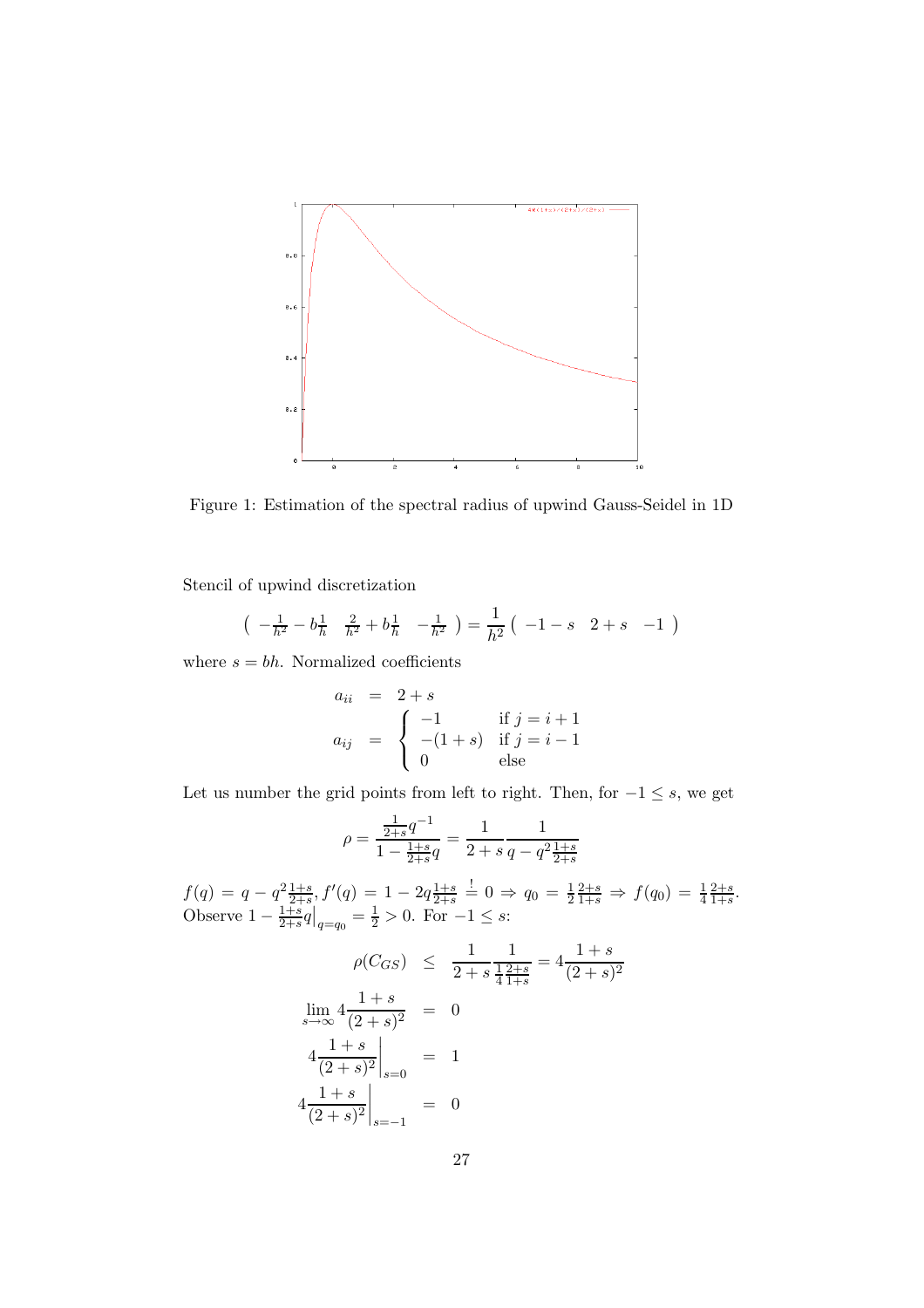Figure 1: Estimation of the spectral radius of upwind Gauss-Seidel in 1D

Stencil of upwind discretization

$$\left( -\frac{1}{h^2} - b\frac{1}{h} \quad \frac{2}{h^2} + b\frac{1}{h} \quad -\frac{1}{h^2} \right) = \frac{1}{h^2} \left( -1-s \quad 2+s \quad -1 \right)$$

where $s = bh$. Normalized coefficients

$$\begin{aligned} a_{ii} &= 2+s \\ a_{ij} &= \begin{cases} -1 & \text{if } j = i+1 \\ -(1+s) & \text{if } j = i-1 \\ 0 & \text{else} \end{cases} \end{aligned}$$

Let us number the grid points from left to right. Then, for $-1 \le s$, we get

$$\rho = \frac{\frac{1}{2+s} q^{-1}}{1 - \frac{1+s}{2+s} q} = \frac{1}{2+s} \frac{1}{q - q^2 \frac{1+s}{2+s}}$$

$f(q) = q - q^2 \frac{1+s}{2+s}$, $f'(q) = 1 - 2q\frac{1+s}{2+s} \overset{!}{=} 0 \Rightarrow q_0 = \frac{1}{2}\frac{2+s}{1+s} \Rightarrow f(q_0) = \frac{1}{4}\frac{2+s}{1+s}$. Observe $1 - \frac{1+s}{2+s} q\Big|_{q=q_0} = \frac{1}{2} > 0$. For $-1 \le s$:

$$\begin{aligned} \rho(C_{GS}) &\le \frac{1}{2+s} \frac{1}{\frac{1}{4}\frac{2+s}{1+s}} = 4\frac{1+s}{(2+s)^2} \\ \lim_{s\to\infty} 4\frac{1+s}{(2+s)^2} &= 0 \\ 4\frac{1+s}{(2+s)^2}\Bigg|_{s=0} &= 1 \\ 4\frac{1+s}{(2+s)^2}\Bigg|_{s=-1} &= 0 \end{aligned}$$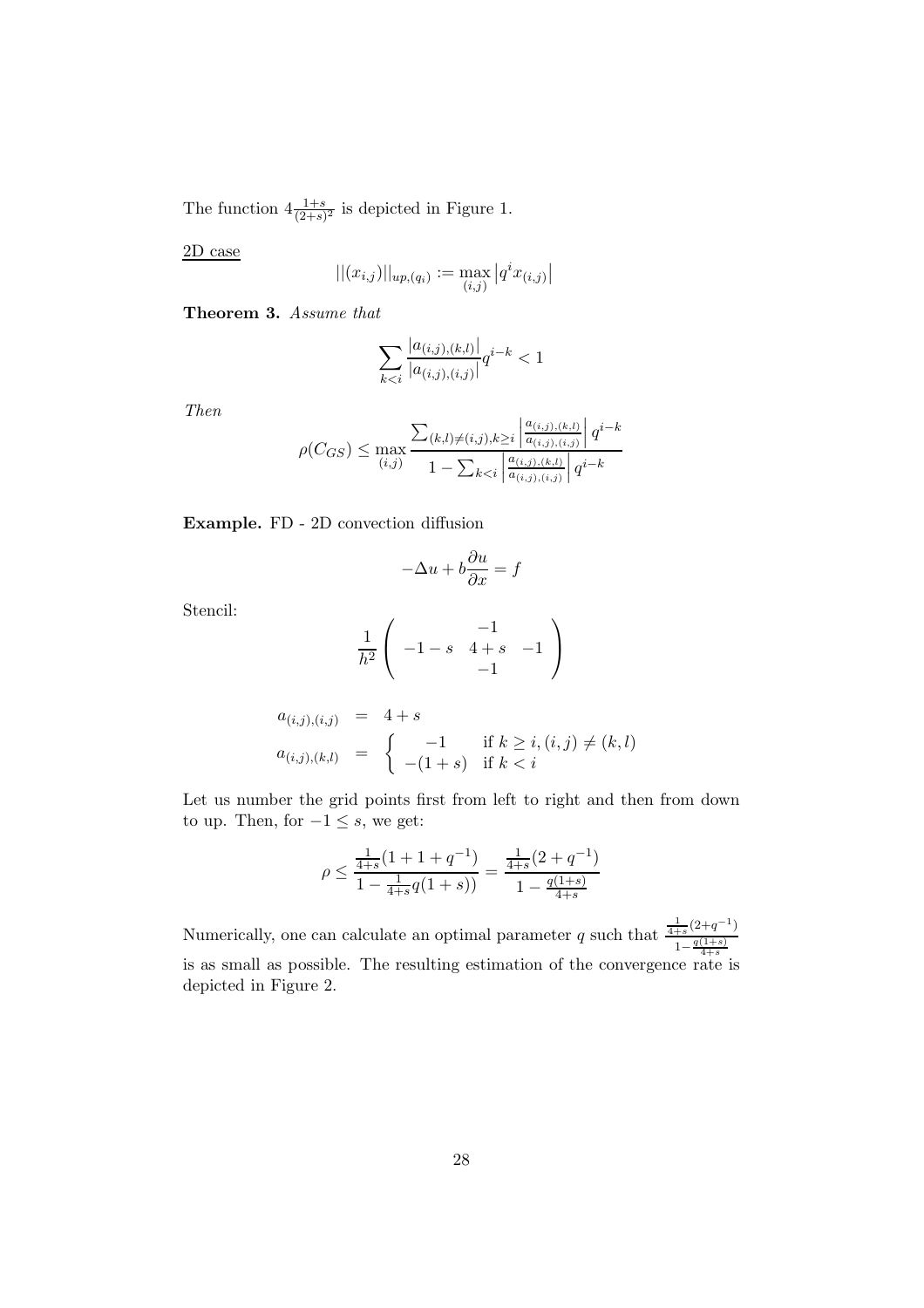The function $4\frac{1+s}{(2+s)^2}$ is depicted in Figure 1.

2D case

$$||(x_{i,j})||_{up,(q_i)} := \max_{(i,j)} \left| q^i x_{(i,j)} \right|$$

**Theorem 3.** *Assume that*

$$\sum_{k<i} \frac{|a_{(i,j),(k,l)}|}{|a_{(i,j),(i,j)}|} q^{i-k} < 1$$

*Then*

$$\rho(C_{GS}) \leq \max_{(i,j)} \frac{\sum_{(k,l)\neq(i,j),k\geq i} \left| \frac{a_{(i,j),(k,l)}}{a_{(i,j),(i,j)}} \right| q^{i-k}}{1 - \sum_{k<i} \left| \frac{a_{(i,j),(k,l)}}{a_{(i,j),(i,j)}} \right| q^{i-k}}$$

**Example.** FD - 2D convection diffusion

$$-\Delta u + b\frac{\partial u}{\partial x} = f$$

Stencil:

$$\frac{1}{h^2} \left( \begin{array}{ccc} & -1 & \\ -1-s & 4+s & -1 \\ & -1 & \end{array} \right)$$

$$\begin{aligned} a_{(i,j),(i,j)} &= 4+s \\ a_{(i,j),(k,l)} &= \begin{cases} -1 & \text{if } k \geq i, (i,j) \neq (k,l) \\ -(1+s) & \text{if } k < i \end{cases} \end{aligned}$$

Let us number the grid points first from left to right and then from down to up. Then, for $-1 \leq s$, we get:

$$\rho \leq \frac{\frac{1}{4+s}(1+1+q^{-1})}{1 - \frac{1}{4+s}q(1+s))} = \frac{\frac{1}{4+s}(2+q^{-1})}{1 - \frac{q(1+s)}{4+s}}$$

Numerically, one can calculate an optimal parameter $q$ such that $\frac{\frac{1}{4+s}(2+q^{-1})}{1-\frac{q(1+s)}{4+s}}$ is as small as possible. The resulting estimation of the convergence rate is depicted in Figure 2.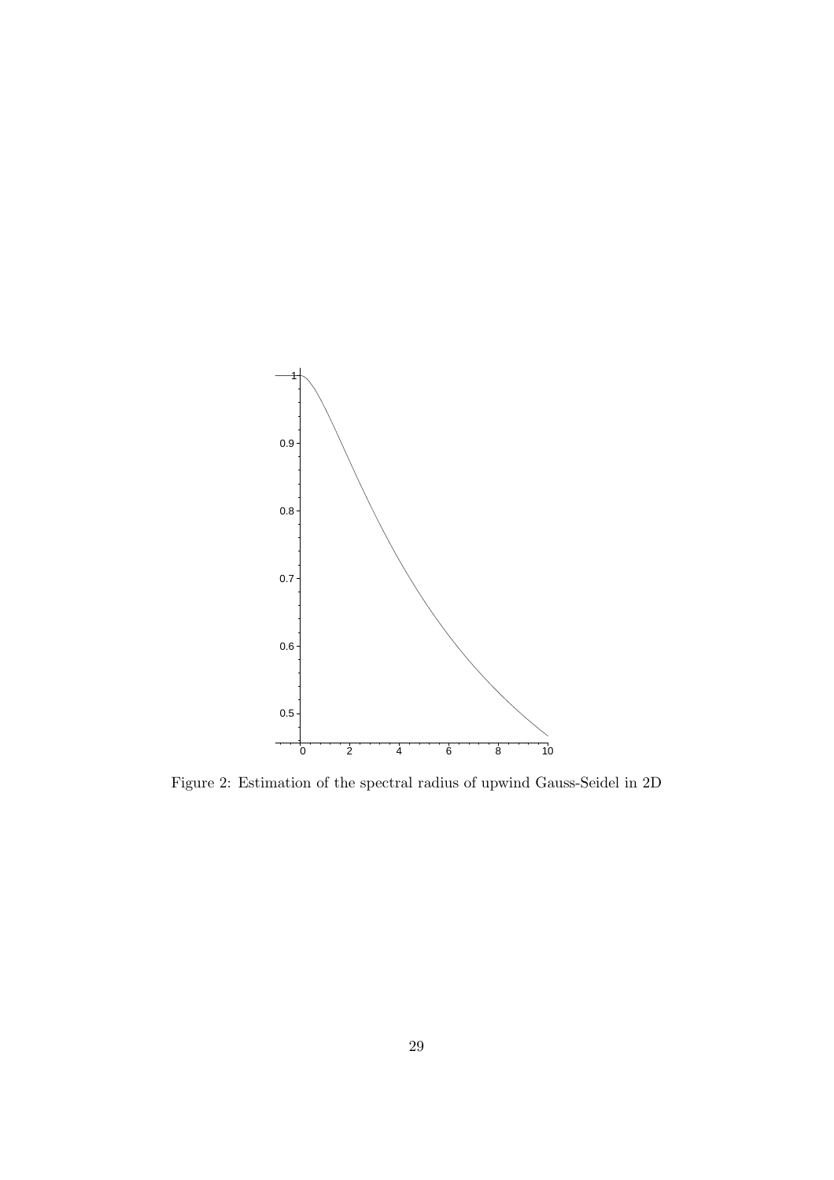Figure 2: Estimation of the spectral radius of upwind Gauss-Seidel in 2D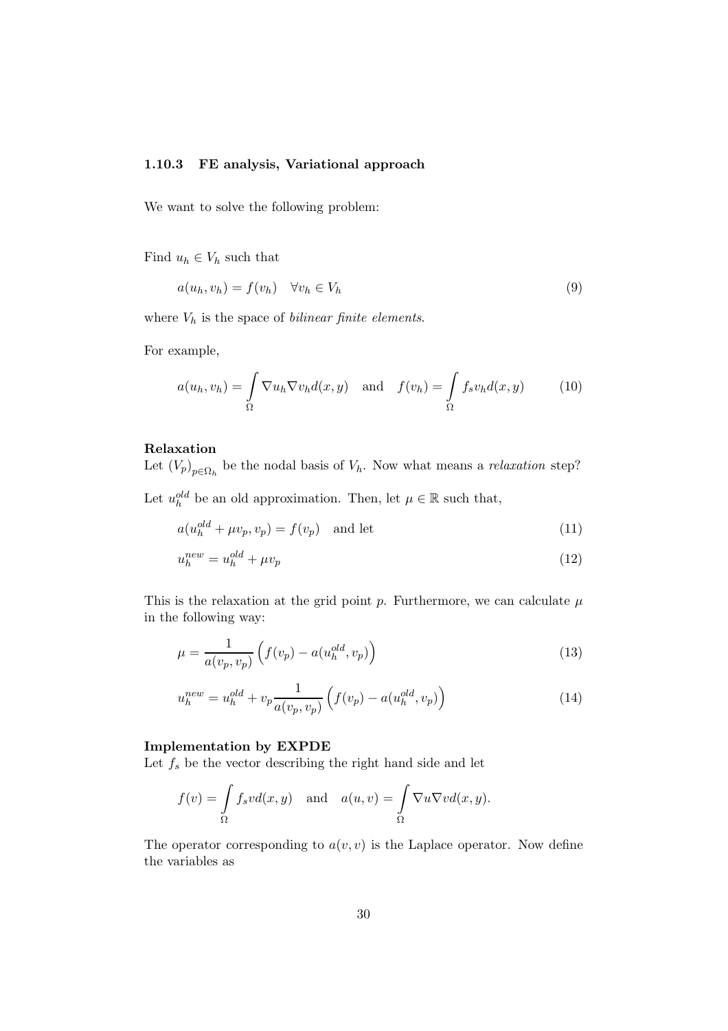### 1.10.3 FE analysis, Variational approach

We want to solve the following problem:

Find $u_h \in V_h$ such that

$$a(u_h, v_h) = f(v_h) \quad \forall v_h \in V_h \tag{9}$$

where $V_h$ is the space of *bilinear finite elements*.

For example,

$$a(u_h, v_h) = \int\limits_\Omega \nabla u_h \nabla v_h d(x,y) \quad \text{and} \quad f(v_h) = \int\limits_\Omega f_s v_h d(x,y) \tag{10}$$

**Relaxation**
Let $(V_p)_{p \in \Omega_h}$ be the nodal basis of $V_h$. Now what means a *relaxation* step?

Let $u_h^{old}$ be an old approximation. Then, let $\mu \in \mathbb{R}$ such that,

$$a(u_h^{old} + \mu v_p, v_p) = f(v_p) \quad \text{and let} \tag{11}$$

$$u_h^{new} = u_h^{old} + \mu v_p \tag{12}$$

This is the relaxation at the grid point $p$. Furthermore, we can calculate $\mu$ in the following way:

$$\mu = \frac{1}{a(v_p, v_p)} \left( f(v_p) - a(u_h^{old}, v_p) \right) \tag{13}$$

$$u_h^{new} = u_h^{old} + v_p \frac{1}{a(v_p, v_p)} \left( f(v_p) - a(u_h^{old}, v_p) \right) \tag{14}$$

**Implementation by EXPDE**
Let $f_s$ be the vector describing the right hand side and let

$$f(v) = \int\limits_\Omega f_s v d(x,y) \quad \text{and} \quad a(u,v) = \int\limits_\Omega \nabla u \nabla v d(x,y).$$

The operator corresponding to $a(v,v)$ is the Laplace operator. Now define the variables as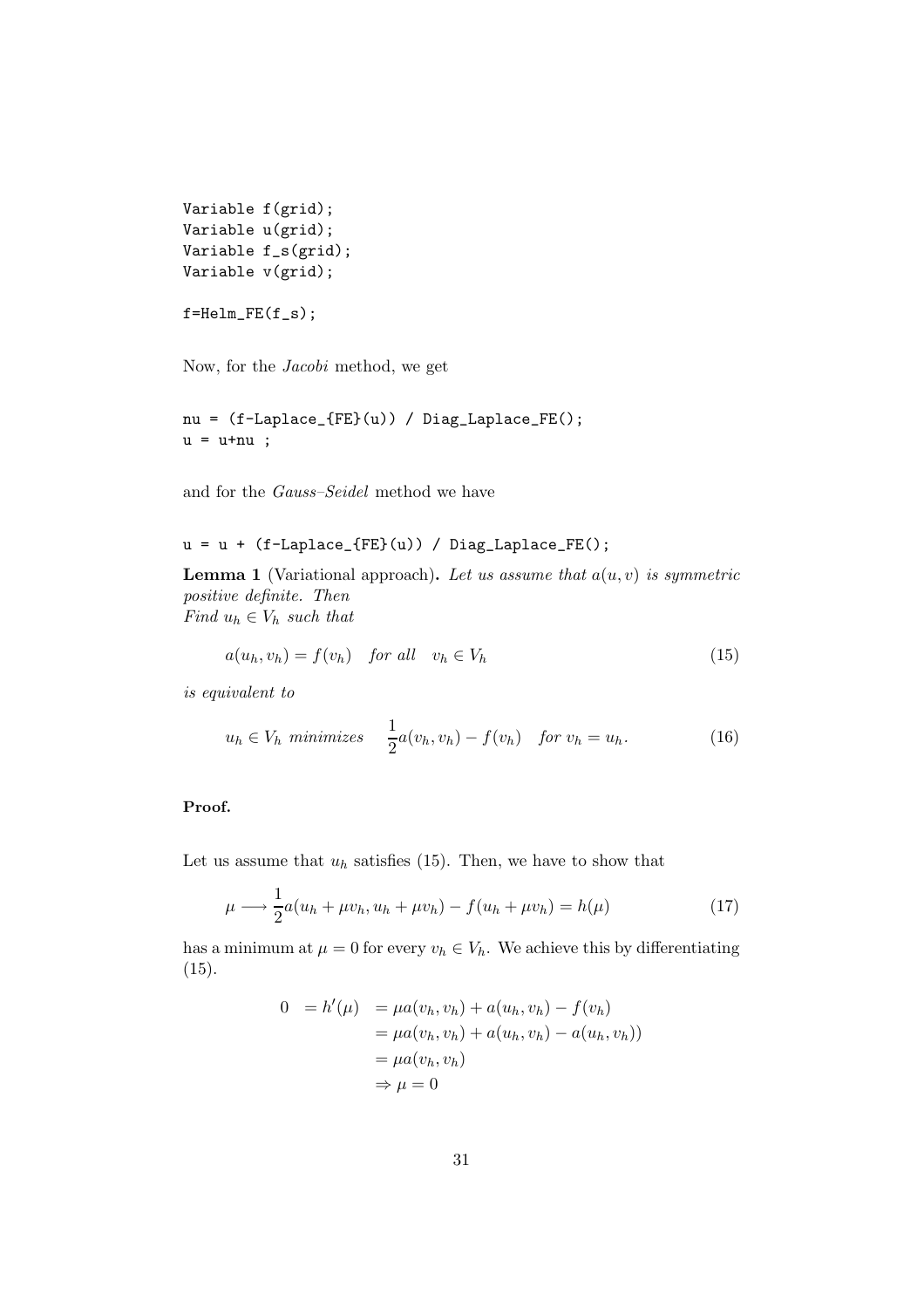```
Variable f(grid);
Variable u(grid);
Variable f_s(grid);
Variable v(grid);

f=Helm_FE(f_s);
```

Now, for the *Jacobi* method, we get

```
nu = (f-Laplace_{FE}(u)) / Diag_Laplace_FE();
u = u+nu ;
```

and for the *Gauss–Seidel* method we have

```
u = u + (f-Laplace_{FE}(u)) / Diag_Laplace_FE();
```

**Lemma 1** (Variational approach)**.** *Let us assume that $a(u, v)$ is symmetric positive definite. Then*
*Find $u_h \in V_h$ such that*

$$a(u_h, v_h) = f(v_h) \quad \text{for all} \quad v_h \in V_h \tag{15}$$

*is equivalent to*

$$u_h \in V_h \text{ minimizes} \quad \frac{1}{2}a(v_h, v_h) - f(v_h) \quad \text{for } v_h = u_h. \tag{16}$$

**Proof.**

Let us assume that $u_h$ satisfies (15). Then, we have to show that

$$\mu \longrightarrow \frac{1}{2}a(u_h + \mu v_h, u_h + \mu v_h) - f(u_h + \mu v_h) = h(\mu) \tag{17}$$

has a minimum at $\mu = 0$ for every $v_h \in V_h$. We achieve this by differentiating (15).

$$\begin{aligned}
0 \quad = h'(\mu) \quad &= \mu a(v_h, v_h) + a(u_h, v_h) - f(v_h) \\
&= \mu a(v_h, v_h) + a(u_h, v_h) - a(u_h, v_h)) \\
&= \mu a(v_h, v_h) \\
&\Rightarrow \mu = 0
\end{aligned}$$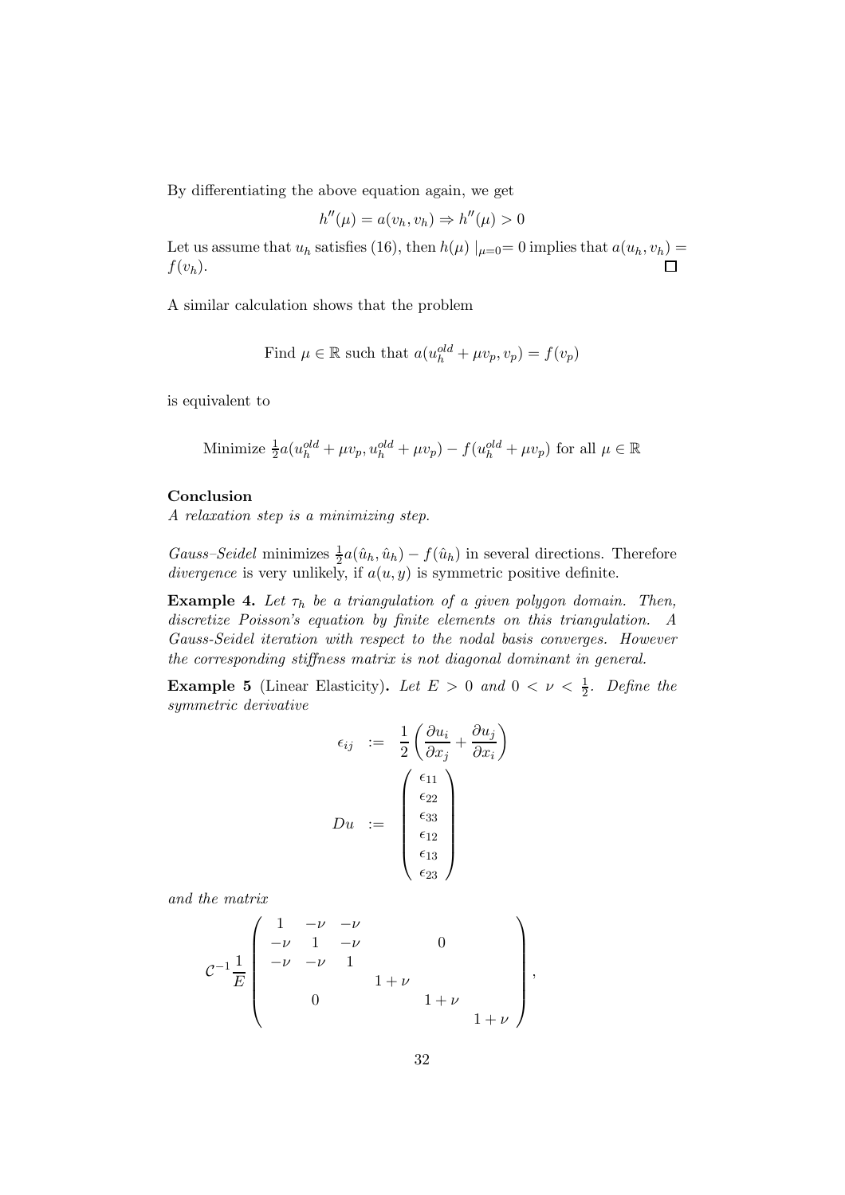By differentiating the above equation again, we get

$$h''(\mu) = a(v_h, v_h) \Rightarrow h''(\mu) > 0$$

Let us assume that $u_h$ satisfies (16), then $h(\mu)\mid_{\mu=0} = 0$ implies that $a(u_h, v_h) = f(v_h)$. $\square$

A similar calculation shows that the problem

$$\text{Find } \mu \in \mathbb{R} \text{ such that } a(u_h^{old} + \mu v_p, v_p) = f(v_p)$$

is equivalent to

$$\text{Minimize } \tfrac{1}{2} a(u_h^{old} + \mu v_p, u_h^{old} + \mu v_p) - f(u_h^{old} + \mu v_p) \text{ for all } \mu \in \mathbb{R}$$

**Conclusion**
*A relaxation step is a minimizing step.*

*Gauss–Seidel* minimizes $\frac{1}{2}a(\hat{u}_h, \hat{u}_h) - f(\hat{u}_h)$ in several directions. Therefore *divergence* is very unlikely, if $a(u, y)$ is symmetric positive definite.

**Example 4.** *Let $\tau_h$ be a triangulation of a given polygon domain. Then, discretize Poisson's equation by finite elements on this triangulation. A Gauss-Seidel iteration with respect to the nodal basis converges. However the corresponding stiffness matrix is not diagonal dominant in general.*

**Example 5** (Linear Elasticity)**.** *Let $E > 0$ and $0 < \nu < \frac{1}{2}$. Define the symmetric derivative*

$$\begin{aligned}
\epsilon_{ij} &:= \frac{1}{2}\left(\frac{\partial u_i}{\partial x_j} + \frac{\partial u_j}{\partial x_i}\right) \\
Du &:= \begin{pmatrix} \epsilon_{11} \\ \epsilon_{22} \\ \epsilon_{33} \\ \epsilon_{12} \\ \epsilon_{13} \\ \epsilon_{23} \end{pmatrix}
\end{aligned}$$

*and the matrix*

$$\mathcal{C}^{-1}\frac{1}{E}\begin{pmatrix} 1 & -\nu & -\nu & & & \\ -\nu & 1 & -\nu & & 0 & \\ -\nu & -\nu & 1 & & & \\ & & & 1+\nu & & \\ & 0 & & & 1+\nu & \\ & & & & & 1+\nu \end{pmatrix},$$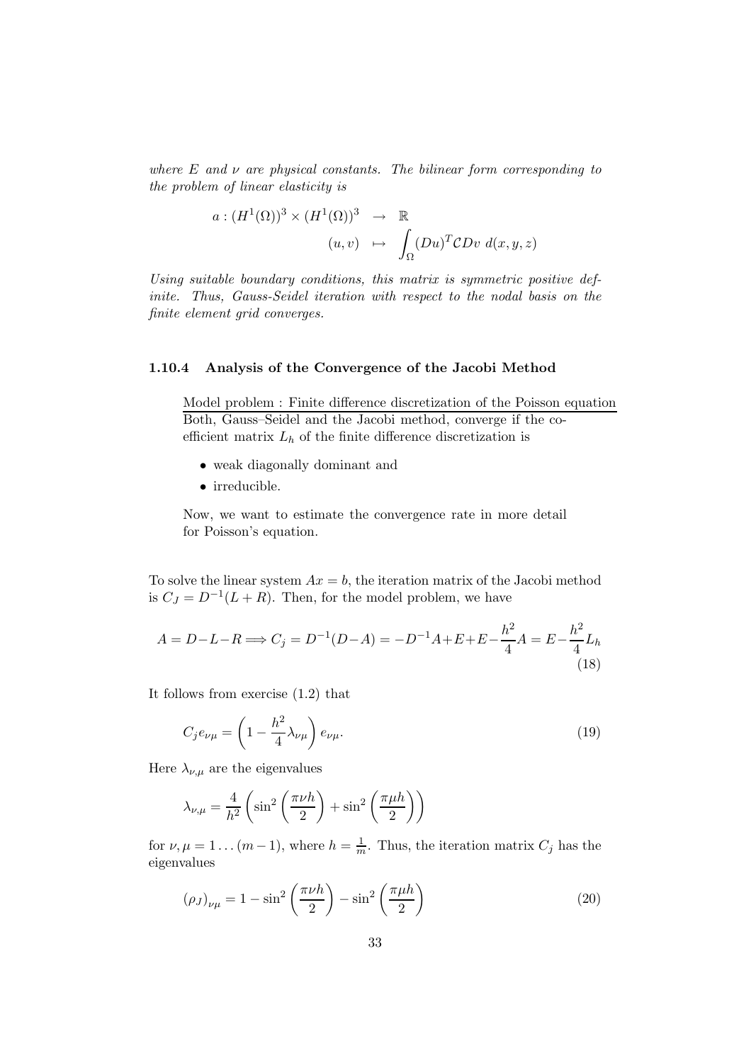*where $E$ and $\nu$ are physical constants. The bilinear form corresponding to the problem of linear elasticity is*

$$
\begin{aligned}
a : (H^1(\Omega))^3 \times (H^1(\Omega))^3 &\rightarrow \mathbb{R} \\
(u, v) &\mapsto \int_\Omega (Du)^T \mathcal{C} Dv \; d(x, y, z)
\end{aligned}
$$

*Using suitable boundary conditions, this matrix is symmetric positive definite. Thus, Gauss-Seidel iteration with respect to the nodal basis on the finite element grid converges.*

### 1.10.4 Analysis of the Convergence of the Jacobi Method

Model problem : Finite difference discretization of the Poisson equation

Both, Gauss–Seidel and the Jacobi method, converge if the coefficient matrix $L_h$ of the finite difference discretization is

- weak diagonally dominant and
- irreducible.

Now, we want to estimate the convergence rate in more detail for Poisson's equation.

To solve the linear system $Ax = b$, the iteration matrix of the Jacobi method is $C_J = D^{-1}(L + R)$. Then, for the model problem, we have

$$
A = D - L - R \Longrightarrow C_j = D^{-1}(D - A) = -D^{-1}A + E + E - \frac{h^2}{4}A = E - \frac{h^2}{4}L_h \tag{18}
$$

It follows from exercise (1.2) that

$$
C_j e_{\nu\mu} = \left(1 - \frac{h^2}{4}\lambda_{\nu\mu}\right) e_{\nu\mu}. \tag{19}
$$

Here $\lambda_{\nu,\mu}$ are the eigenvalues

$$
\lambda_{\nu,\mu} = \frac{4}{h^2}\left(\sin^2\left(\frac{\pi\nu h}{2}\right) + \sin^2\left(\frac{\pi\mu h}{2}\right)\right)
$$

for $\nu, \mu = 1 \ldots (m-1)$, where $h = \frac{1}{m}$. Thus, the iteration matrix $C_j$ has the eigenvalues

$$
(\rho_J)_{\nu\mu} = 1 - \sin^2\left(\frac{\pi\nu h}{2}\right) - \sin^2\left(\frac{\pi\mu h}{2}\right) \tag{20}
$$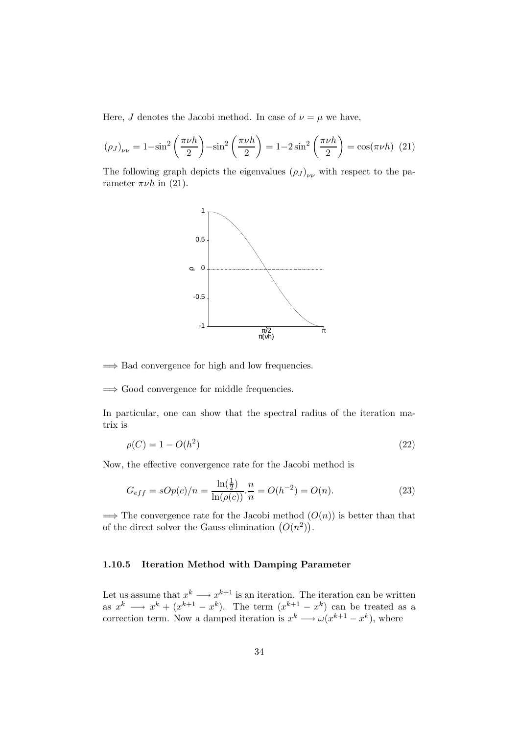Here, $J$ denotes the Jacobi method. In case of $\nu = \mu$ we have,

$$(\rho_J)_{\nu\nu} = 1 - \sin^2\left(\frac{\pi\nu h}{2}\right) - \sin^2\left(\frac{\pi\nu h}{2}\right) = 1 - 2\sin^2\left(\frac{\pi\nu h}{2}\right) = \cos(\pi\nu h) \quad (21)$$

The following graph depicts the eigenvalues $(\rho_J)_{\nu\nu}$ with respect to the parameter $\pi\nu h$ in (21).

$\Longrightarrow$ Bad convergence for high and low frequencies.

$\Longrightarrow$ Good convergence for middle frequencies.

In particular, one can show that the spectral radius of the iteration matrix is

$$\rho(C) = 1 - O(h^2) \quad (22)$$

Now, the effective convergence rate for the Jacobi method is

$$G_{eff} = sOp(c)/n = \frac{\ln(\frac{1}{2})}{\ln(\rho(c))} . \frac{n}{n} = O(h^{-2}) = O(n). \quad (23)$$

$\Longrightarrow$ The convergence rate for the Jacobi method ($O(n)$) is better than that of the direct solver the Gauss elimination $\left(O(n^2)\right)$.

### 1.10.5 Iteration Method with Damping Parameter

Let us assume that $x^k \longrightarrow x^{k+1}$ is an iteration. The iteration can be written as $x^k \longrightarrow x^k + (x^{k+1} - x^k)$. The term $(x^{k+1} - x^k)$ can be treated as a correction term. Now a damped iteration is $x^k \longrightarrow \omega(x^{k+1} - x^k)$, where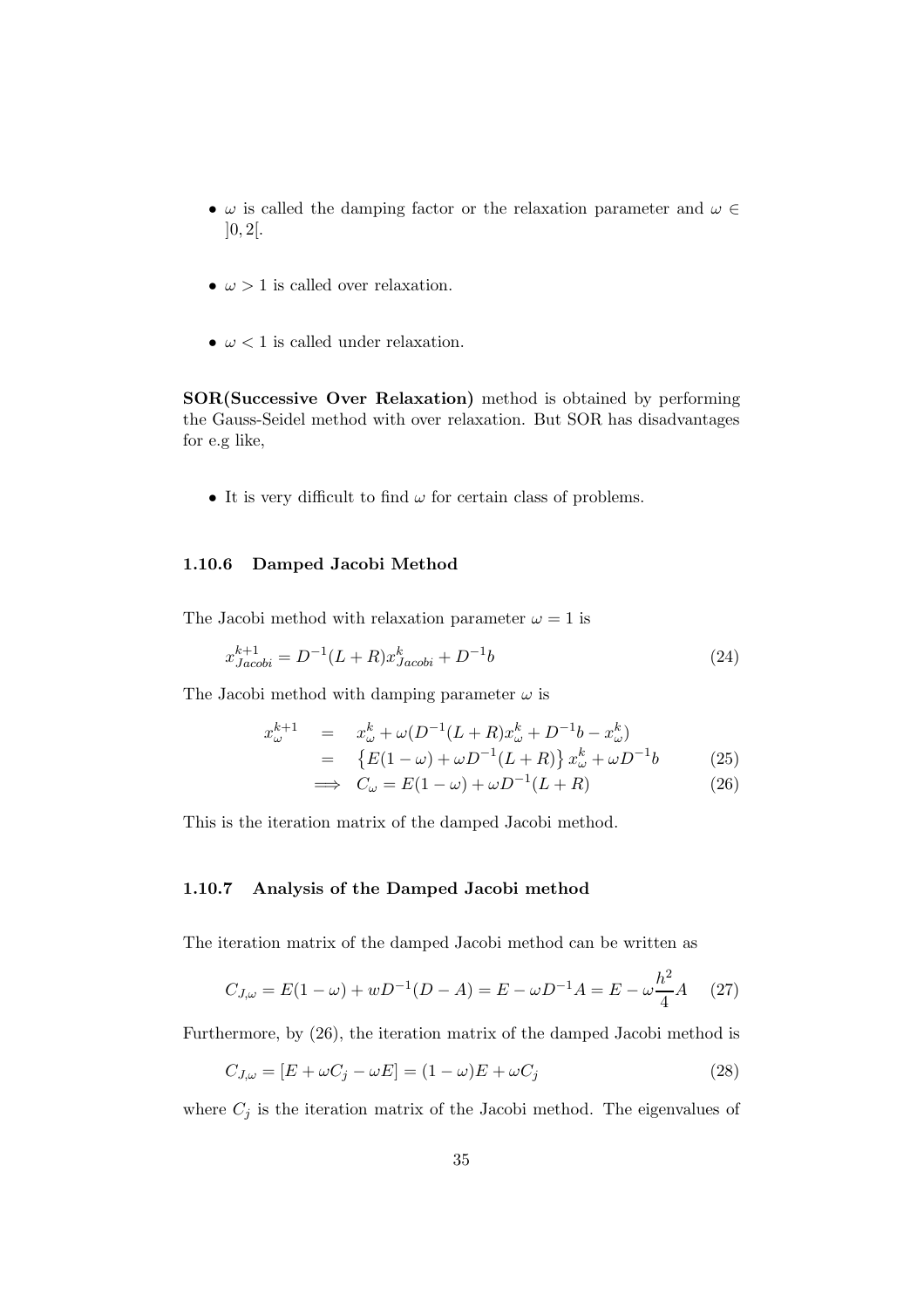- $\omega$ is called the damping factor or the relaxation parameter and $\omega \in ]0, 2[$.

- $\omega > 1$ is called over relaxation.

- $\omega < 1$ is called under relaxation.

**SOR(Successive Over Relaxation)** method is obtained by performing the Gauss-Seidel method with over relaxation. But SOR has disadvantages for e.g like,

- It is very difficult to find $\omega$ for certain class of problems.

#### 1.10.6 Damped Jacobi Method

The Jacobi method with relaxation parameter $\omega = 1$ is

$$x^{k+1}_{Jacobi} = D^{-1}(L+R)x^{k}_{Jacobi} + D^{-1}b \tag{24}$$

The Jacobi method with damping parameter $\omega$ is

$$\begin{aligned}
x^{k+1}_{\omega} &= x^{k}_{\omega} + \omega(D^{-1}(L+R)x^{k}_{\omega} + D^{-1}b - x^{k}_{\omega}) \\
&= \left\{E(1-\omega) + \omega D^{-1}(L+R)\right\} x^{k}_{\omega} + \omega D^{-1}b \qquad (25)\\
&\implies C_{\omega} = E(1-\omega) + \omega D^{-1}(L+R) \qquad (26)
\end{aligned}$$

This is the iteration matrix of the damped Jacobi method.

#### 1.10.7 Analysis of the Damped Jacobi method

The iteration matrix of the damped Jacobi method can be written as

$$C_{J,\omega} = E(1-\omega) + wD^{-1}(D-A) = E - \omega D^{-1}A = E - \omega\frac{h^2}{4}A \tag{27}$$

Furthermore, by (26), the iteration matrix of the damped Jacobi method is

$$C_{J,\omega} = [E + \omega C_j - \omega E] = (1-\omega)E + \omega C_j \tag{28}$$

where $C_j$ is the iteration matrix of the Jacobi method. The eigenvalues of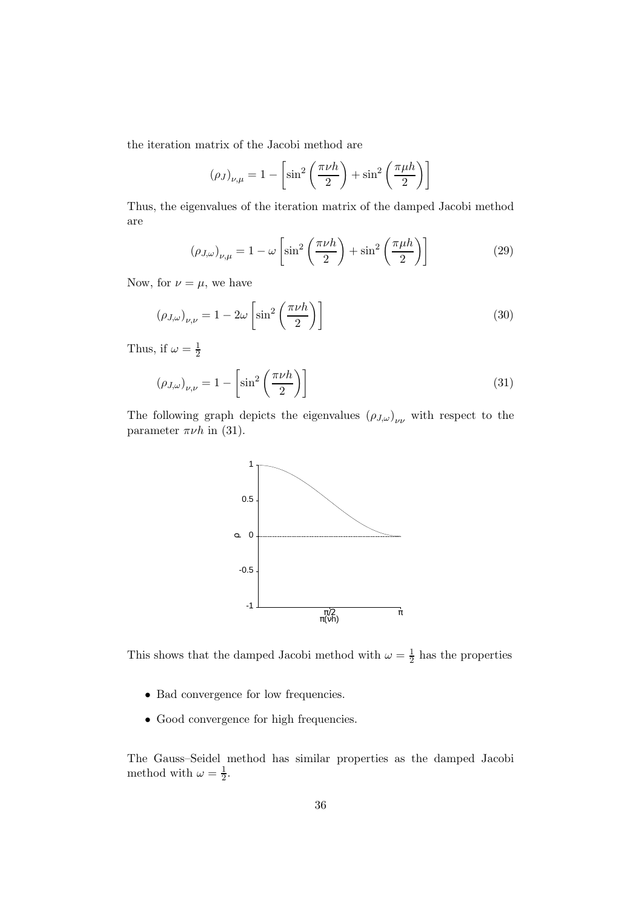the iteration matrix of the Jacobi method are

$$(\rho_J)_{\nu,\mu} = 1 - \left[\sin^2\left(\frac{\pi\nu h}{2}\right) + \sin^2\left(\frac{\pi\mu h}{2}\right)\right]$$

Thus, the eigenvalues of the iteration matrix of the damped Jacobi method are

$$(\rho_{J,\omega})_{\nu,\mu} = 1 - \omega\left[\sin^2\left(\frac{\pi\nu h}{2}\right) + \sin^2\left(\frac{\pi\mu h}{2}\right)\right] \tag{29}$$

Now, for $\nu = \mu$, we have

$$(\rho_{J,\omega})_{\nu,\nu} = 1 - 2\omega\left[\sin^2\left(\frac{\pi\nu h}{2}\right)\right] \tag{30}$$

Thus, if $\omega = \frac{1}{2}$

$$(\rho_{J,\omega})_{\nu,\nu} = 1 - \left[\sin^2\left(\frac{\pi\nu h}{2}\right)\right] \tag{31}$$

The following graph depicts the eigenvalues $(\rho_{J,\omega})_{\nu\nu}$ with respect to the parameter $\pi\nu h$ in (31).

This shows that the damped Jacobi method with $\omega = \frac{1}{2}$ has the properties

- Bad convergence for low frequencies.
- Good convergence for high frequencies.

The Gauss–Seidel method has similar properties as the damped Jacobi method with $\omega = \frac{1}{2}$.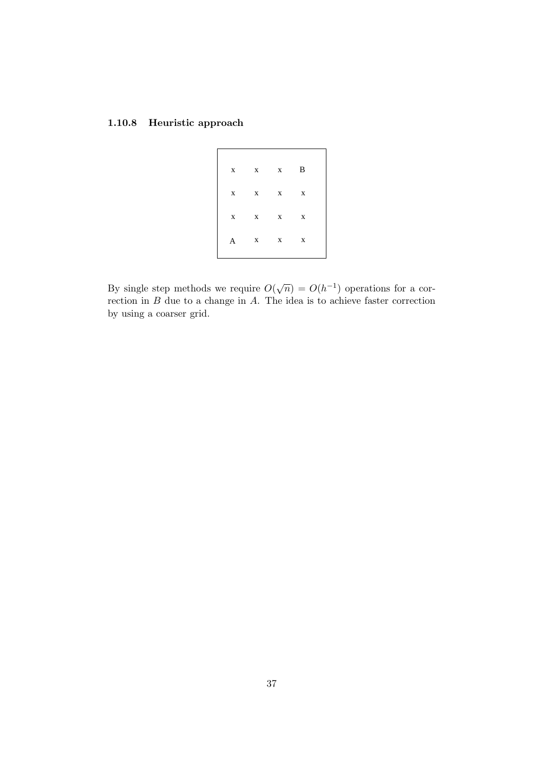### 1.10.8 Heuristic approach

| | | | |
|---|---|---|---|
| x | x | x | B |
| x | x | x | x |
| x | x | x | x |
| A | x | x | x |

By single step methods we require $O(\sqrt{n}) = O(h^{-1})$ operations for a correction in $B$ due to a change in $A$. The idea is to achieve faster correction by using a coarser grid.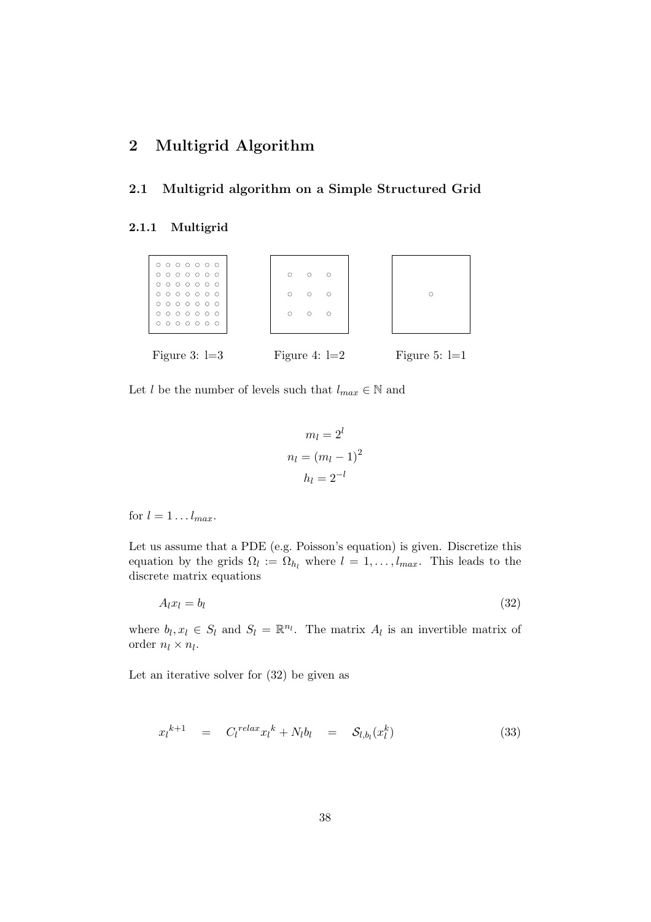# 2 Multigrid Algorithm

## 2.1 Multigrid algorithm on a Simple Structured Grid

### 2.1.1 Multigrid

Figure 3: l=3

Figure 4: l=2

Figure 5: l=1

Let $l$ be the number of levels such that $l_{max} \in \mathbb{N}$ and

$$m_l = 2^l$$
$$n_l = (m_l - 1)^2$$
$$h_l = 2^{-l}$$

for $l = 1 \dots l_{max}$.

Let us assume that a PDE (e.g. Poisson's equation) is given. Discretize this equation by the grids $\Omega_l := \Omega_{h_l}$ where $l = 1, \dots, l_{max}$. This leads to the discrete matrix equations

$$A_l x_l = b_l \tag{32}$$

where $b_l, x_l \in S_l$ and $S_l = \mathbb{R}^{n_l}$. The matrix $A_l$ is an invertible matrix of order $n_l \times n_l$.

Let an iterative solver for (32) be given as

$$x_l^{k+1} = C_l^{relax} x_l^k + N_l b_l = \mathcal{S}_{l,b_l}(x_l^k) \tag{33}$$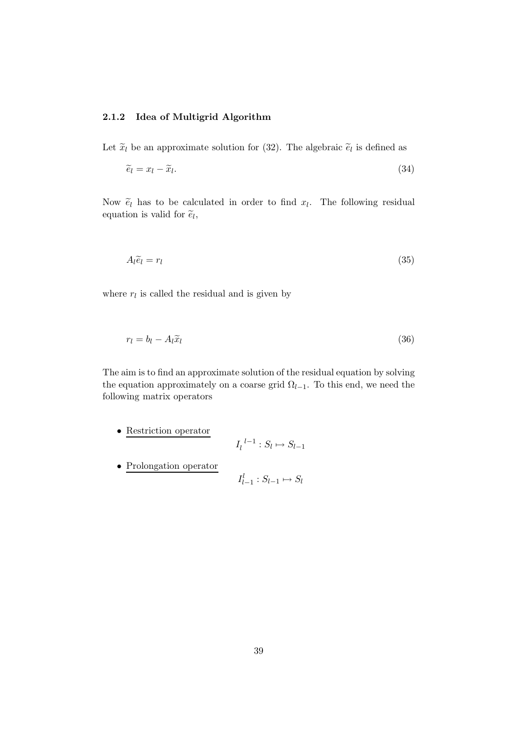### 2.1.2 Idea of Multigrid Algorithm

Let $\widetilde{x}_l$ be an approximate solution for (32). The algebraic $\widetilde{e}_l$ is defined as

$$\widetilde{e}_l = x_l - \widetilde{x}_l. \tag{34}$$

Now $\widetilde{e}_l$ has to be calculated in order to find $x_l$. The following residual equation is valid for $\widetilde{e}_l$,

$$A_l \widetilde{e}_l = r_l \tag{35}$$

where $r_l$ is called the residual and is given by

$$r_l = b_l - A_l \widetilde{x}_l \tag{36}$$

The aim is to find an approximate solution of the residual equation by solving the equation approximately on a coarse grid $\Omega_{l-1}$. To this end, we need the following matrix operators

- <u>Restriction operator</u>

$$I_l^{\,l-1} : S_l \mapsto S_{l-1}$$

- <u>Prolongation operator</u>

$$I_{l-1}^{l} : S_{l-1} \mapsto S_l$$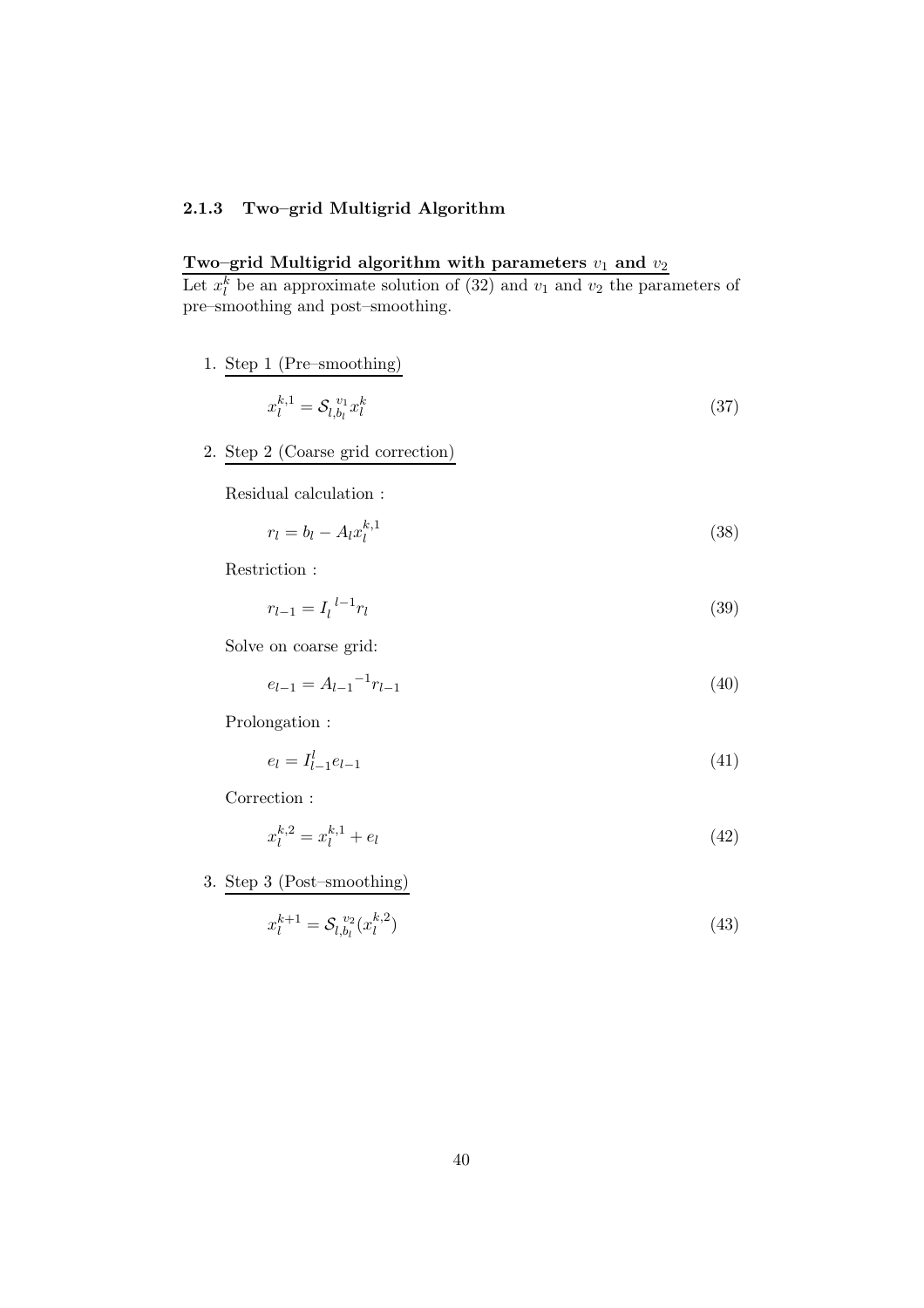### 2.1.3 Two–grid Multigrid Algorithm

**<u>Two–grid Multigrid algorithm with parameters $v_1$ and $v_2$</u>**

Let $x_l^k$ be an approximate solution of (32) and $v_1$ and $v_2$ the parameters of pre–smoothing and post–smoothing.

1. <u>Step 1 (Pre–smoothing)</u>

$$x_l^{k,1} = \mathcal{S}_{l,b_l}^{v_1} x_l^k \tag{37}$$

2. <u>Step 2 (Coarse grid correction)</u>

   Residual calculation :

$$r_l = b_l - A_l x_l^{k,1} \tag{38}$$

   Restriction :

$$r_{l-1} = I_l^{\ l-1} r_l \tag{39}$$

   Solve on coarse grid:

$$e_{l-1} = {A_{l-1}}^{-1} r_{l-1} \tag{40}$$

   Prolongation :

$$e_l = I_{l-1}^l e_{l-1} \tag{41}$$

   Correction :

$$x_l^{k,2} = x_l^{k,1} + e_l \tag{42}$$

3. <u>Step 3 (Post–smoothing)</u>

$$x_l^{k+1} = \mathcal{S}_{l,b_l}^{v_2}(x_l^{k,2}) \tag{43}$$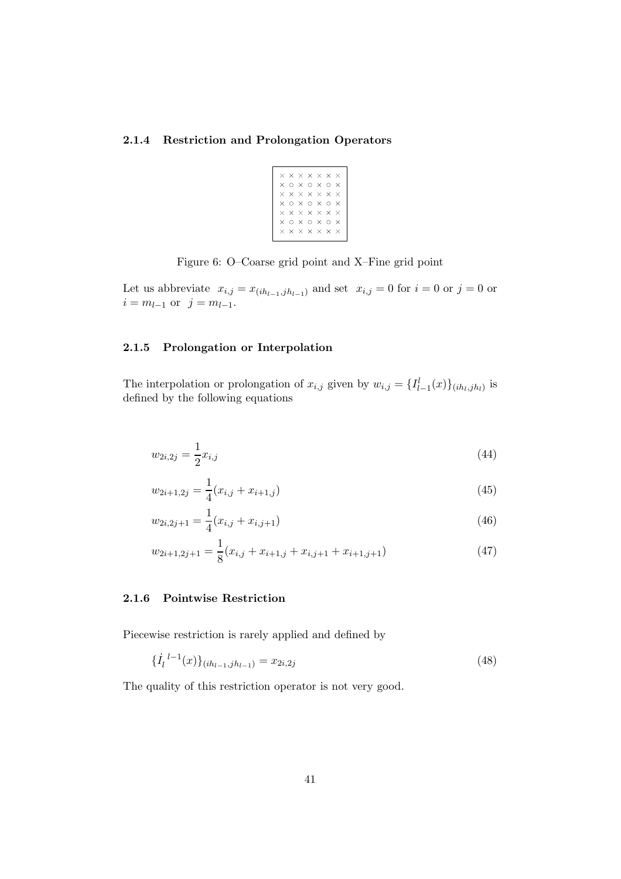### 2.1.4 Restriction and Prolongation Operators

```
× × × × × × ×
× ○ × ○ × ○ ×
× × × × × × ×
× ○ × ○ × ○ ×
× × × × × × ×
× ○ × ○ × ○ ×
× × × × × × ×
```

Figure 6: O–Coarse grid point and X–Fine grid point

Let us abbreviate $x_{i,j} = x_{(ih_{l-1}, jh_{l-1})}$ and set $x_{i,j} = 0$ for $i = 0$ or $j = 0$ or $i = m_{l-1}$ or $j = m_{l-1}$.

### 2.1.5 Prolongation or Interpolation

The interpolation or prolongation of $x_{i,j}$ given by $w_{i,j} = \{I_{l-1}^{l}(x)\}_{(ih_l, jh_l)}$ is defined by the following equations

$$w_{2i,2j} = \frac{1}{2} x_{i,j} \tag{44}$$

$$w_{2i+1,2j} = \frac{1}{4}(x_{i,j} + x_{i+1,j}) \tag{45}$$

$$w_{2i,2j+1} = \frac{1}{4}(x_{i,j} + x_{i,j+1}) \tag{46}$$

$$w_{2i+1,2j+1} = \frac{1}{8}(x_{i,j} + x_{i+1,j} + x_{i,j+1} + x_{i+1,j+1}) \tag{47}$$

### 2.1.6 Pointwise Restriction

Piecewise restriction is rarely applied and defined by

$$\{\dot{I}_l^{\,l-1}(x)\}_{(ih_{l-1}, jh_{l-1})} = x_{2i,2j} \tag{48}$$

The quality of this restriction operator is not very good.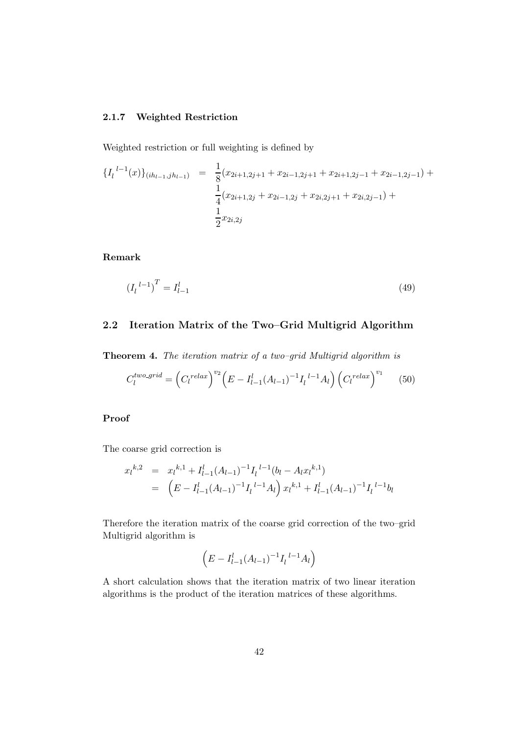### 2.1.7 Weighted Restriction

Weighted restriction or full weighting is defined by

$$
\begin{aligned}
\{I_l^{\ l-1}(x)\}_{(ih_{l-1},jh_{l-1})} &= \frac{1}{8}(x_{2i+1,2j+1} + x_{2i-1,2j+1} + x_{2i+1,2j-1} + x_{2i-1,2j-1}) + \\
&\quad \frac{1}{4}(x_{2i+1,2j} + x_{2i-1,2j} + x_{2i,2j+1} + x_{2i,2j-1}) + \\
&\quad \frac{1}{2}x_{2i,2j}
\end{aligned}
$$

**Remark**

$$
(I_l^{\ l-1})^T = I_{l-1}^l \tag{49}
$$

## 2.2 Iteration Matrix of the Two–Grid Multigrid Algorithm

**Theorem 4.** *The iteration matrix of a two–grid Multigrid algorithm is*

$$
C_l^{two\_grid} = \left(C_l^{relax}\right)^{v_2}\left(E - I_{l-1}^l (A_{l-1})^{-1} I_l^{\ l-1} A_l\right)\left(C_l^{relax}\right)^{v_1} \tag{50}
$$

**Proof**

The coarse grid correction is

$$
\begin{aligned}
x_l^{k,2} &= x_l^{k,1} + I_{l-1}^l (A_{l-1})^{-1} I_l^{\ l-1}(b_l - A_l x_l^{k,1}) \\
&= \left(E - I_{l-1}^l (A_{l-1})^{-1} I_l^{\ l-1} A_l\right) x_l^{k,1} + I_{l-1}^l (A_{l-1})^{-1} I_l^{\ l-1} b_l
\end{aligned}
$$

Therefore the iteration matrix of the coarse grid correction of the two–grid Multigrid algorithm is

$$
\left(E - I_{l-1}^l (A_{l-1})^{-1} I_l^{\ l-1} A_l\right)
$$

A short calculation shows that the iteration matrix of two linear iteration algorithms is the product of the iteration matrices of these algorithms.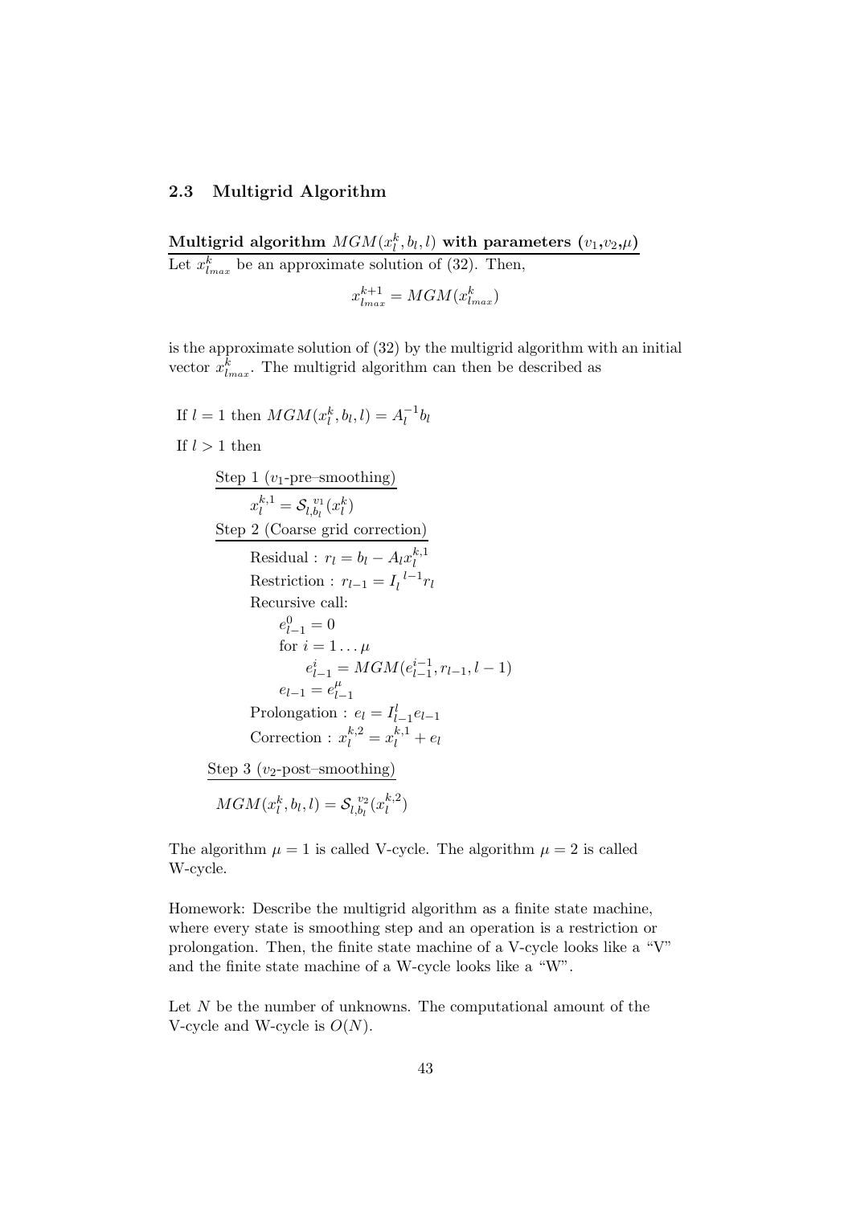## 2.3 Multigrid Algorithm

**Multigrid algorithm $MGM(x_l^k, b_l, l)$ with parameters $(v_1, v_2, \mu)$**

Let $x_{l_{max}}^k$ be an approximate solution of (32). Then,

$$x_{l_{max}}^{k+1} = MGM(x_{l_{max}}^k)$$

is the approximate solution of (32) by the multigrid algorithm with an initial vector $x_{l_{max}}^k$. The multigrid algorithm can then be described as

If $l = 1$ then $MGM(x_l^k, b_l, l) = A_l^{-1} b_l$

If $l > 1$ then

Step 1 ($v_1$-pre–smoothing)

$$x_l^{k,1} = \mathcal{S}_{l,b_l}^{\,v_1}(x_l^k)$$

Step 2 (Coarse grid correction)

Residual : $r_l = b_l - A_l x_l^{k,1}$

Restriction : $r_{l-1} = I_l^{\,l-1} r_l$

Recursive call:

$e_{l-1}^0 = 0$

for $i = 1 \ldots \mu$

$e_{l-1}^i = MGM(e_{l-1}^{i-1}, r_{l-1}, l-1)$

$e_{l-1} = e_{l-1}^{\mu}$

Prolongation : $e_l = I_{l-1}^l e_{l-1}$

Correction : $x_l^{k,2} = x_l^{k,1} + e_l$

Step 3 ($v_2$-post–smoothing)

$$MGM(x_l^k, b_l, l) = \mathcal{S}_{l,b_l}^{\,v_2}(x_l^{k,2})$$

The algorithm $\mu = 1$ is called V-cycle. The algorithm $\mu = 2$ is called W-cycle.

Homework: Describe the multigrid algorithm as a finite state machine, where every state is smoothing step and an operation is a restriction or prolongation. Then, the finite state machine of a V-cycle looks like a "V" and the finite state machine of a W-cycle looks like a "W".

Let $N$ be the number of unknowns. The computational amount of the V-cycle and W-cycle is $O(N)$.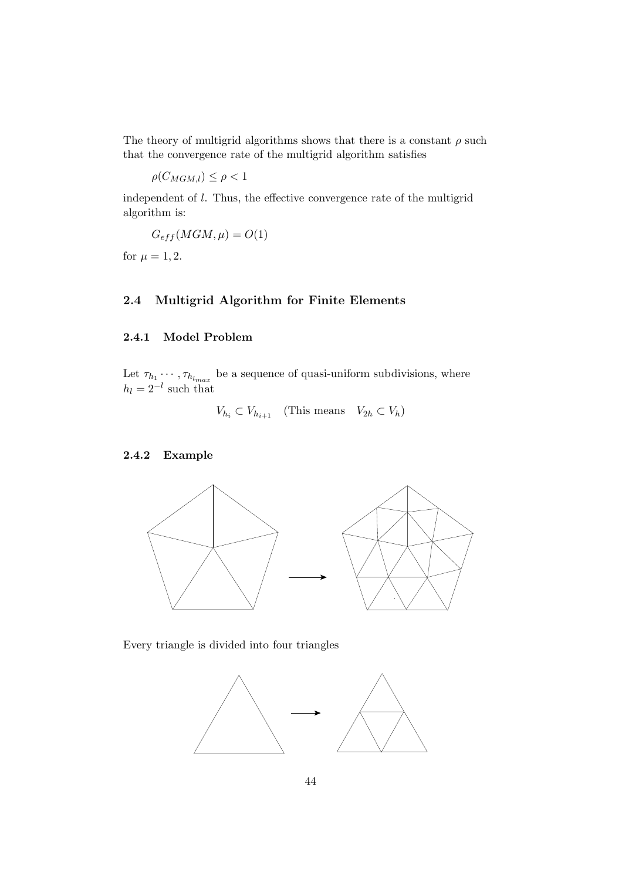The theory of multigrid algorithms shows that there is a constant $\rho$ such that the convergence rate of the multigrid algorithm satisfies

$$\rho(C_{MGM,l}) \leq \rho < 1$$

independent of $l$. Thus, the effective convergence rate of the multigrid algorithm is:

$$G_{eff}(MGM, \mu) = O(1)$$

for $\mu = 1, 2$.

## 2.4 Multigrid Algorithm for Finite Elements

### 2.4.1 Model Problem

Let $\tau_{h_1} \cdots, \tau_{h_{l_{max}}}$ be a sequence of quasi-uniform subdivisions, where $h_l = 2^{-l}$ such that

$$V_{h_i} \subset V_{h_{i+1}} \quad \text{(This means} \quad V_{2h} \subset V_h)$$

### 2.4.2 Example

Every triangle is divided into four triangles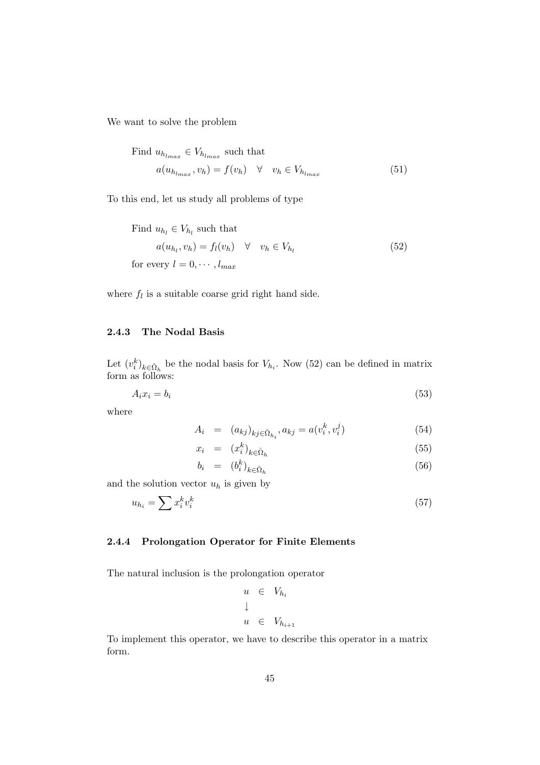We want to solve the problem

$$\begin{aligned} &\text{Find } u_{h_{l_{max}}} \in V_{h_{l_{max}}} \text{ such that} \\ &\qquad a(u_{h_{l_{max}}}, v_h) = f(v_h) \quad \forall \quad v_h \in V_{h_{l_{max}}} \end{aligned} \tag{51}$$

To this end, let us study all problems of type

$$\begin{aligned} &\text{Find } u_{h_l} \in V_{h_l} \text{ such that} \\ &\qquad a(u_{h_l}, v_h) = f_l(v_h) \quad \forall \quad v_h \in V_{h_l} \\ &\text{for every } l = 0, \cdots, l_{max} \end{aligned} \tag{52}$$

where $f_l$ is a suitable coarse grid right hand side.

### 2.4.3 The Nodal Basis

Let $(v_i^k)_{k \in \mathring{\Omega}_h}$ be the nodal basis for $V_{h_i}$. Now (52) can be defined in matrix form as follows:

$$A_i x_i = b_i \tag{53}$$

where

$$A_i = (a_{kj})_{kj \in \mathring{\Omega}_{h_i}}, a_{kj} = a(v_i^k, v_i^j) \tag{54}$$

$$x_i = (x_i^k)_{k \in \mathring{\Omega}_h} \tag{55}$$

$$b_i = (b_i^k)_{k \in \mathring{\Omega}_h} \tag{56}$$

and the solution vector $u_h$ is given by

$$u_{h_i} = \sum x_i^k v_i^k \tag{57}$$

### 2.4.4 Prolongation Operator for Finite Elements

The natural inclusion is the prolongation operator

$$\begin{aligned} &u \in V_{h_i} \\ &\downarrow \\ &u \in V_{h_{i+1}} \end{aligned}$$

To implement this operator, we have to describe this operator in a matrix form.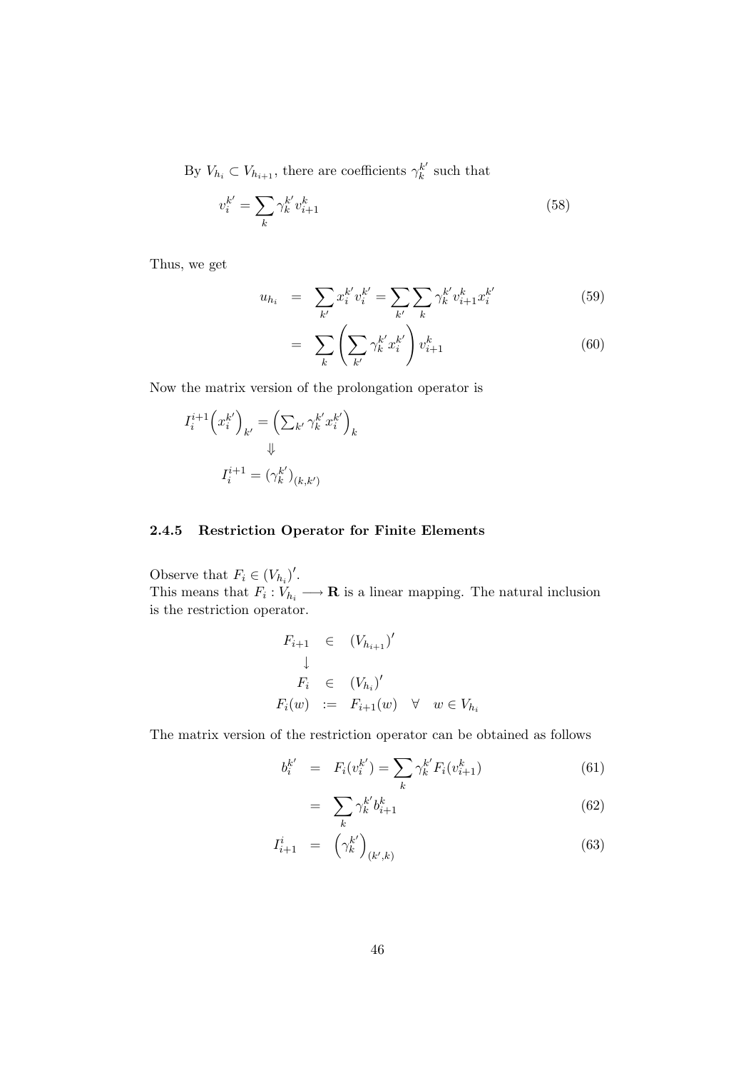By $V_{h_i} \subset V_{h_{i+1}}$, there are coefficients $\gamma_k^{k'}$ such that

$$v_i^{k'} = \sum_k \gamma_k^{k'} v_{i+1}^k \tag{58}$$

Thus, we get

$$\begin{aligned} u_{h_i} &= \sum_{k'} x_i^{k'} v_i^{k'} = \sum_{k'} \sum_k \gamma_k^{k'} v_{i+1}^k x_i^{k'} && (59) \\ &= \sum_k \left( \sum_{k'} \gamma_k^{k'} x_i^{k'} \right) v_{i+1}^k && (60) \end{aligned}$$

Now the matrix version of the prolongation operator is

$$I_i^{i+1} \Big( x_i^{k'} \Big)_{k'} = \Big( \textstyle\sum_{k'} \gamma_k^{k'} x_i^{k'} \Big)_k$$

$$\Downarrow$$

$$I_i^{i+1} = (\gamma_k^{k'})_{(k,k')}$$

### 2.4.5 Restriction Operator for Finite Elements

Observe that $F_i \in (V_{h_i})'$.
This means that $F_i : V_{h_i} \longrightarrow \mathbf{R}$ is a linear mapping. The natural inclusion is the restriction operator.

$$\begin{aligned} F_{i+1} &\in (V_{h_{i+1}})' \\ &\downarrow \\ F_i &\in (V_{h_i})' \\ F_i(w) &:= F_{i+1}(w) \quad \forall \quad w \in V_{h_i} \end{aligned}$$

The matrix version of the restriction operator can be obtained as follows

$$\begin{aligned} b_i^{k'} &= F_i(v_i^{k'}) = \sum_k \gamma_k^{k'} F_i(v_{i+1}^k) && (61) \\ &= \sum_k \gamma_k^{k'} b_{i+1}^k && (62) \\ I_{i+1}^i &= \left( \gamma_k^{k'} \right)_{(k',k)} && (63) \end{aligned}$$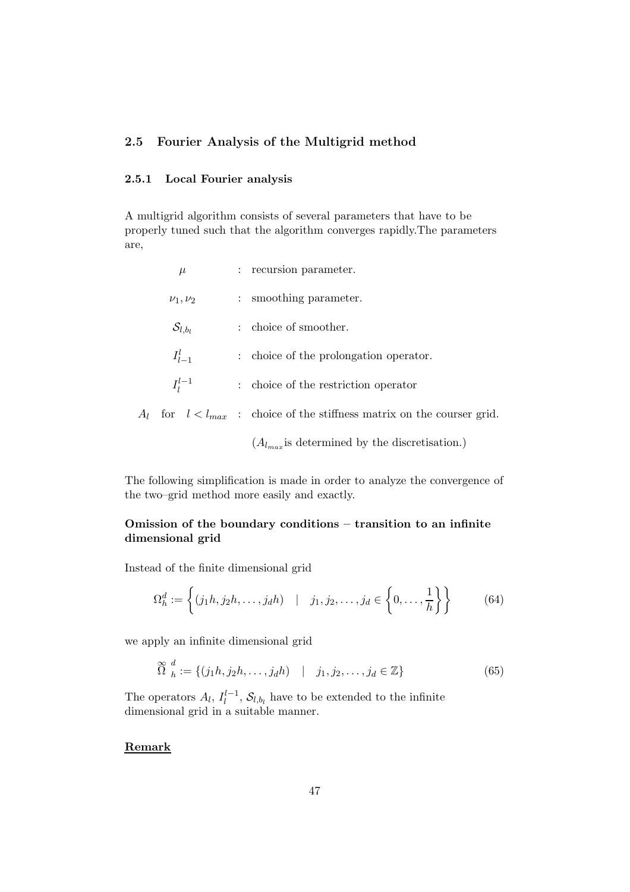## 2.5 Fourier Analysis of the Multigrid method

### 2.5.1 Local Fourier analysis

A multigrid algorithm consists of several parameters that have to be properly tuned such that the algorithm converges rapidly.The parameters are,

| | | |
|---|---|---|
| $\mu$ | : | recursion parameter. |
| $\nu_1, \nu_2$ | : | smoothing parameter. |
| $\mathcal{S}_{l,b_l}$ | : | choice of smoother. |
| $I_{l-1}^{l}$ | : | choice of the prolongation operator. |
| $I_{l}^{l-1}$ | : | choice of the restriction operator |
| $A_l$ for $l < l_{max}$ | : | choice of the stiffness matrix on the courser grid. |
| | | ($A_{l_{max}}$is determined by the discretisation.) |

The following simplification is made in order to analyze the convergence of the two–grid method more easily and exactly.

**Omission of the boundary conditions – transition to an infinite dimensional grid**

Instead of the finite dimensional grid

$$\Omega_h^d := \left\{ (j_1 h, j_2 h, \ldots, j_d h) \quad | \quad j_1, j_2, \ldots, j_d \in \left\{ 0, \ldots, \frac{1}{h} \right\} \right\} \tag{64}$$

we apply an infinite dimensional grid

$$\overset{\infty}{\Omega}{}_h^d := \{ (j_1 h, j_2 h, \ldots, j_d h) \quad | \quad j_1, j_2, \ldots, j_d \in \mathbb{Z} \} \tag{65}$$

The operators $A_l$, $I_l^{l-1}$, $\mathcal{S}_{l,b_l}$ have to be extended to the infinite dimensional grid in a suitable manner.

**Remark**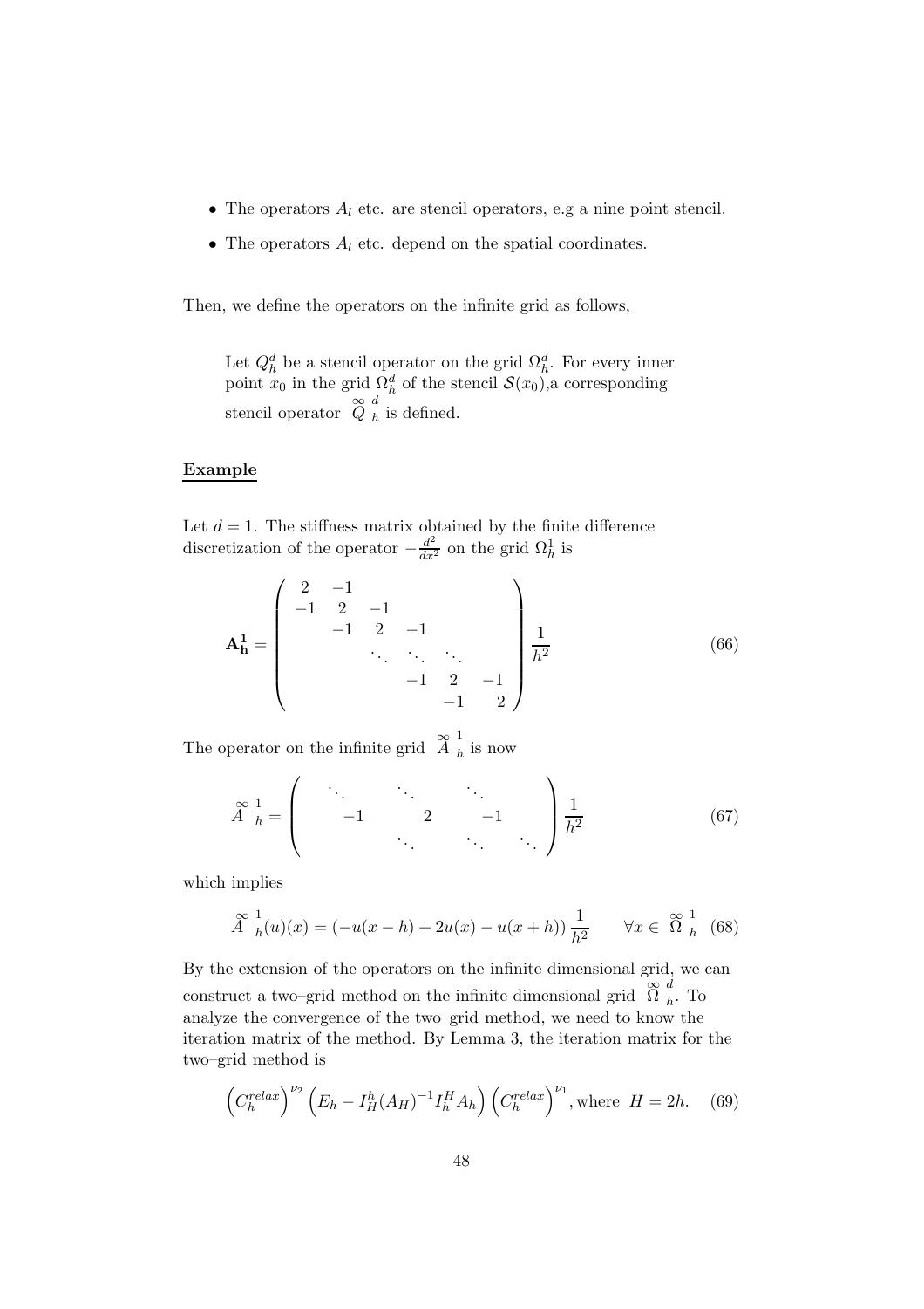- The operators $A_l$ etc. are stencil operators, e.g a nine point stencil.
- The operators $A_l$ etc. depend on the spatial coordinates.

Then, we define the operators on the infinite grid as follows,

> Let $Q_h^d$ be a stencil operator on the grid $\Omega_h^d$. For every inner point $x_0$ in the grid $\Omega_h^d$ of the stencil $\mathcal{S}(x_0)$,a corresponding stencil operator $\overset{\infty}{Q}{}_h^d$ is defined.

**Example**

Let $d = 1$. The stiffness matrix obtained by the finite difference discretization of the operator $-\frac{d^2}{dx^2}$ on the grid $\Omega_h^1$ is

$$\mathbf{A_h^1} = \begin{pmatrix} 2 & -1 & & & & \\ -1 & 2 & -1 & & & \\ & -1 & 2 & -1 & & \\ & & \ddots & \ddots & \ddots & \\ & & & -1 & 2 & -1 \\ & & & & -1 & 2 \end{pmatrix} \frac{1}{h^2} \tag{66}$$

The operator on the infinite grid $\overset{\infty}{A}{}_h^1$ is now

$$\overset{\infty}{A}{}_h^1 = \begin{pmatrix} \ddots & & \ddots & & \ddots & & \\ & -1 & & 2 & & -1 & \\ & & \ddots & & \ddots & & \ddots \end{pmatrix} \frac{1}{h^2} \tag{67}$$

which implies

$$\overset{\infty}{A}{}_h^1(u)(x) = (-u(x-h) + 2u(x) - u(x+h)) \frac{1}{h^2} \qquad \forall x \in \overset{\infty}{\Omega}{}_h^1 \tag{68}$$

By the extension of the operators on the infinite dimensional grid, we can construct a two–grid method on the infinite dimensional grid $\overset{\infty}{\Omega}{}_h^d$. To analyze the convergence of the two–grid method, we need to know the iteration matrix of the method. By Lemma 3, the iteration matrix for the two–grid method is

$$\left(C_h^{relax}\right)^{\nu_2} \left(E_h - I_H^h (A_H)^{-1} I_h^H A_h\right) \left(C_h^{relax}\right)^{\nu_1}, \text{where } H = 2h. \tag{69}$$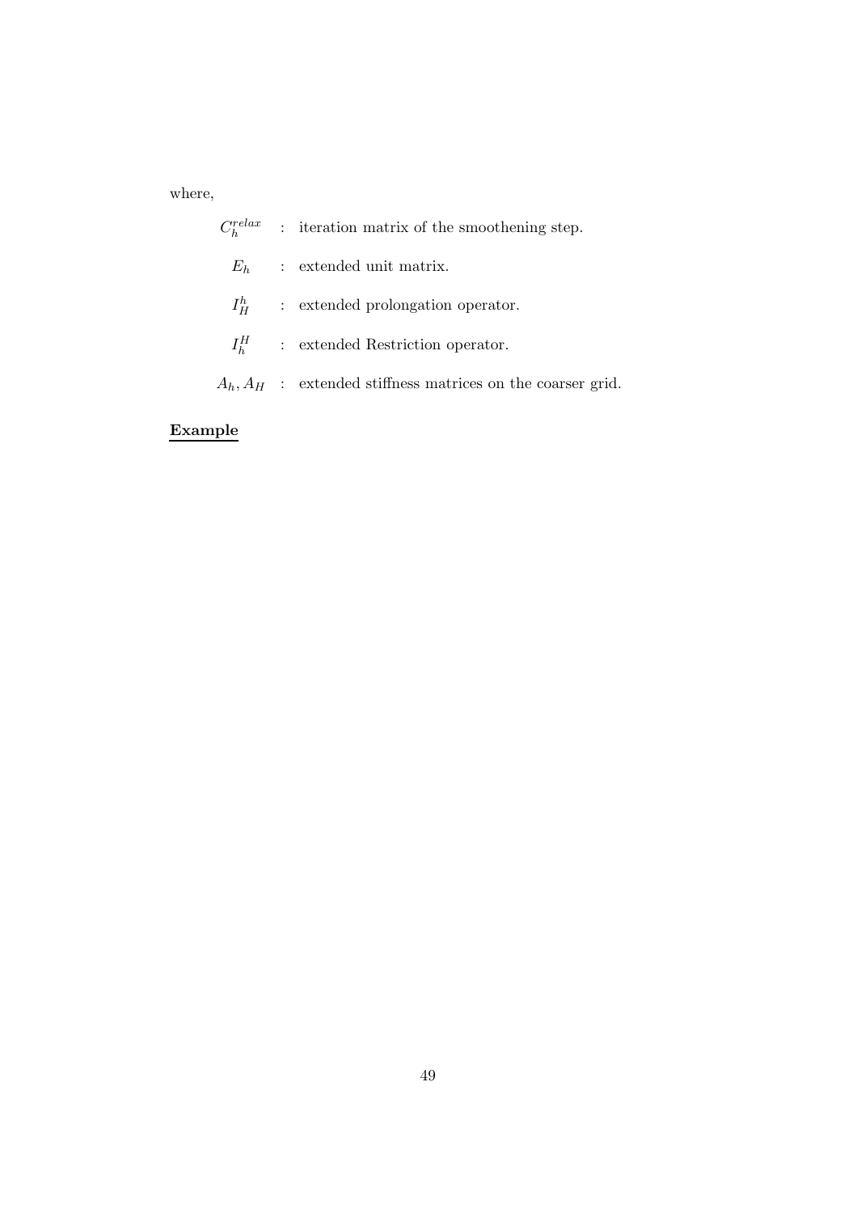where,

| | | |
|---|---|---|
| $C_h^{relax}$ | : | iteration matrix of the smoothening step. |
| $E_h$ | : | extended unit matrix. |
| $I_H^h$ | : | extended prolongation operator. |
| $I_h^H$ | : | extended Restriction operator. |
| $A_h, A_H$ | : | extended stiffness matrices on the coarser grid. |

**Example**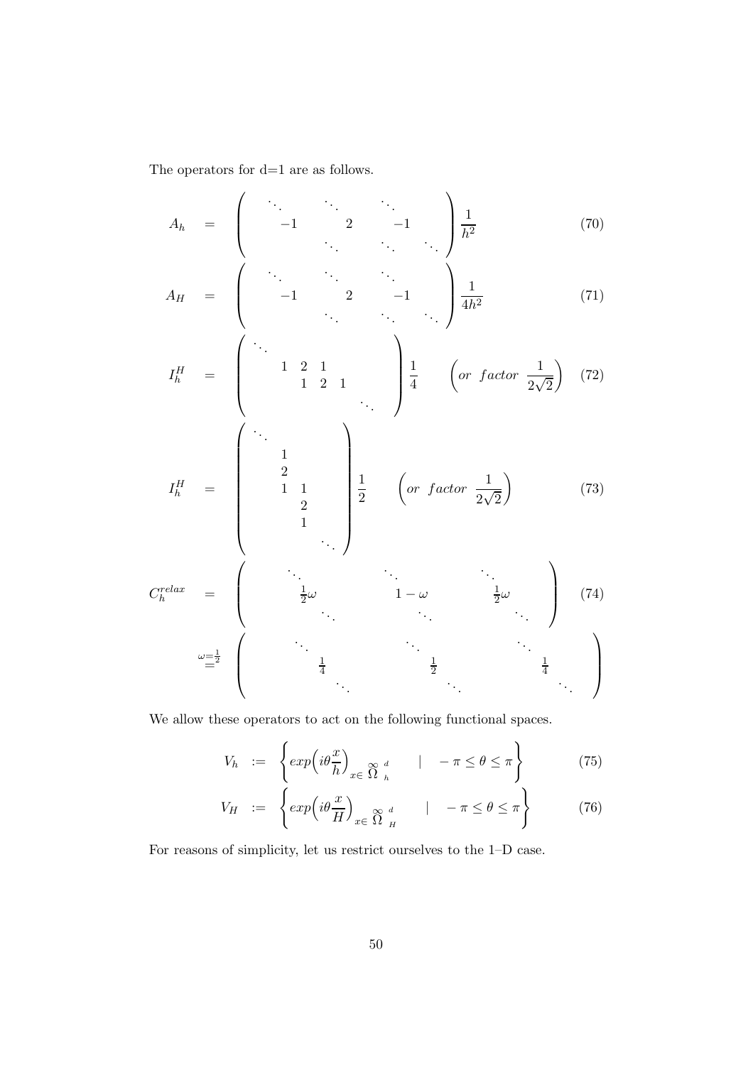The operators for d=1 are as follows.

$$A_h = \begin{pmatrix} \ddots & \ddots & \ddots & \\ -1 & 2 & -1 & \\ & \ddots & \ddots & \ddots \end{pmatrix} \frac{1}{h^2} \tag{70}$$

$$A_H = \begin{pmatrix} \ddots & \ddots & \ddots & \\ -1 & 2 & -1 & \\ & \ddots & \ddots & \ddots \end{pmatrix} \frac{1}{4h^2} \tag{71}$$

$$I_h^H = \begin{pmatrix} \ddots & & & & \\ & 1 & 2 & 1 & & \\ & & & 1 & 2 & 1 \\ & & & & & & \ddots \end{pmatrix} \frac{1}{4} \qquad \left( or \;\; factor \;\; \frac{1}{2\sqrt{2}} \right) \tag{72}$$

$$I_h^H = \begin{pmatrix} \ddots & & \\ & 1 & \\ & 2 & \\ & 1 & 1 \\ & & 2 \\ & & 1 \\ & & & \ddots \end{pmatrix} \frac{1}{2} \qquad \left( or \;\; factor \;\; \frac{1}{2\sqrt{2}} \right) \tag{73}$$

$$C_h^{relax} = \begin{pmatrix} \ddots & \ddots & \ddots & \\ \frac{1}{2}\omega & 1-\omega & \frac{1}{2}\omega & \\ & \ddots & \ddots & \ddots \end{pmatrix} \tag{74}$$

$$\stackrel{\omega=\frac{1}{2}}{=} \begin{pmatrix} \ddots & \ddots & \ddots & \\ \frac{1}{4} & \frac{1}{2} & \frac{1}{4} & \\ & \ddots & \ddots & \ddots \end{pmatrix}$$

We allow these operators to act on the following functional spaces.

$$V_h := \left\{ exp\Big(i\theta \frac{x}{h}\Big)_{x \in \overset{\infty}{\Omega}{}_h^d} \quad | \quad -\pi \leq \theta \leq \pi \right\} \tag{75}$$

$$V_H := \left\{ exp\Big(i\theta \frac{x}{H}\Big)_{x \in \overset{\infty}{\Omega}{}_H^d} \quad | \quad -\pi \leq \theta \leq \pi \right\} \tag{76}$$

For reasons of simplicity, let us restrict ourselves to the 1–D case.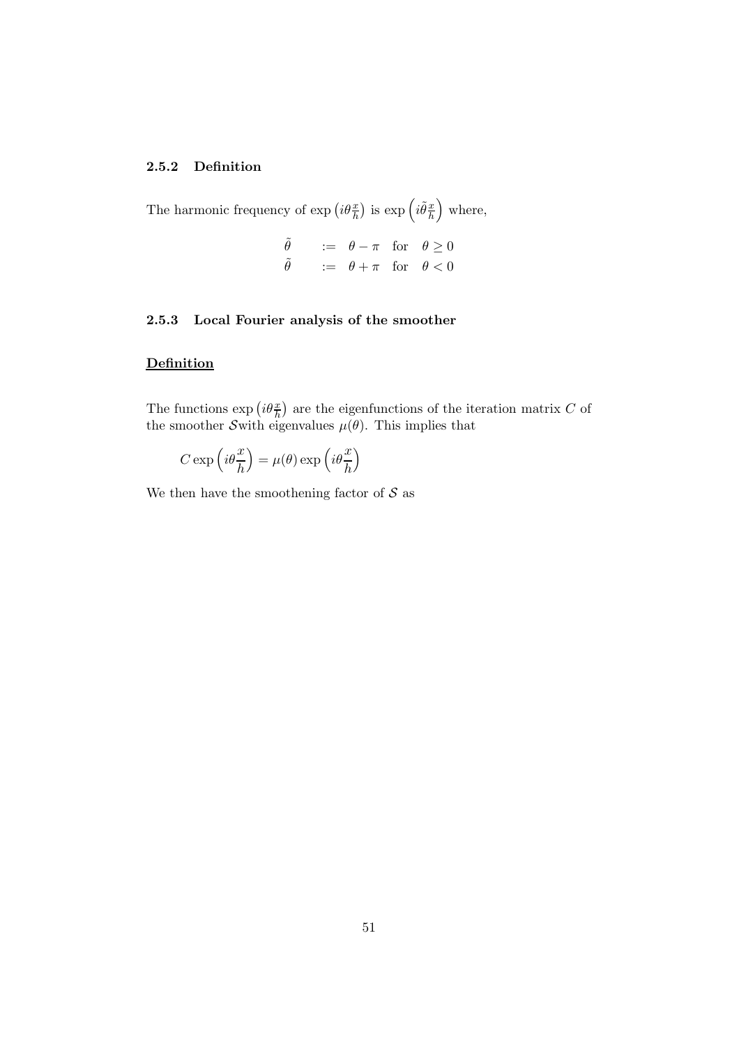### 2.5.2 Definition

The harmonic frequency of $\exp\left(i\theta\frac{x}{h}\right)$ is $\exp\left(i\tilde{\theta}\frac{x}{h}\right)$ where,

$$
\begin{aligned}
\tilde{\theta} \quad &:= \theta - \pi \quad \text{for} \quad \theta \geq 0 \\
\tilde{\theta} \quad &:= \theta + \pi \quad \text{for} \quad \theta < 0
\end{aligned}
$$

### 2.5.3 Local Fourier analysis of the smoother

**Definition**

The functions $\exp\left(i\theta\frac{x}{h}\right)$ are the eigenfunctions of the iteration matrix $C$ of the smoother $\mathcal{S}$with eigenvalues $\mu(\theta)$. This implies that

$$
C \exp\left(i\theta\frac{x}{h}\right) = \mu(\theta) \exp\left(i\theta\frac{x}{h}\right)
$$

We then have the smoothening factor of $\mathcal{S}$ as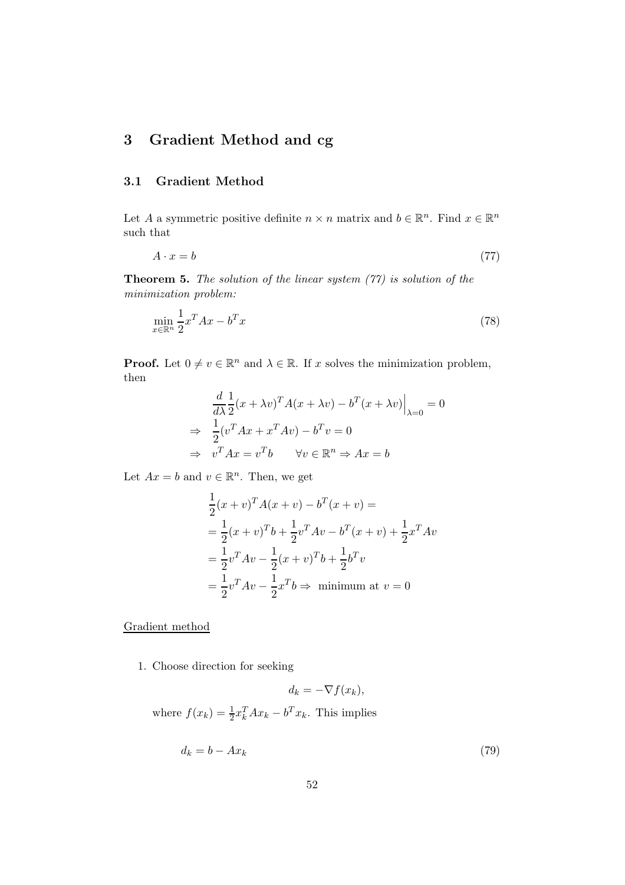# 3 Gradient Method and cg

## 3.1 Gradient Method

Let $A$ a symmetric positive definite $n \times n$ matrix and $b \in \mathbb{R}^n$. Find $x \in \mathbb{R}^n$ such that

$$A \cdot x = b \tag{77}$$

**Theorem 5.** *The solution of the linear system (77) is solution of the minimization problem:*

$$\min_{x \in \mathbb{R}^n} \frac{1}{2} x^T A x - b^T x \tag{78}$$

**Proof.** Let $0 \neq v \in \mathbb{R}^n$ and $\lambda \in \mathbb{R}$. If $x$ solves the minimization problem, then

$$\begin{aligned}
& \frac{d}{d\lambda} \frac{1}{2}(x + \lambda v)^T A (x + \lambda v) - b^T (x + \lambda v)\Big|_{\lambda=0} = 0 \\
\Rightarrow \quad & \frac{1}{2}(v^T A x + x^T A v) - b^T v = 0 \\
\Rightarrow \quad & v^T A x = v^T b \qquad \forall v \in \mathbb{R}^n \Rightarrow Ax = b
\end{aligned}$$

Let $Ax = b$ and $v \in \mathbb{R}^n$. Then, we get

$$\begin{aligned}
& \frac{1}{2}(x + v)^T A (x + v) - b^T (x + v) = \\
&= \frac{1}{2}(x + v)^T b + \frac{1}{2} v^T A v - b^T (x + v) + \frac{1}{2} x^T A v \\
&= \frac{1}{2} v^T A v - \frac{1}{2}(x + v)^T b + \frac{1}{2} b^T v \\
&= \frac{1}{2} v^T A v - \frac{1}{2} x^T b \Rightarrow \text{ minimum at } v = 0
\end{aligned}$$

Gradient method

1. Choose direction for seeking

$$d_k = -\nabla f(x_k),$$

where $f(x_k) = \frac{1}{2} x_k^T A x_k - b^T x_k$. This implies

$$d_k = b - A x_k \tag{79}$$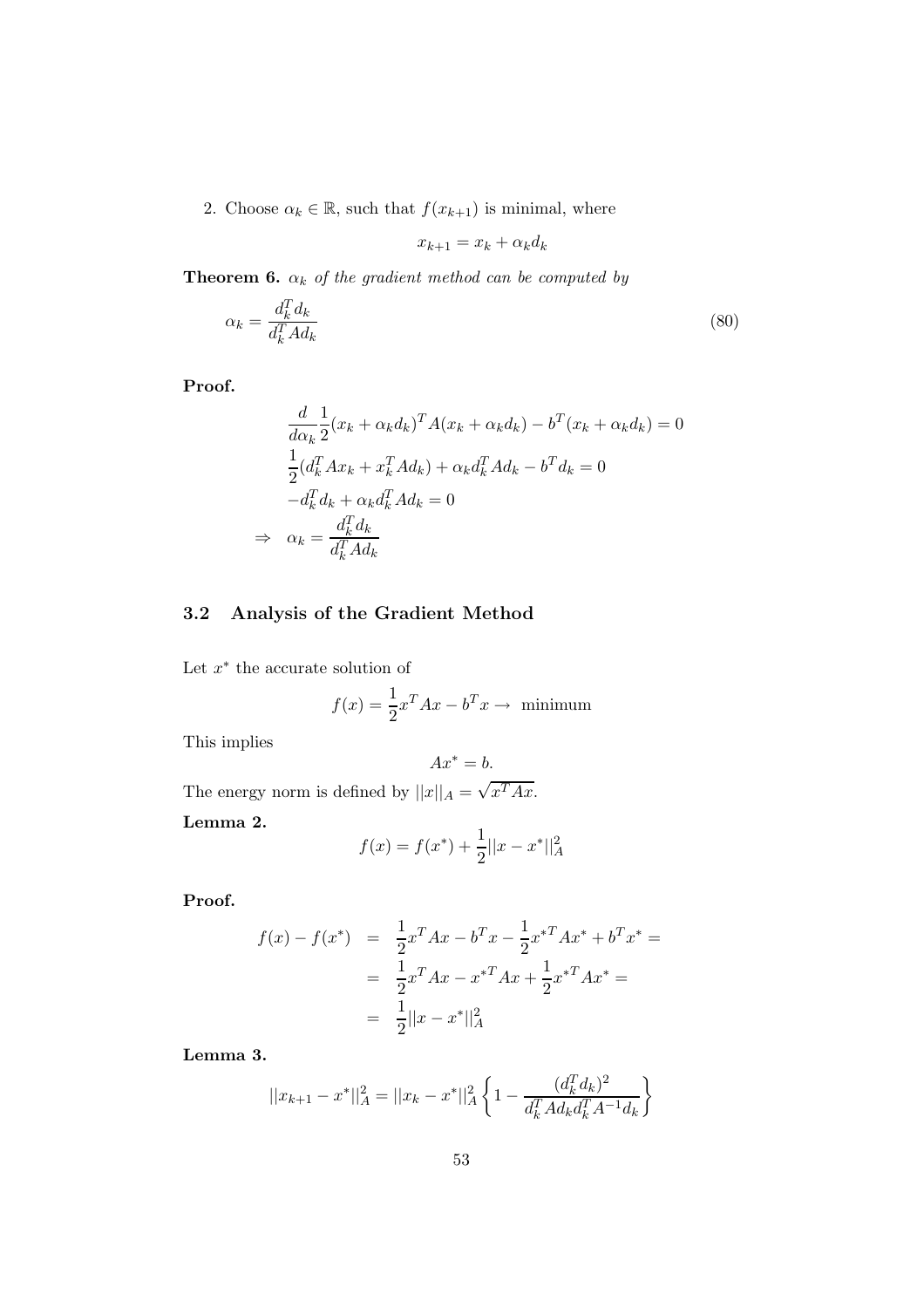2. Choose $\alpha_k \in \mathbb{R}$, such that $f(x_{k+1})$ is minimal, where

$$x_{k+1} = x_k + \alpha_k d_k$$

**Theorem 6.** *$\alpha_k$ of the gradient method can be computed by*

$$\alpha_k = \frac{d_k^T d_k}{d_k^T A d_k} \tag{80}$$

**Proof.**

$$\begin{aligned}
&\frac{d}{d\alpha_k}\frac{1}{2}(x_k + \alpha_k d_k)^T A(x_k + \alpha_k d_k) - b^T(x_k + \alpha_k d_k) = 0 \\
&\frac{1}{2}(d_k^T A x_k + x_k^T A d_k) + \alpha_k d_k^T A d_k - b^T d_k = 0 \\
&-d_k^T d_k + \alpha_k d_k^T A d_k = 0 \\
\Rightarrow \quad &\alpha_k = \frac{d_k^T d_k}{d_k^T A d_k}
\end{aligned}$$

## 3.2 Analysis of the Gradient Method

Let $x^*$ the accurate solution of

$$f(x) = \frac{1}{2}x^T A x - b^T x \rightarrow \text{ minimum}$$

This implies

$$Ax^* = b.$$

The energy norm is defined by $||x||_A = \sqrt{x^T A x}$.

**Lemma 2.**

$$f(x) = f(x^*) + \frac{1}{2}||x - x^*||_A^2$$

**Proof.**

$$\begin{aligned}
f(x) - f(x^*) &= \frac{1}{2}x^T A x - b^T x - \frac{1}{2}{x^*}^T A x^* + b^T x^* = \\
&= \frac{1}{2}x^T A x - {x^*}^T A x + \frac{1}{2}{x^*}^T A x^* = \\
&= \frac{1}{2}||x - x^*||_A^2
\end{aligned}$$

**Lemma 3.**

$$||x_{k+1} - x^*||_A^2 = ||x_k - x^*||_A^2 \left\{1 - \frac{(d_k^T d_k)^2}{d_k^T A d_k d_k^T A^{-1} d_k}\right\}$$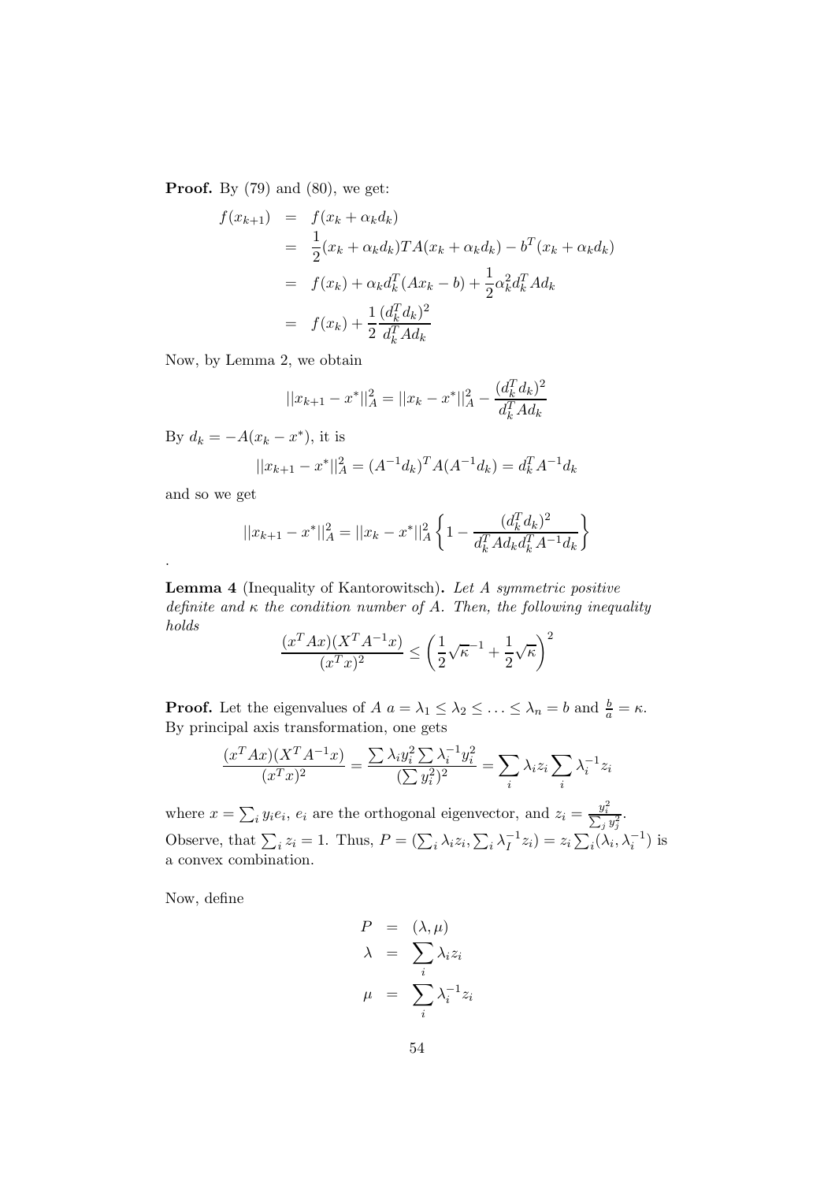**Proof.** By (79) and (80), we get:

$$
\begin{aligned}
f(x_{k+1}) &= f(x_k + \alpha_k d_k) \\
&= \frac{1}{2}(x_k + \alpha_k d_k)TA(x_k + \alpha_k d_k) - b^T(x_k + \alpha_k d_k) \\
&= f(x_k) + \alpha_k d_k^T(Ax_k - b) + \frac{1}{2}\alpha_k^2 d_k^T A d_k \\
&= f(x_k) + \frac{1}{2}\frac{(d_k^T d_k)^2}{d_k^T A d_k}
\end{aligned}
$$

Now, by Lemma 2, we obtain

$$
||x_{k+1} - x^*||_A^2 = ||x_k - x^*||_A^2 - \frac{(d_k^T d_k)^2}{d_k^T A d_k}
$$

By $d_k = -A(x_k - x^*)$, it is

$$
||x_{k+1} - x^*||_A^2 = (A^{-1}d_k)^T A(A^{-1}d_k) = d_k^T A^{-1} d_k
$$

and so we get

$$
||x_{k+1} - x^*||_A^2 = ||x_k - x^*||_A^2 \left\{ 1 - \frac{(d_k^T d_k)^2}{d_k^T A d_k d_k^T A^{-1} d_k} \right\}
$$

.

**Lemma 4** (Inequality of Kantorowitsch)**.** *Let A symmetric positive definite and $\kappa$ the condition number of A. Then, the following inequality holds*

$$
\frac{(x^T Ax)(X^T A^{-1} x)}{(x^T x)^2} \leq \left( \frac{1}{2}\sqrt{\kappa}^{-1} + \frac{1}{2}\sqrt{\kappa} \right)^2
$$

**Proof.** Let the eigenvalues of $A$ $a = \lambda_1 \leq \lambda_2 \leq \ldots \leq \lambda_n = b$ and $\frac{b}{a} = \kappa$. By principal axis transformation, one gets

$$
\frac{(x^T Ax)(X^T A^{-1} x)}{(x^T x)^2} = \frac{\sum \lambda_i y_i^2 \sum \lambda_i^{-1} y_i^2}{(\sum y_i^2)^2} = \sum_i \lambda_i z_i \sum_i \lambda_i^{-1} z_i
$$

where $x = \sum_i y_i e_i$, $e_i$ are the orthogonal eigenvector, and $z_i = \frac{y_i^2}{\sum_j y_j^2}$.
Observe, that $\sum_i z_i = 1$. Thus, $P = (\sum_i \lambda_i z_i, \sum_i \lambda_I^{-1} z_i) = z_i \sum_i (\lambda_i, \lambda_i^{-1})$ is a convex combination.

Now, define

$$
\begin{aligned}
P &= (\lambda, \mu) \\
\lambda &= \sum_i \lambda_i z_i \\
\mu &= \sum_i \lambda_i^{-1} z_i
\end{aligned}
$$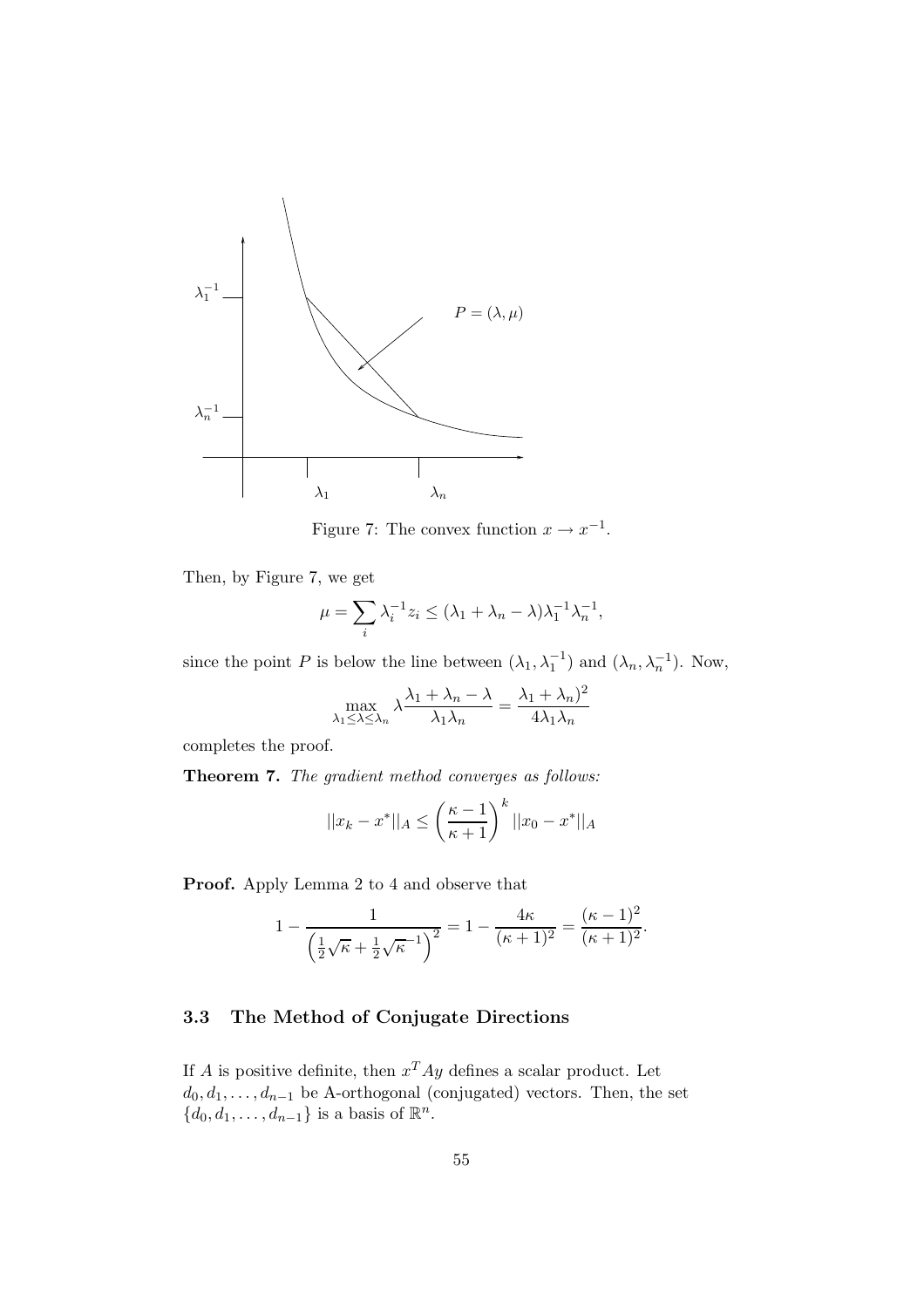Figure 7: The convex function $x \to x^{-1}$.

Then, by Figure 7, we get

$$\mu = \sum_i \lambda_i^{-1} z_i \leq (\lambda_1 + \lambda_n - \lambda)\lambda_1^{-1}\lambda_n^{-1},$$

since the point $P$ is below the line between $(\lambda_1, \lambda_1^{-1})$ and $(\lambda_n, \lambda_n^{-1})$. Now,

$$\max_{\lambda_1 \leq \lambda \leq \lambda_n} \lambda \frac{\lambda_1 + \lambda_n - \lambda}{\lambda_1 \lambda_n} = \frac{\lambda_1 + \lambda_n)^2}{4\lambda_1 \lambda_n}$$

completes the proof.

**Theorem 7.** *The gradient method converges as follows:*

$$||x_k - x^*||_A \leq \left(\frac{\kappa - 1}{\kappa + 1}\right)^k ||x_0 - x^*||_A$$

**Proof.** Apply Lemma 2 to 4 and observe that

$$1 - \frac{1}{\left(\frac{1}{2}\sqrt{\kappa} + \frac{1}{2}\sqrt{\kappa}^{-1}\right)^2} = 1 - \frac{4\kappa}{(\kappa + 1)^2} = \frac{(\kappa - 1)^2}{(\kappa + 1)^2}.$$

### 3.3 The Method of Conjugate Directions

If $A$ is positive definite, then $x^T A y$ defines a scalar product. Let $d_0, d_1, \ldots, d_{n-1}$ be A-orthogonal (conjugated) vectors. Then, the set $\{d_0, d_1, \ldots, d_{n-1}\}$ is a basis of $\mathbb{R}^n$.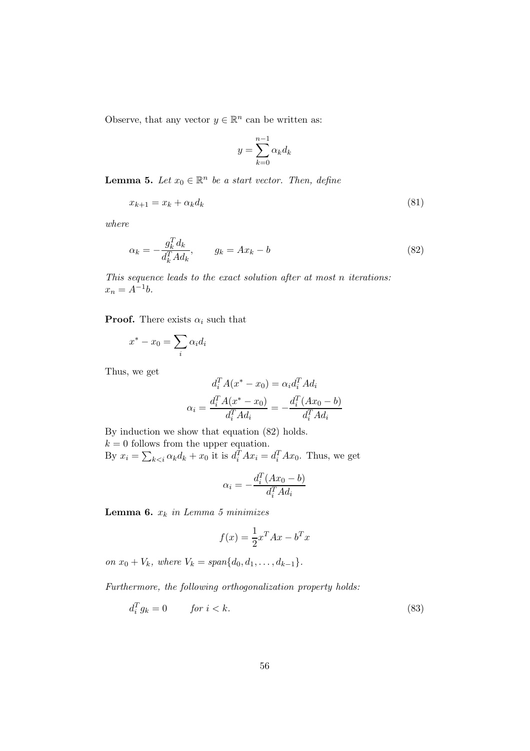Observe, that any vector $y \in \mathbb{R}^n$ can be written as:

$$y = \sum_{k=0}^{n-1} \alpha_k d_k$$

**Lemma 5.** *Let $x_0 \in \mathbb{R}^n$ be a start vector. Then, define*

$$x_{k+1} = x_k + \alpha_k d_k \tag{81}$$

*where*

$$\alpha_k = -\frac{g_k^T d_k}{d_k^T A d_k}, \qquad g_k = Ax_k - b \tag{82}$$

*This sequence leads to the exact solution after at most $n$ iterations: $x_n = A^{-1}b$.*

**Proof.** There exists $\alpha_i$ such that

$$x^* - x_0 = \sum_i \alpha_i d_i$$

Thus, we get

$$d_i^T A(x^* - x_0) = \alpha_i d_i^T A d_i$$

$$\alpha_i = \frac{d_i^T A(x^* - x_0)}{d_i^T A d_i} = -\frac{d_i^T (Ax_0 - b)}{d_i^T A d_i}$$

By induction we show that equation (82) holds.
$k = 0$ follows from the upper equation.
By $x_i = \sum_{k<i} \alpha_k d_k + x_0$ it is $d_i^T A x_i = d_i^T A x_0$. Thus, we get

$$\alpha_i = -\frac{d_i^T (Ax_0 - b)}{d_i^T A d_i}$$

**Lemma 6.** *$x_k$ in Lemma 5 minimizes*

$$f(x) = \frac{1}{2} x^T A x - b^T x$$

*on $x_0 + V_k$, where $V_k = span\{d_0, d_1, \ldots, d_{k-1}\}$.*

*Furthermore, the following orthogonalization property holds:*

$$d_i^T g_k = 0 \qquad \text{for } i < k. \tag{83}$$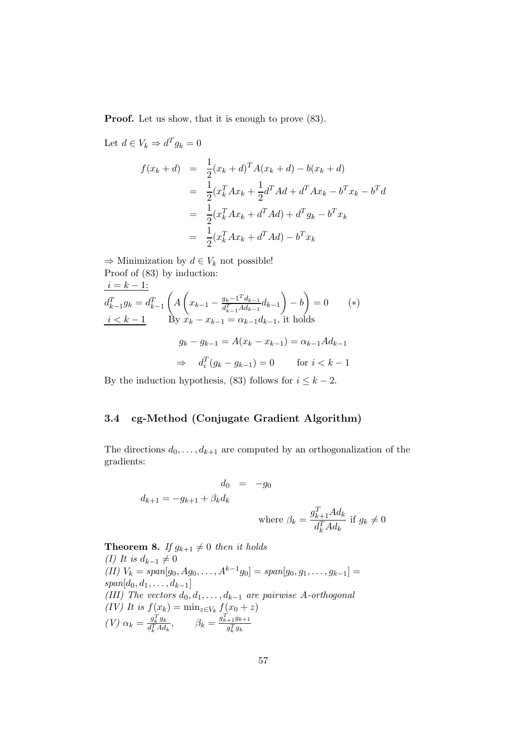**Proof.** Let us show, that it is enough to prove (83).

Let $d \in V_k \Rightarrow d^T g_k = 0$

$$
\begin{aligned}
f(x_k + d) &= \frac{1}{2}(x_k + d)^T A(x_k + d) - b(x_k + d) \\
&= \frac{1}{2}(x_k^T A x_k + \frac{1}{2} d^T A d + d^T A x_k - b^T x_k - b^T d \\
&= \frac{1}{2}(x_k^T A x_k + d^T A d) + d^T g_k - b^T x_k \\
&= \frac{1}{2}(x_k^T A x_k + d^T A d) - b^T x_k
\end{aligned}
$$

$\Rightarrow$ Minimization by $d \in V_k$ not possible!
Proof of (83) by induction:
<u>$i = k-1$:</u>

$$
d_{k-1}^T g_k = d_{k-1}^T \left( A \left( x_{k-1} - \frac{g_k - 1^T d_{k-1}}{d_{k-1}^T A d_{k-1}} d_{k-1} \right) - b \right) = 0 \qquad (*)
$$

<u>$i < k-1$</u> By $x_k - x_{k-1} = \alpha_{k-1} d_{k-1}$, it holds

$$
g_k - g_{k-1} = A(x_k - x_{k-1}) = \alpha_{k-1} A d_{k-1}
$$

$$
\Rightarrow \quad d_i^T (g_k - g_{k-1}) = 0 \qquad \text{for } i < k-1
$$

By the induction hypothesis, (83) follows for $i \leq k-2$.

### 3.4 cg-Method (Conjugate Gradient Algorithm)

The directions $d_0, \ldots, d_{k+1}$ are computed by an orthogonalization of the gradients:

$$
d_0 = -g_0
$$

$$
d_{k+1} = -g_{k+1} + \beta_k d_k
$$

$$
\text{where } \beta_k = \frac{g_{k+1}^T A d_k}{d_k^T A d_k} \text{ if } g_k \neq 0
$$

**Theorem 8.** *If $g_{k+1} \neq 0$ then it holds*
*(I) It is $d_{k-1} \neq 0$*
*(II) $V_k = span[g_0, Ag_0, \ldots, A^{k-1} g_0] = span[g_0, g_1, \ldots, g_{k-1}] = span[d_0, d_1, \ldots, d_{k-1}]$*
*(III) The vectors $d_0, d_1, \ldots, d_{k-1}$ are pairwise A-orthogonal*
*(IV) It is $f(x_k) = \min_{z \in V_k} f(x_0 + z)$*
*(V) $\alpha_k = \frac{g_k^T g_k}{d_k^T A d_k}$, $\qquad \beta_k = \frac{g_{k+1}^T g_{k+1}}{g_k^T g_k}$*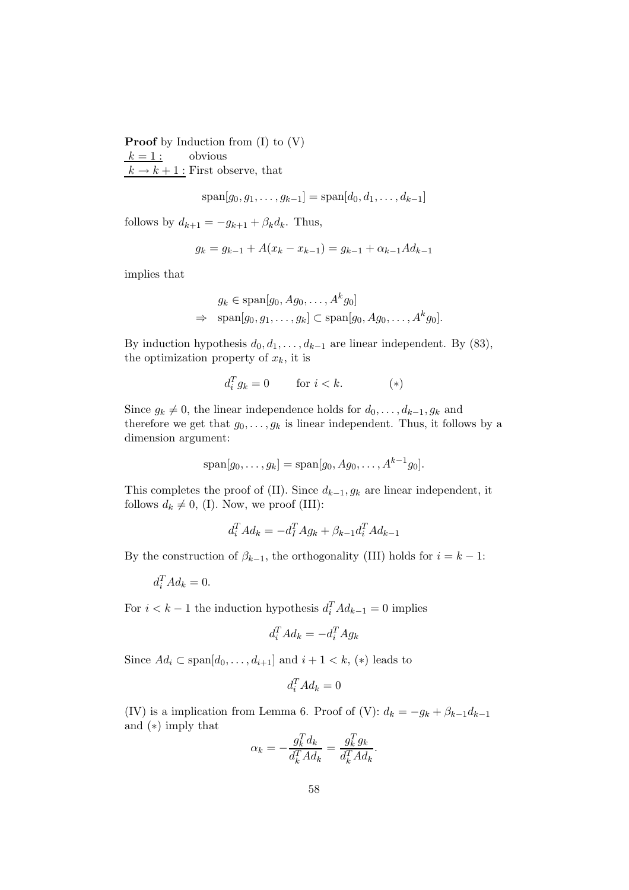**Proof** by Induction from (I) to (V)

$k = 1$ : obvious

$k \to k+1$ : First observe, that

$$\text{span}[g_0, g_1, \ldots, g_{k-1}] = \text{span}[d_0, d_1, \ldots, d_{k-1}]$$

follows by $d_{k+1} = -g_{k+1} + \beta_k d_k$. Thus,

$$g_k = g_{k-1} + A(x_k - x_{k-1}) = g_{k-1} + \alpha_{k-1} A d_{k-1}$$

implies that

$$\begin{aligned} & g_k \in \text{span}[g_0, Ag_0, \ldots, A^k g_0] \\ \Rightarrow \quad & \text{span}[g_0, g_1, \ldots, g_k] \subset \text{span}[g_0, Ag_0, \ldots, A^k g_0]. \end{aligned}$$

By induction hypothesis $d_0, d_1, \ldots, d_{k-1}$ are linear independent. By (83), the optimization property of $x_k$, it is

$$d_i^T g_k = 0 \qquad \text{for } i < k. \qquad\qquad (*)$$

Since $g_k \neq 0$, the linear independence holds for $d_0, \ldots, d_{k-1}, g_k$ and therefore we get that $g_0, \ldots, g_k$ is linear independent. Thus, it follows by a dimension argument:

$$\text{span}[g_0, \ldots, g_k] = \text{span}[g_0, Ag_0, \ldots, A^{k-1} g_0].$$

This completes the proof of (II). Since $d_{k-1}, g_k$ are linear independent, it follows $d_k \neq 0$, (I). Now, we proof (III):

$$d_i^T A d_k = -d_I^T A g_k + \beta_{k-1} d_i^T A d_{k-1}$$

By the construction of $\beta_{k-1}$, the orthogonality (III) holds for $i = k-1$:

$$d_i^T A d_k = 0.$$

For $i < k-1$ the induction hypothesis $d_i^T A d_{k-1} = 0$ implies

$$d_i^T A d_k = -d_i^T A g_k$$

Since $Ad_i \subset \text{span}[d_0, \ldots, d_{i+1}]$ and $i+1 < k$, $(*)$ leads to

$$d_i^T A d_k = 0$$

(IV) is a implication from Lemma 6. Proof of (V): $d_k = -g_k + \beta_{k-1} d_{k-1}$ and $(*)$ imply that

$$\alpha_k = -\frac{g_k^T d_k}{d_k^T A d_k} = \frac{g_k^T g_k}{d_k^T A d_k}.$$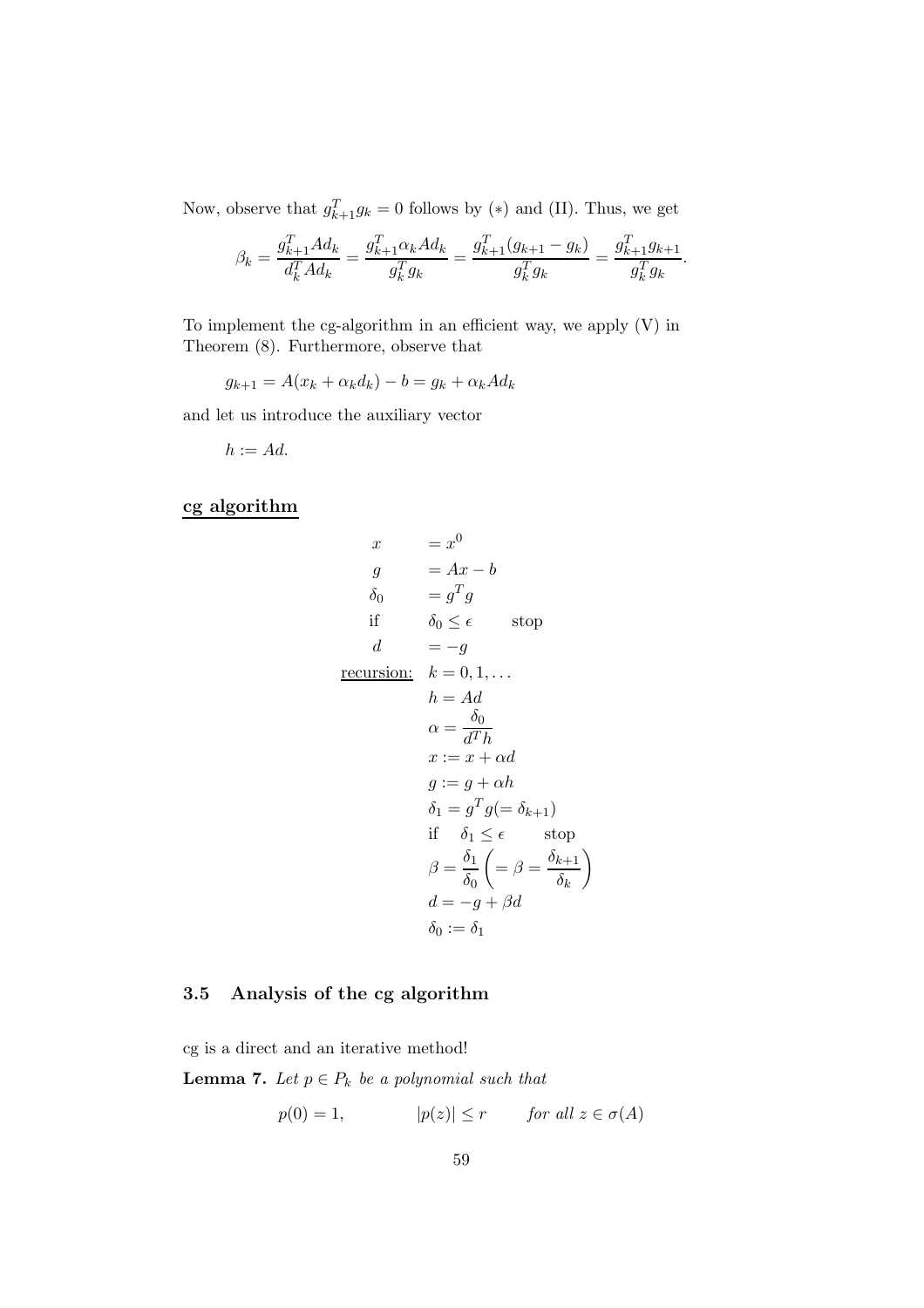Now, observe that $g_{k+1}^T g_k = 0$ follows by (*) and (II). Thus, we get

$$\beta_k = \frac{g_{k+1}^T A d_k}{d_k^T A d_k} = \frac{g_{k+1}^T \alpha_k A d_k}{g_k^T g_k} = \frac{g_{k+1}^T (g_{k+1} - g_k)}{g_k^T g_k} = \frac{g_{k+1}^T g_{k+1}}{g_k^T g_k}.$$

To implement the cg-algorithm in an efficient way, we apply (V) in Theorem (8). Furthermore, observe that

$$g_{k+1} = A(x_k + \alpha_k d_k) - b = g_k + \alpha_k A d_k$$

and let us introduce the auxiliary vector

$$h := Ad.$$

**cg algorithm**

$$
\begin{aligned}
x \quad &= x^0 \\
g \quad &= Ax - b \\
\delta_0 \quad &= g^T g \\
\text{if} \quad &\delta_0 \leq \epsilon \qquad \text{stop} \\
d \quad &= -g \\
\underline{\text{recursion:}} \quad & k = 0, 1, \ldots \\
& h = Ad \\
& \alpha = \frac{\delta_0}{d^T h} \\
& x := x + \alpha d \\
& g := g + \alpha h \\
& \delta_1 = g^T g (= \delta_{k+1}) \\
& \text{if} \quad \delta_1 \leq \epsilon \qquad \text{stop} \\
& \beta = \frac{\delta_1}{\delta_0} \left( = \beta = \frac{\delta_{k+1}}{\delta_k} \right) \\
& d = -g + \beta d \\
& \delta_0 := \delta_1
\end{aligned}
$$

### 3.5 Analysis of the cg algorithm

cg is a direct and an iterative method!

**Lemma 7.** *Let $p \in P_k$ be a polynomial such that*

$$p(0) = 1, \qquad |p(z)| \leq r \qquad \textit{for all } z \in \sigma(A)$$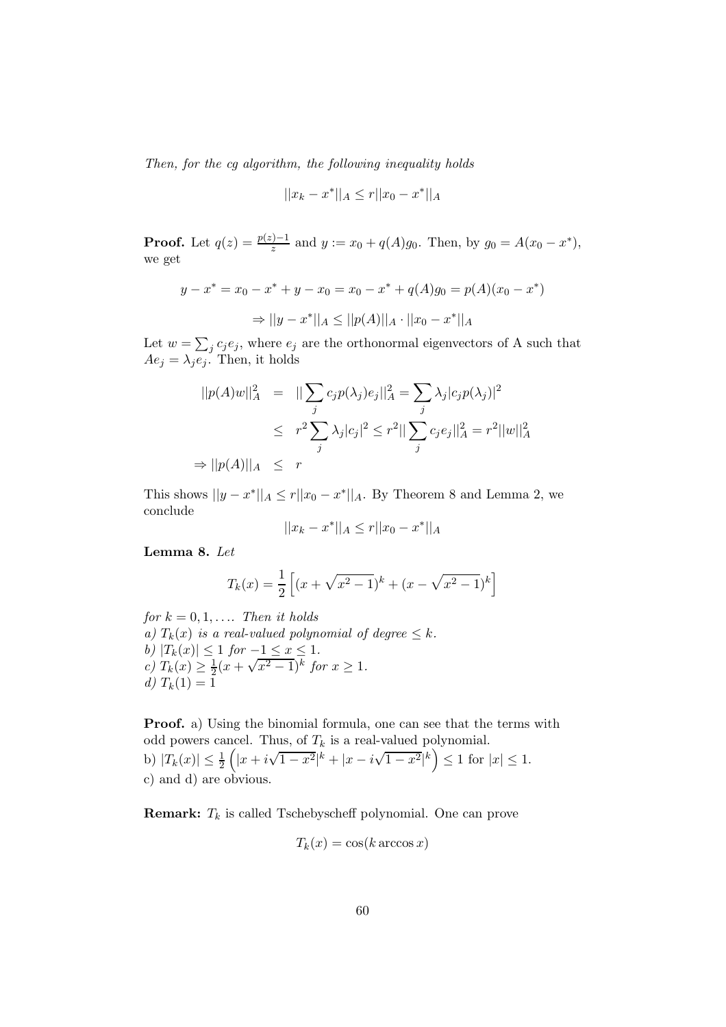*Then, for the cg algorithm, the following inequality holds*

$$||x_k - x^*||_A \leq r||x_0 - x^*||_A$$

**Proof.** Let $q(z) = \frac{p(z)-1}{z}$ and $y := x_0 + q(A)g_0$. Then, by $g_0 = A(x_0 - x^*)$, we get

$$y - x^* = x_0 - x^* + y - x_0 = x_0 - x^* + q(A)g_0 = p(A)(x_0 - x^*)$$

$$\Rightarrow ||y - x^*||_A \leq ||p(A)||_A \cdot ||x_0 - x^*||_A$$

Let $w = \sum_j c_j e_j$, where $e_j$ are the orthonormal eigenvectors of A such that $Ae_j = \lambda_j e_j$. Then, it holds

$$\begin{aligned}
||p(A)w||_A^2 &= ||\sum_j c_j p(\lambda_j)e_j||_A^2 = \sum_j \lambda_j |c_j p(\lambda_j)|^2 \\
&\leq r^2 \sum_j \lambda_j |c_j|^2 \leq r^2 ||\sum_j c_j e_j||_A^2 = r^2 ||w||_A^2 \\
\Rightarrow ||p(A)||_A &\leq r
\end{aligned}$$

This shows $||y - x^*||_A \leq r||x_0 - x^*||_A$. By Theorem 8 and Lemma 2, we conclude

$$||x_k - x^*||_A \leq r||x_0 - x^*||_A$$

**Lemma 8.** *Let*

$$T_k(x) = \frac{1}{2}\left[(x + \sqrt{x^2-1})^k + (x - \sqrt{x^2-1})^k\right]$$

*for $k = 0, 1, \ldots$. Then it holds*
*a) $T_k(x)$ is a real-valued polynomial of degree $\leq k$.*
*b) $|T_k(x)| \leq 1$ for $-1 \leq x \leq 1$.*
*c) $T_k(x) \geq \frac{1}{2}(x + \sqrt{x^2-1})^k$ for $x \geq 1$.*
*d) $T_k(1) = 1$*

**Proof.** a) Using the binomial formula, one can see that the terms with odd powers cancel. Thus, of $T_k$ is a real-valued polynomial.
b) $|T_k(x)| \leq \frac{1}{2}\left(|x + i\sqrt{1-x^2}|^k + |x - i\sqrt{1-x^2}|^k\right) \leq 1$ for $|x| \leq 1$.
c) and d) are obvious.

**Remark:** $T_k$ is called Tschebyscheff polynomial. One can prove

$$T_k(x) = \cos(k \arccos x)$$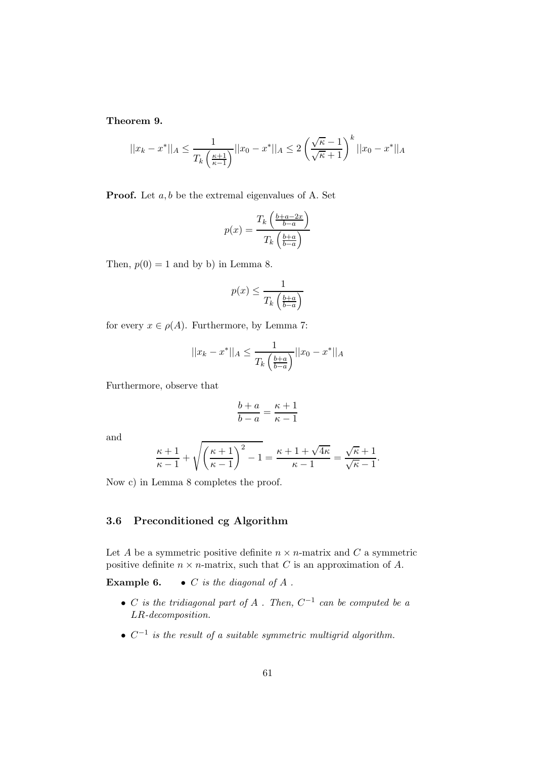**Theorem 9.**

$$||x_k - x^*||_A \leq \frac{1}{T_k\left(\frac{\kappa+1}{\kappa-1}\right)}||x_0 - x^*||_A \leq 2\left(\frac{\sqrt{\kappa}-1}{\sqrt{\kappa}+1}\right)^k ||x_0 - x^*||_A$$

**Proof.** Let $a, b$ be the extremal eigenvalues of A. Set

$$p(x) = \frac{T_k\left(\frac{b+a-2x}{b-a}\right)}{T_k\left(\frac{b+a}{b-a}\right)}$$

Then, $p(0) = 1$ and by b) in Lemma 8.

$$p(x) \leq \frac{1}{T_k\left(\frac{b+a}{b-a}\right)}$$

for every $x \in \rho(A)$. Furthermore, by Lemma 7:

$$||x_k - x^*||_A \leq \frac{1}{T_k\left(\frac{b+a}{b-a}\right)}||x_0 - x^*||_A$$

Furthermore, observe that

$$\frac{b+a}{b-a} = \frac{\kappa+1}{\kappa-1}$$

and

$$\frac{\kappa+1}{\kappa-1} + \sqrt{\left(\frac{\kappa+1}{\kappa-1}\right)^2 - 1} = \frac{\kappa+1+\sqrt{4\kappa}}{\kappa-1} = \frac{\sqrt{\kappa}+1}{\sqrt{\kappa}-1}.$$

Now c) in Lemma 8 completes the proof.

## 3.6 Preconditioned cg Algorithm

Let $A$ be a symmetric positive definite $n \times n$-matrix and $C$ a symmetric positive definite $n \times n$-matrix, such that $C$ is an approximation of $A$.

**Example 6.**

- *$C$ is the diagonal of $A$ .*
- *$C$ is the tridiagonal part of $A$ . Then, $C^{-1}$ can be computed be a LR-decomposition.*
- *$C^{-1}$ is the result of a suitable symmetric multigrid algorithm.*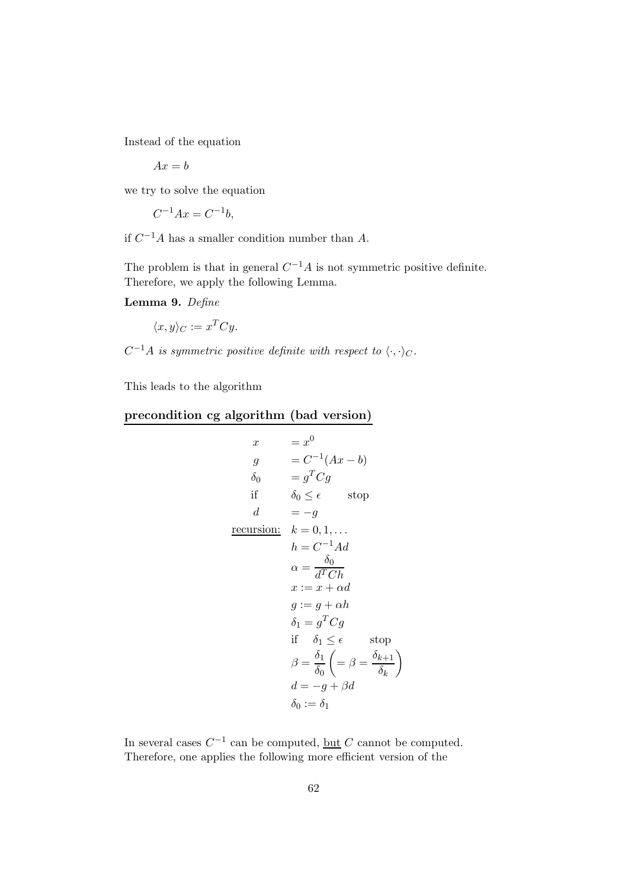Instead of the equation

$$Ax = b$$

we try to solve the equation

$$C^{-1}Ax = C^{-1}b,$$

if $C^{-1}A$ has a smaller condition number than $A$.

The problem is that in general $C^{-1}A$ is not symmetric positive definite. Therefore, we apply the following Lemma.

**Lemma 9.** *Define*

$$\langle x, y \rangle_C := x^T C y.$$

*$C^{-1}A$ is symmetric positive definite with respect to $\langle \cdot, \cdot \rangle_C$.*

This leads to the algorithm

## precondition cg algorithm (bad version)

$$
\begin{array}{ll}
x & = x^0 \\
g & = C^{-1}(Ax - b) \\
\delta_0 & = g^T C g \\
\text{if} & \delta_0 \leq \epsilon \qquad \text{stop} \\
d & = -g \\
\underline{\text{recursion:}} & k = 0, 1, \ldots \\
 & h = C^{-1}Ad \\
 & \alpha = \dfrac{\delta_0}{d^T C h} \\
 & x := x + \alpha d \\
 & g := g + \alpha h \\
 & \delta_1 = g^T C g \\
 & \text{if} \quad \delta_1 \leq \epsilon \qquad \text{stop} \\
 & \beta = \dfrac{\delta_1}{\delta_0} \left( = \beta = \dfrac{\delta_{k+1}}{\delta_k} \right) \\
 & d = -g + \beta d \\
 & \delta_0 := \delta_1
\end{array}
$$

In several cases $C^{-1}$ can be computed, <u>but</u> $C$ cannot be computed. Therefore, one applies the following more efficient version of the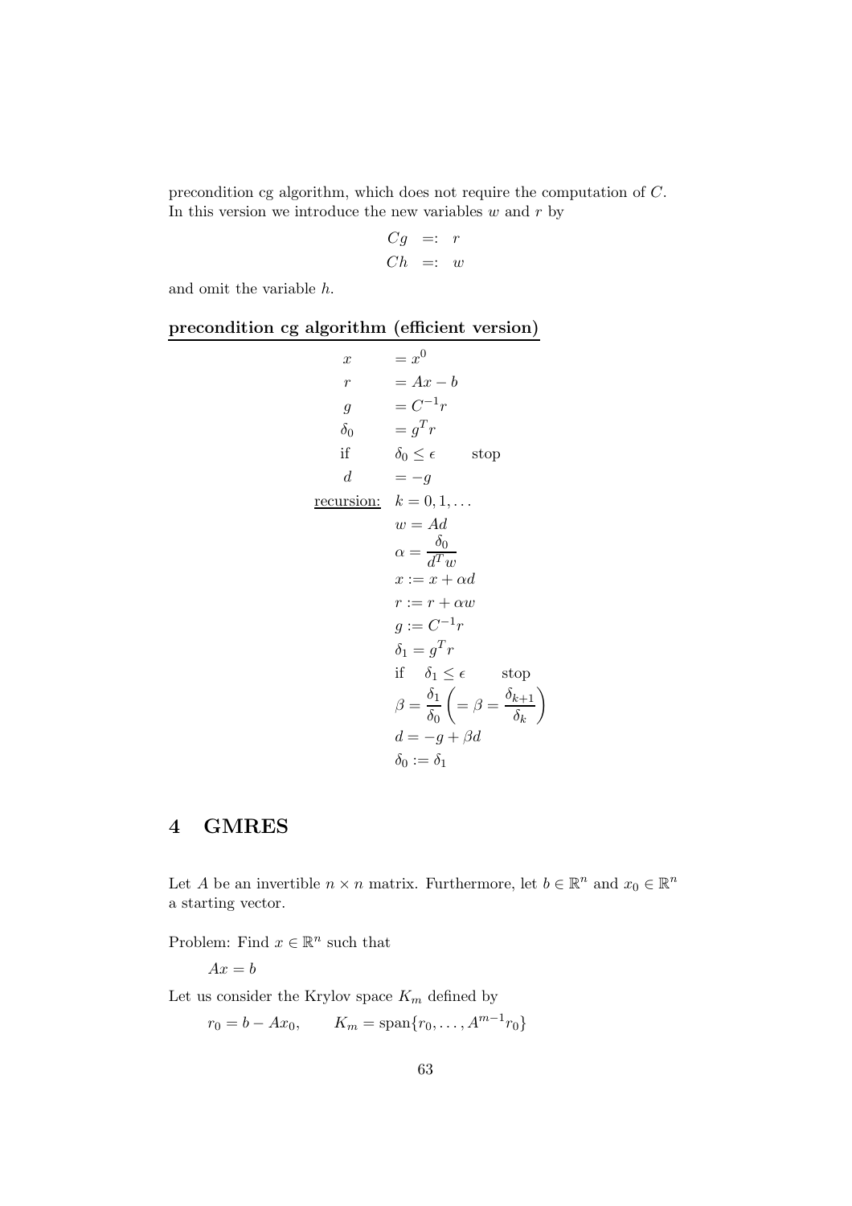precondition cg algorithm, which does not require the computation of $C$. In this version we introduce the new variables $w$ and $r$ by

$$
\begin{aligned}
Cg &=: r \\
Ch &=: w
\end{aligned}
$$

and omit the variable $h$.

**precondition cg algorithm (efficient version)**

$$
\begin{array}{ll}
x & = x^0 \\
r & = Ax - b \\
g & = C^{-1} r \\
\delta_0 & = g^T r \\
\text{if} & \delta_0 \leq \epsilon \qquad \text{stop} \\
d & = -g \\
\underline{\text{recursion:}} & k = 0, 1, \ldots \\
 & w = Ad \\
 & \alpha = \dfrac{\delta_0}{d^T w} \\
 & x := x + \alpha d \\
 & r := r + \alpha w \\
 & g := C^{-1} r \\
 & \delta_1 = g^T r \\
 & \text{if} \quad \delta_1 \leq \epsilon \qquad \text{stop} \\
 & \beta = \dfrac{\delta_1}{\delta_0} \left( = \beta = \dfrac{\delta_{k+1}}{\delta_k} \right) \\
 & d = -g + \beta d \\
 & \delta_0 := \delta_1
\end{array}
$$

## 4 GMRES

Let $A$ be an invertible $n \times n$ matrix. Furthermore, let $b \in \mathbb{R}^n$ and $x_0 \in \mathbb{R}^n$ a starting vector.

Problem: Find $x \in \mathbb{R}^n$ such that

$$Ax = b$$

Let us consider the Krylov space $K_m$ defined by

$$r_0 = b - Ax_0, \qquad K_m = \operatorname{span}\{r_0, \ldots, A^{m-1} r_0\}$$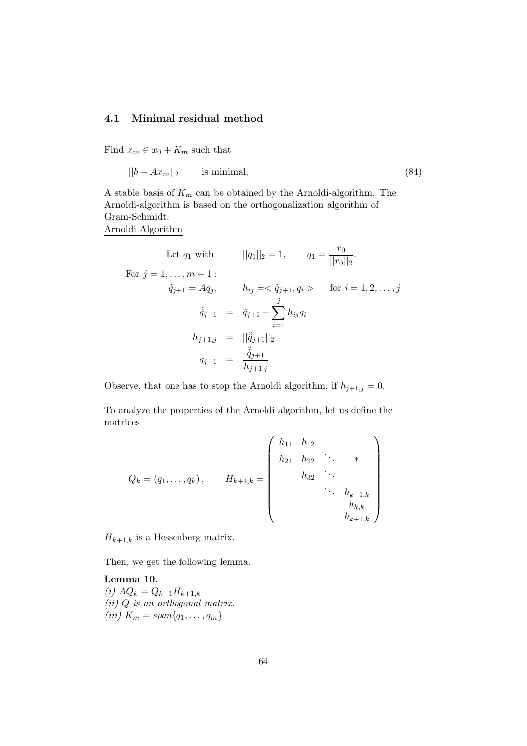### 4.1 Minimal residual method

Find $x_m \in x_0 + K_m$ such that

$$||b - Ax_m||_2 \qquad \text{is minimal.} \tag{84}$$

A stable basis of $K_m$ can be obtained by the Arnoldi-algorithm. The Arnoldi-algorithm is based on the orthogonalization algorithm of Gram-Schmidt:

Arnoldi Algorithm

$$\text{Let } q_1 \text{ with} \qquad ||q_1||_2 = 1, \qquad q_1 = \frac{r_0}{||r_0||_2}.$$

For $j = 1, \ldots, m-1$:

$$\tilde{q}_{j+1} = Aq_j, \qquad h_{ij} = < \tilde{q}_{j+1}, q_i > \qquad \text{for } i = 1, 2, \ldots, j$$

$$\begin{aligned}
\tilde{\tilde{q}}_{j+1} &= \tilde{q}_{j+1} - \sum_{i=1}^{j} h_{ij} q_i \\
h_{j+1,j} &= ||\tilde{\tilde{q}}_{j+1}||_2 \\
q_{j+1} &= \frac{\tilde{\tilde{q}}_{j+1}}{h_{j+1,j}}
\end{aligned}$$

Observe, that one has to stop the Arnoldi algorithm, if $h_{j+1,j} = 0$.

To analyze the properties of the Arnoldi algorithm, let us define the matrices

$$Q_k = (q_1, \ldots, q_k), \qquad H_{k+1,k} = \begin{pmatrix} h_{11} & h_{12} & & \\ h_{21} & h_{22} & \ddots & * \\ & h_{32} & \ddots & \\ & & \ddots & h_{k-1,k} \\ & & & h_{k,k} \\ & & & h_{k+1,k} \end{pmatrix}$$

$H_{k+1,k}$ is a Hessenberg matrix.

Then, we get the following lemma.

**Lemma 10.**
*(i)* $AQ_k = Q_{k+1} H_{k+1,k}$
*(ii)* $Q$ *is an orthogonal matrix.*
*(iii)* $K_m = span\{q_1, \ldots, q_m\}$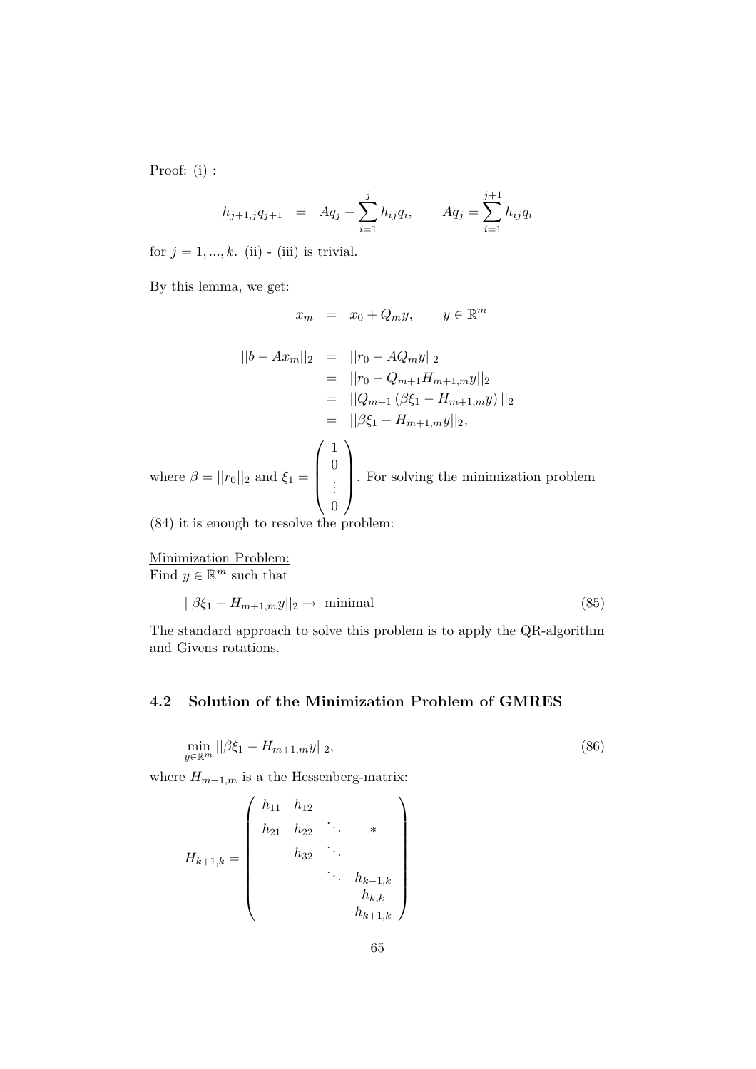Proof: (i) :

$$h_{j+1,j}q_{j+1} \;=\; Aq_j - \sum_{i=1}^{j} h_{ij}q_i, \qquad Aq_j = \sum_{i=1}^{j+1} h_{ij}q_i$$

for $j = 1, ..., k$. (ii) - (iii) is trivial.

By this lemma, we get:

$$x_m \;=\; x_0 + Q_m y, \qquad y \in \mathbb{R}^m$$

$$\begin{aligned}
||b - Ax_m||_2 &= ||r_0 - AQ_m y||_2 \\
&= ||r_0 - Q_{m+1}H_{m+1,m}y||_2 \\
&= ||Q_{m+1}\left(\beta\xi_1 - H_{m+1,m}y\right)||_2 \\
&= ||\beta\xi_1 - H_{m+1,m}y||_2,
\end{aligned}$$

where $\beta = ||r_0||_2$ and $\xi_1 = \begin{pmatrix} 1 \\ 0 \\ \vdots \\ 0 \end{pmatrix}$. For solving the minimization problem (84) it is enough to resolve the problem:

<u>Minimization Problem:</u>
Find $y \in \mathbb{R}^m$ such that

$$||\beta\xi_1 - H_{m+1,m}y||_2 \rightarrow \text{ minimal} \tag{85}$$

The standard approach to solve this problem is to apply the QR-algorithm and Givens rotations.

## 4.2 Solution of the Minimization Problem of GMRES

$$\min_{y \in \mathbb{R}^m} ||\beta\xi_1 - H_{m+1,m}y||_2, \tag{86}$$

where $H_{m+1,m}$ is a the Hessenberg-matrix:

$$H_{k+1,k} = \begin{pmatrix} h_{11} & h_{12} & & \\ h_{21} & h_{22} & \ddots & * \\ & h_{32} & \ddots & \\ & & \ddots & h_{k-1,k} \\ & & & h_{k,k} \\ & & & h_{k+1,k} \end{pmatrix}$$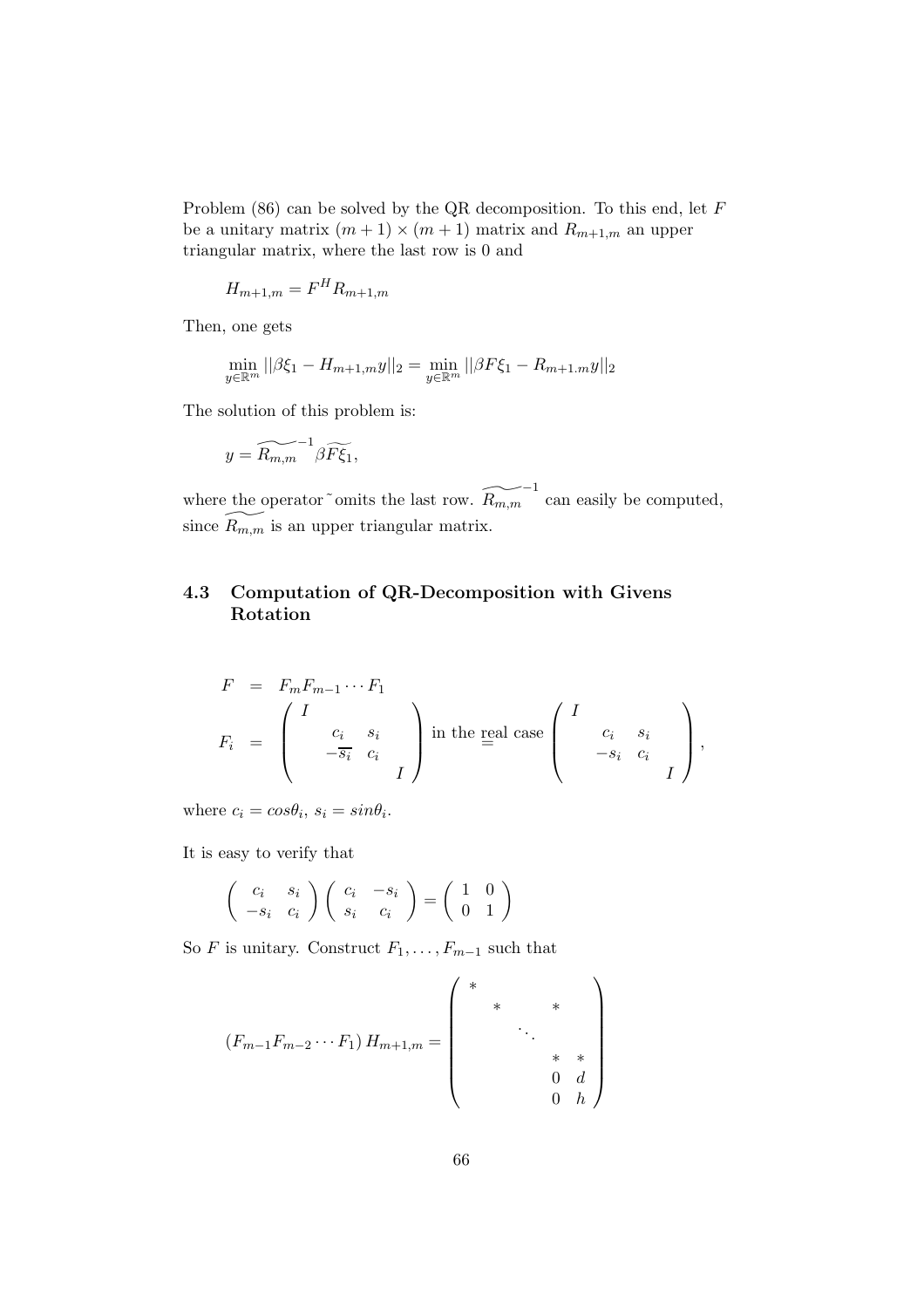Problem (86) can be solved by the QR decomposition. To this end, let $F$ be a unitary matrix $(m+1) \times (m+1)$ matrix and $R_{m+1,m}$ an upper triangular matrix, where the last row is 0 and

$$H_{m+1,m} = F^H R_{m+1,m}$$

Then, one gets

$$\min_{y \in \mathbb{R}^m} ||\beta \xi_1 - H_{m+1,m} y||_2 = \min_{y \in \mathbb{R}^m} ||\beta F \xi_1 - R_{m+1.m} y||_2$$

The solution of this problem is:

$$y = \widetilde{R_{m,m}}^{-1} \beta \widetilde{F\xi_1},$$

where the operator ˜ omits the last row. $\widetilde{R_{m,m}}^{-1}$ can easily be computed, since $\widetilde{R_{m,m}}$ is an upper triangular matrix.

## 4.3 Computation of QR-Decomposition with Givens Rotation

$$
\begin{aligned}
F &= F_m F_{m-1} \cdots F_1 \\
F_i &= \begin{pmatrix} I & & & \\ & c_i & s_i & \\ & -\overline{s_i} & c_i & \\ & & & I \end{pmatrix} \text{ in the } \underset{=}{\text{real}} \text{ case } \begin{pmatrix} I & & & \\ & c_i & s_i & \\ & -s_i & c_i & \\ & & & I \end{pmatrix},
\end{aligned}
$$

where $c_i = cos\theta_i$, $s_i = sin\theta_i$.

It is easy to verify that

$$\begin{pmatrix} c_i & s_i \\ -s_i & c_i \end{pmatrix} \begin{pmatrix} c_i & -s_i \\ s_i & c_i \end{pmatrix} = \begin{pmatrix} 1 & 0 \\ 0 & 1 \end{pmatrix}$$

So $F$ is unitary. Construct $F_1, \ldots, F_{m-1}$ such that

$$(F_{m-1} F_{m-2} \cdots F_1) H_{m+1,m} = \begin{pmatrix} * & & & & \\ & * & & * & \\ & & \ddots & & \\ & & & * & * \\ & & & 0 & d \\ & & & 0 & h \end{pmatrix}$$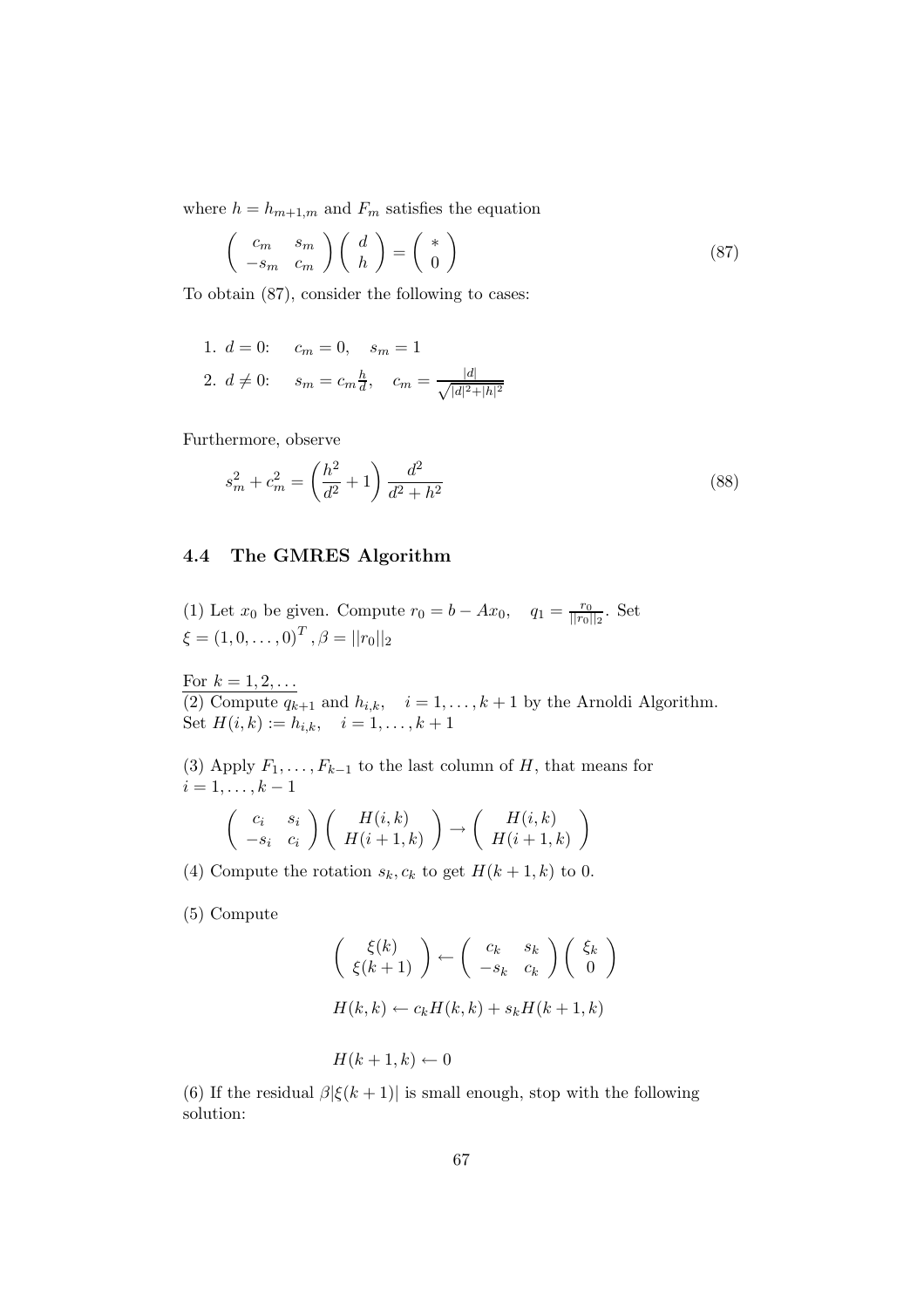where $h = h_{m+1,m}$ and $F_m$ satisfies the equation

$$\begin{pmatrix} c_m & s_m \\ -s_m & c_m \end{pmatrix} \begin{pmatrix} d \\ h \end{pmatrix} = \begin{pmatrix} * \\ 0 \end{pmatrix} \tag{87}$$

To obtain (87), consider the following to cases:

1. $d = 0$: $\quad c_m = 0, \quad s_m = 1$
2. $d \neq 0$: $\quad s_m = c_m \frac{h}{d}, \quad c_m = \frac{|d|}{\sqrt{|d|^2 + |h|^2}}$

Furthermore, observe

$$s_m^2 + c_m^2 = \left( \frac{h^2}{d^2} + 1 \right) \frac{d^2}{d^2 + h^2} \tag{88}$$

### 4.4 The GMRES Algorithm

(1) Let $x_0$ be given. Compute $r_0 = b - Ax_0, \quad q_1 = \frac{r_0}{||r_0||_2}$. Set $\xi = (1, 0, \ldots, 0)^T, \beta = ||r_0||_2$

For $k = 1, 2, \ldots$

(2) Compute $q_{k+1}$ and $h_{i,k}, \quad i = 1, \ldots, k+1$ by the Arnoldi Algorithm. Set $H(i,k) := h_{i,k}, \quad i = 1, \ldots, k+1$

(3) Apply $F_1, \ldots, F_{k-1}$ to the last column of $H$, that means for $i = 1, \ldots, k-1$

$$\begin{pmatrix} c_i & s_i \\ -s_i & c_i \end{pmatrix} \begin{pmatrix} H(i,k) \\ H(i+1,k) \end{pmatrix} \rightarrow \begin{pmatrix} H(i,k) \\ H(i+1,k) \end{pmatrix}$$

(4) Compute the rotation $s_k, c_k$ to get $H(k+1,k)$ to 0.

(5) Compute

$$\begin{pmatrix} \xi(k) \\ \xi(k+1) \end{pmatrix} \leftarrow \begin{pmatrix} c_k & s_k \\ -s_k & c_k \end{pmatrix} \begin{pmatrix} \xi_k \\ 0 \end{pmatrix}$$

$$H(k,k) \leftarrow c_k H(k,k) + s_k H(k+1,k)$$

$$H(k+1,k) \leftarrow 0$$

(6) If the residual $\beta |\xi(k+1)|$ is small enough, stop with the following solution: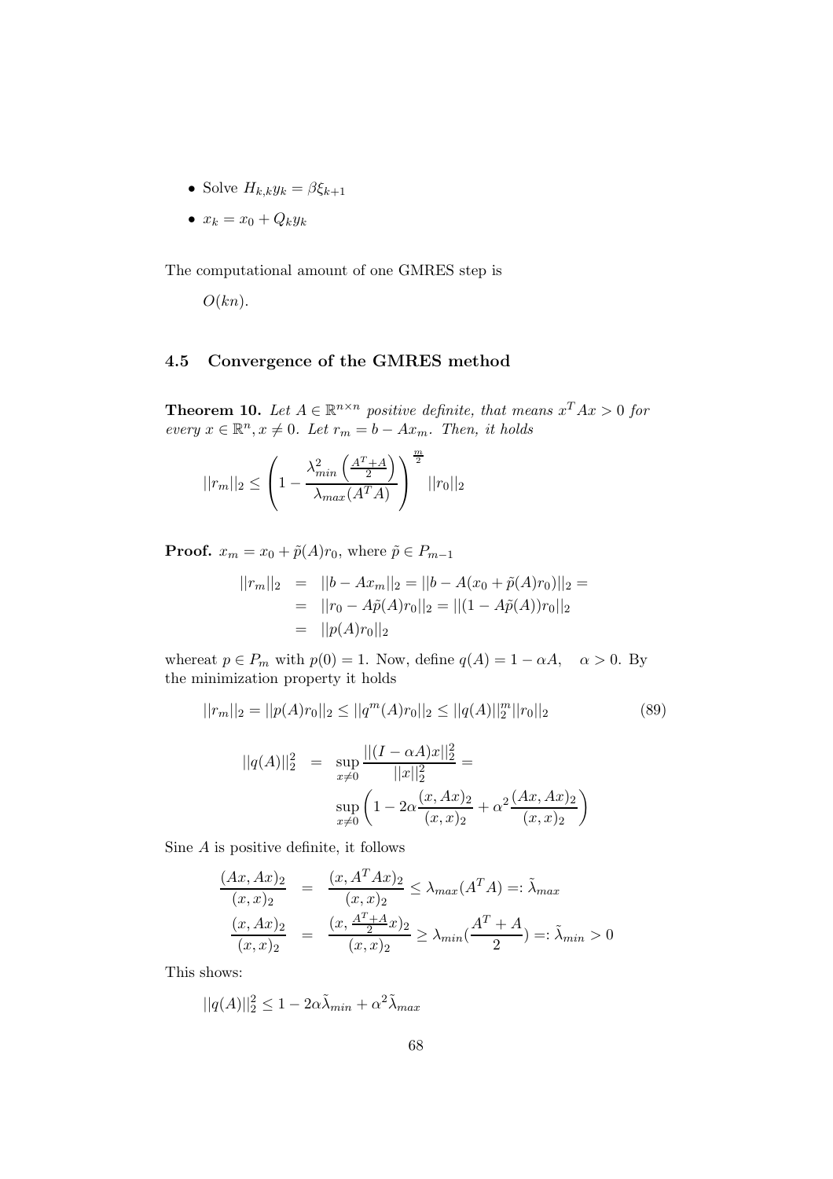- Solve $H_{k,k} y_k = \beta \xi_{k+1}$
- $x_k = x_0 + Q_k y_k$

The computational amount of one GMRES step is

$O(kn)$.

### 4.5 Convergence of the GMRES method

**Theorem 10.** *Let $A \in \mathbb{R}^{n\times n}$ positive definite, that means $x^T A x > 0$ for every $x \in \mathbb{R}^n, x \neq 0$. Let $r_m = b - Ax_m$. Then, it holds*

$$||r_m||_2 \leq \left(1 - \frac{\lambda_{min}^2\left(\frac{A^T+A}{2}\right)}{\lambda_{max}(A^T A)}\right)^{\frac{m}{2}} ||r_0||_2$$

**Proof.** $x_m = x_0 + \tilde{p}(A) r_0$, where $\tilde{p} \in P_{m-1}$

$$\begin{aligned}
||r_m||_2 &= ||b - Ax_m||_2 = ||b - A(x_0 + \tilde{p}(A)r_0)||_2 = \\
&= ||r_0 - A\tilde{p}(A)r_0||_2 = ||(1 - A\tilde{p}(A))r_0||_2 \\
&= ||p(A)r_0||_2
\end{aligned}$$

whereat $p \in P_m$ with $p(0) = 1$. Now, define $q(A) = 1 - \alpha A, \quad \alpha > 0$. By the minimization property it holds

$$||r_m||_2 = ||p(A)r_0||_2 \leq ||q^m(A)r_0||_2 \leq ||q(A)||_2^m ||r_0||_2 \tag{89}$$

$$\begin{aligned}
||q(A)||_2^2 &= \sup_{x\neq 0} \frac{||(I - \alpha A)x||_2^2}{||x||_2^2} = \\
&\quad \sup_{x\neq 0}\left(1 - 2\alpha\frac{(x, Ax)_2}{(x,x)_2} + \alpha^2 \frac{(Ax, Ax)_2}{(x,x)_2}\right)
\end{aligned}$$

Sine $A$ is positive definite, it follows

$$\begin{aligned}
\frac{(Ax, Ax)_2}{(x,x)_2} &= \frac{(x, A^T A x)_2}{(x,x)_2} \leq \lambda_{max}(A^T A) =: \tilde{\lambda}_{max} \\
\frac{(x, Ax)_2}{(x,x)_2} &= \frac{(x, \frac{A^T+A}{2}x)_2}{(x,x)_2} \geq \lambda_{min}\left(\frac{A^T + A}{2}\right) =: \tilde{\lambda}_{min} > 0
\end{aligned}$$

This shows:

$$||q(A)||_2^2 \leq 1 - 2\alpha\tilde{\lambda}_{min} + \alpha^2 \tilde{\lambda}_{max}$$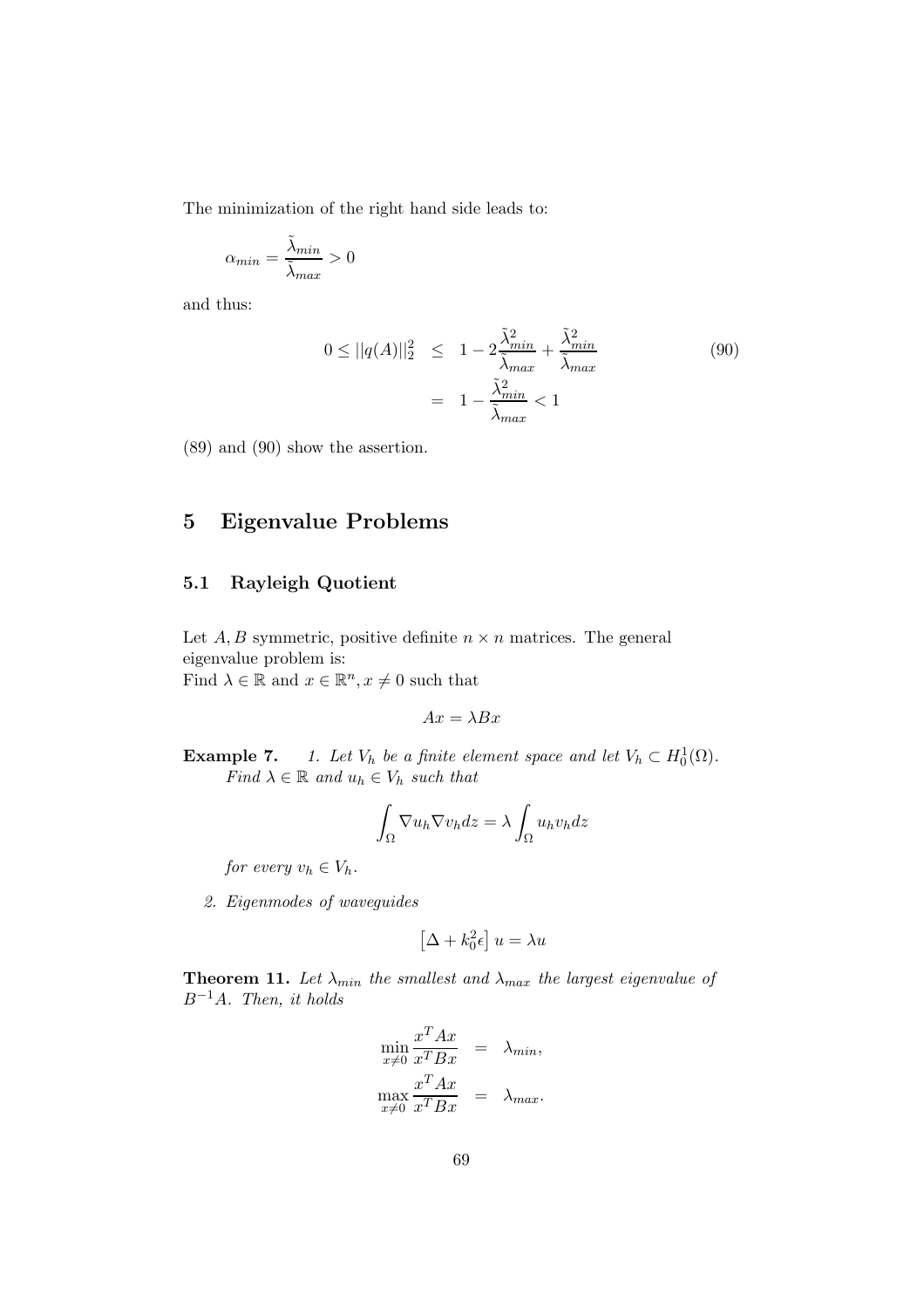The minimization of the right hand side leads to:

$$\alpha_{min} = \frac{\tilde{\lambda}_{min}}{\tilde{\lambda}_{max}} > 0$$

and thus:

$$
\begin{aligned}
0 \leq ||q(A)||_2^2 &\leq 1 - 2\frac{\tilde{\lambda}_{min}^2}{\tilde{\lambda}_{max}} + \frac{\tilde{\lambda}_{min}^2}{\tilde{\lambda}_{max}} \\
&= 1 - \frac{\tilde{\lambda}_{min}^2}{\tilde{\lambda}_{max}} < 1
\end{aligned}
\tag{90}
$$

(89) and (90) show the assertion.

# 5 Eigenvalue Problems

## 5.1 Rayleigh Quotient

Let $A, B$ symmetric, positive definite $n \times n$ matrices. The general eigenvalue problem is:
Find $\lambda \in \mathbb{R}$ and $x \in \mathbb{R}^n, x \neq 0$ such that

$$Ax = \lambda Bx$$

**Example 7.** *1. Let $V_h$ be a finite element space and let $V_h \subset H_0^1(\Omega)$. Find $\lambda \in \mathbb{R}$ and $u_h \in V_h$ such that*

$$\int_\Omega \nabla u_h \nabla v_h dz = \lambda \int_\Omega u_h v_h dz$$

*for every $v_h \in V_h$.*

*2. Eigenmodes of waveguides*

$$\left[\Delta + k_0^2 \epsilon\right] u = \lambda u$$

**Theorem 11.** *Let $\lambda_{min}$ the smallest and $\lambda_{max}$ the largest eigenvalue of $B^{-1}A$. Then, it holds*

$$
\begin{aligned}
\min_{x \neq 0} \frac{x^T A x}{x^T B x} &= \lambda_{min}, \\
\max_{x \neq 0} \frac{x^T A x}{x^T B x} &= \lambda_{max}.
\end{aligned}
$$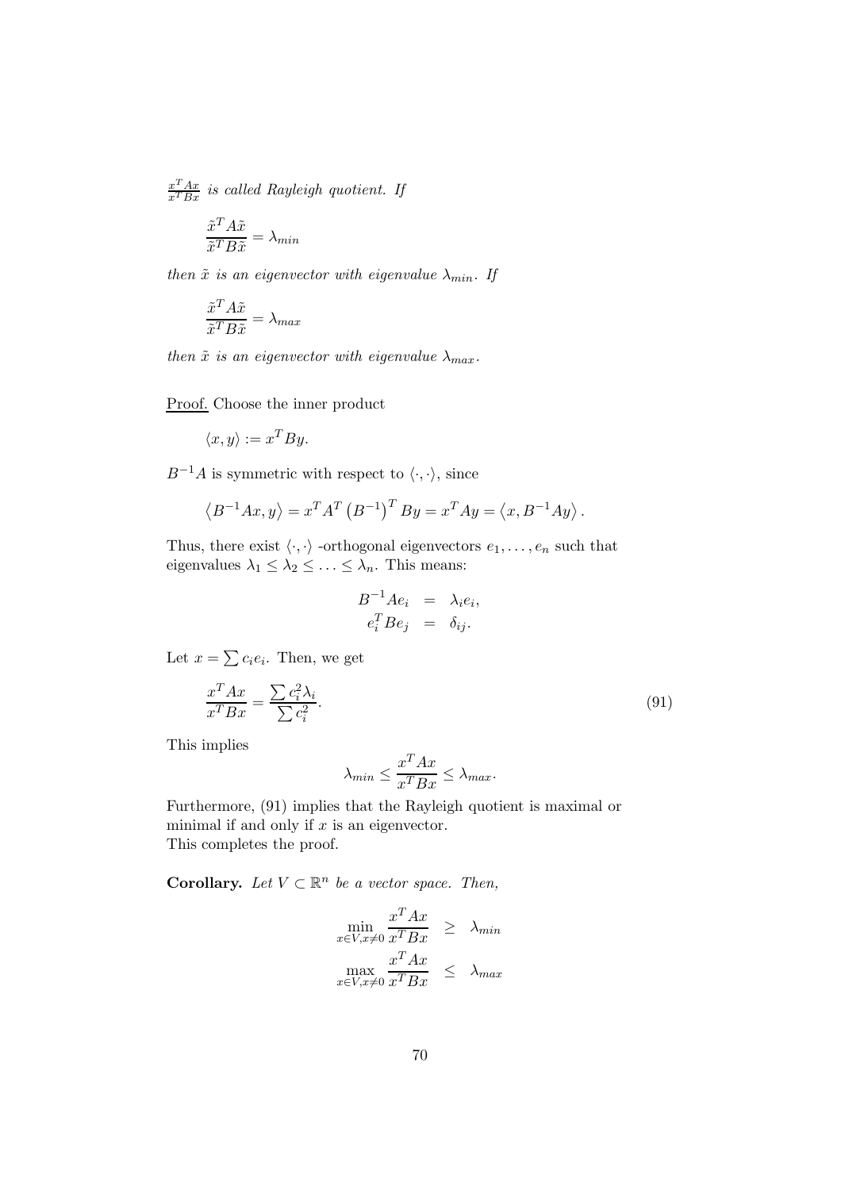$\frac{x^TAx}{x^TBx}$ *is called Rayleigh quotient. If*

$$\frac{\tilde{x}^TA\tilde{x}}{\tilde{x}^TB\tilde{x}} = \lambda_{min}$$

*then $\tilde{x}$ is an eigenvector with eigenvalue $\lambda_{min}$. If*

$$\frac{\tilde{x}^TA\tilde{x}}{\tilde{x}^TB\tilde{x}} = \lambda_{max}$$

*then $\tilde{x}$ is an eigenvector with eigenvalue $\lambda_{max}$.*

Proof. Choose the inner product

$$\langle x, y\rangle := x^TBy.$$

$B^{-1}A$ is symmetric with respect to $\langle\cdot,\cdot\rangle$, since

$$\left\langle B^{-1}Ax, y\right\rangle = x^TA^T\left(B^{-1}\right)^TBy = x^TAy = \left\langle x, B^{-1}Ay\right\rangle.$$

Thus, there exist $\langle\cdot,\cdot\rangle$ -orthogonal eigenvectors $e_1, \ldots, e_n$ such that eigenvalues $\lambda_1 \leq \lambda_2 \leq \ldots \leq \lambda_n$. This means:

$$\begin{aligned} B^{-1}Ae_i &= \lambda_i e_i, \\ e_i^TBe_j &= \delta_{ij}. \end{aligned}$$

Let $x = \sum c_i e_i$. Then, we get

$$\frac{x^TAx}{x^TBx} = \frac{\sum c_i^2\lambda_i}{\sum c_i^2}. \tag{91}$$

This implies

$$\lambda_{min} \leq \frac{x^TAx}{x^TBx} \leq \lambda_{max}.$$

Furthermore, (91) implies that the Rayleigh quotient is maximal or minimal if and only if $x$ is an eigenvector.
This completes the proof.

**Corollary.** *Let $V \subset \mathbb{R}^n$ be a vector space. Then,*

$$\begin{aligned} \min_{x\in V, x\neq 0} \frac{x^TAx}{x^TBx} &\geq \lambda_{min} \\ \max_{x\in V, x\neq 0} \frac{x^TAx}{x^TBx} &\leq \lambda_{max} \end{aligned}$$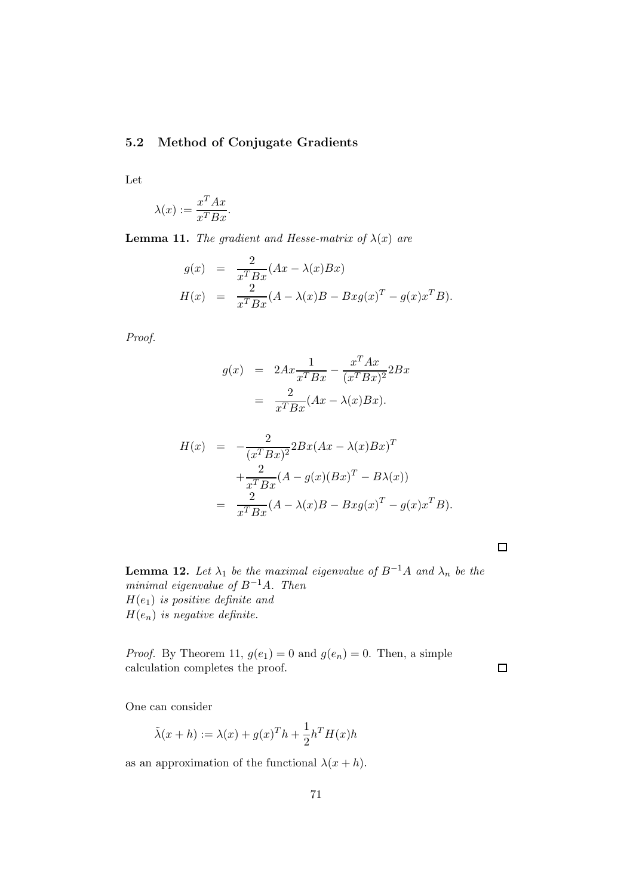### 5.2 Method of Conjugate Gradients

Let

$$\lambda(x) := \frac{x^T A x}{x^T B x}.$$

**Lemma 11.** *The gradient and Hesse-matrix of $\lambda(x)$ are*

$$\begin{aligned} g(x) &= \frac{2}{x^T B x}(Ax - \lambda(x)Bx) \\ H(x) &= \frac{2}{x^T B x}(A - \lambda(x)B - Bxg(x)^T - g(x)x^T B). \end{aligned}$$

*Proof.*

$$\begin{aligned} g(x) &= 2Ax\frac{1}{x^T Bx} - \frac{x^T Ax}{(x^T Bx)^2} 2Bx \\ &= \frac{2}{x^T Bx}(Ax - \lambda(x)Bx). \end{aligned}$$

$$\begin{aligned} H(x) &= -\frac{2}{(x^T Bx)^2} 2Bx(Ax - \lambda(x)Bx)^T \\ &\quad + \frac{2}{x^T Bx}(A - g(x)(Bx)^T - B\lambda(x)) \\ &= \frac{2}{x^T Bx}(A - \lambda(x)B - Bxg(x)^T - g(x)x^T B). \end{aligned}$$

□

**Lemma 12.** *Let $\lambda_1$ be the maximal eigenvalue of $B^{-1}A$ and $\lambda_n$ be the minimal eigenvalue of $B^{-1}A$. Then*
*$H(e_1)$ is positive definite and*
*$H(e_n)$ is negative definite.*

*Proof.* By Theorem 11, $g(e_1) = 0$ and $g(e_n) = 0$. Then, a simple calculation completes the proof. □

One can consider

$$\tilde{\lambda}(x + h) := \lambda(x) + g(x)^T h + \frac{1}{2} h^T H(x) h$$

as an approximation of the functional $\lambda(x + h)$.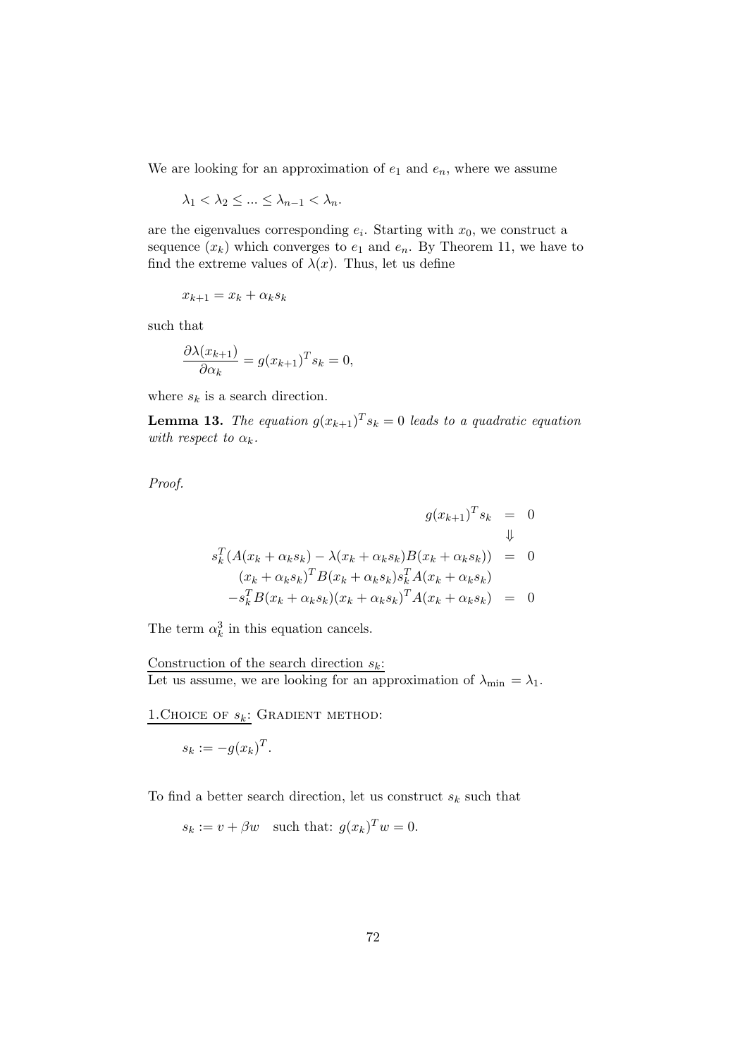We are looking for an approximation of $e_1$ and $e_n$, where we assume

$$\lambda_1 < \lambda_2 \leq ... \leq \lambda_{n-1} < \lambda_n.$$

are the eigenvalues corresponding $e_i$. Starting with $x_0$, we construct a sequence $(x_k)$ which converges to $e_1$ and $e_n$. By Theorem 11, we have to find the extreme values of $\lambda(x)$. Thus, let us define

$$x_{k+1} = x_k + \alpha_k s_k$$

such that

$$\frac{\partial \lambda(x_{k+1})}{\partial \alpha_k} = g(x_{k+1})^T s_k = 0,$$

where $s_k$ is a search direction.

**Lemma 13.** *The equation $g(x_{k+1})^T s_k = 0$ leads to a quadratic equation with respect to $\alpha_k$.*

*Proof.*

$$\begin{aligned}
g(x_{k+1})^T s_k &= 0 \\
&\Downarrow \\
s_k^T(A(x_k + \alpha_k s_k) - \lambda(x_k + \alpha_k s_k)B(x_k + \alpha_k s_k)) &= 0 \\
(x_k + \alpha_k s_k)^T B(x_k + \alpha_k s_k) s_k^T A(x_k + \alpha_k s_k) & \\
-s_k^T B(x_k + \alpha_k s_k)(x_k + \alpha_k s_k)^T A(x_k + \alpha_k s_k) &= 0
\end{aligned}$$

The term $\alpha_k^3$ in this equation cancels.

Construction of the search direction $s_k$:
Let us assume, we are looking for an approximation of $\lambda_{\min} = \lambda_1$.

1.Choice of $s_k$: Gradient method:

$$s_k := -g(x_k)^T.$$

To find a better search direction, let us construct $s_k$ such that

$$s_k := v + \beta w \quad \text{such that: } g(x_k)^T w = 0.$$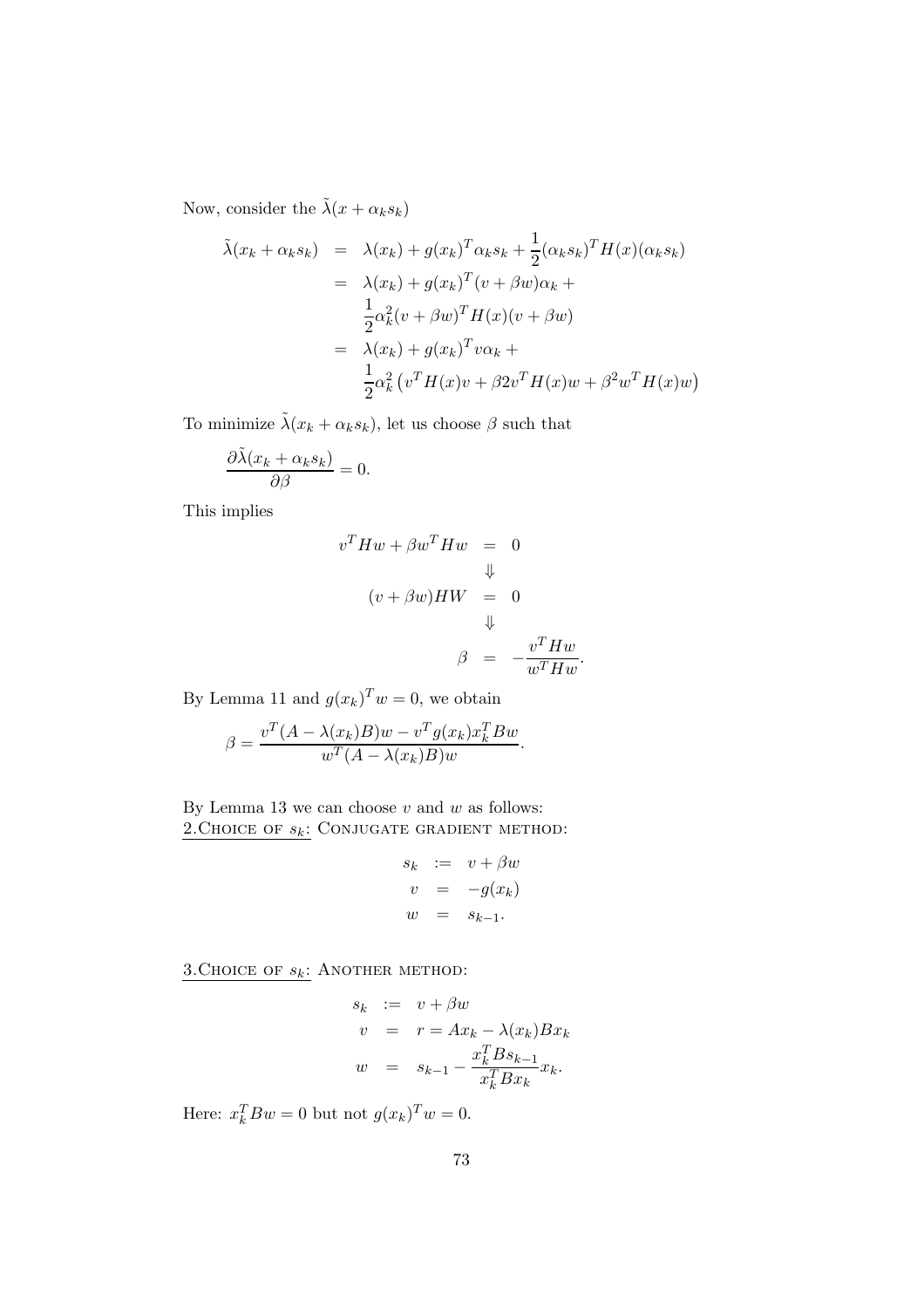Now, consider the $\tilde{\lambda}(x + \alpha_k s_k)$

$$
\begin{aligned}
\tilde{\lambda}(x_k + \alpha_k s_k) &= \lambda(x_k) + g(x_k)^T \alpha_k s_k + \frac{1}{2}(\alpha_k s_k)^T H(x)(\alpha_k s_k) \\
&= \lambda(x_k) + g(x_k)^T (v + \beta w)\alpha_k + \\
&\quad \frac{1}{2}\alpha_k^2 (v + \beta w)^T H(x)(v + \beta w) \\
&= \lambda(x_k) + g(x_k)^T v \alpha_k + \\
&\quad \frac{1}{2}\alpha_k^2 \left(v^T H(x) v + \beta 2 v^T H(x) w + \beta^2 w^T H(x) w\right)
\end{aligned}
$$

To minimize $\tilde{\lambda}(x_k + \alpha_k s_k)$, let us choose $\beta$ such that

$$
\frac{\partial \tilde{\lambda}(x_k + \alpha_k s_k)}{\partial \beta} = 0.
$$

This implies

$$
\begin{aligned}
v^T H w + \beta w^T H w &= 0 \\
&\Downarrow \\
(v + \beta w) H W &= 0 \\
&\Downarrow \\
\beta &= -\frac{v^T H w}{w^T H w}.
\end{aligned}
$$

By Lemma 11 and $g(x_k)^T w = 0$, we obtain

$$
\beta = \frac{v^T (A - \lambda(x_k) B) w - v^T g(x_k) x_k^T B w}{w^T (A - \lambda(x_k) B) w}.
$$

By Lemma 13 we can choose $v$ and $w$ as follows:

2.Choice of $s_k$: Conjugate gradient method:

$$
\begin{aligned}
s_k &:= v + \beta w \\
v &= -g(x_k) \\
w &= s_{k-1}.
\end{aligned}
$$

3.Choice of $s_k$: Another method:

$$
\begin{aligned}
s_k &:= v + \beta w \\
v &= r = A x_k - \lambda(x_k) B x_k \\
w &= s_{k-1} - \frac{x_k^T B s_{k-1}}{x_k^T B x_k} x_k.
\end{aligned}
$$

Here: $x_k^T B w = 0$ but not $g(x_k)^T w = 0$.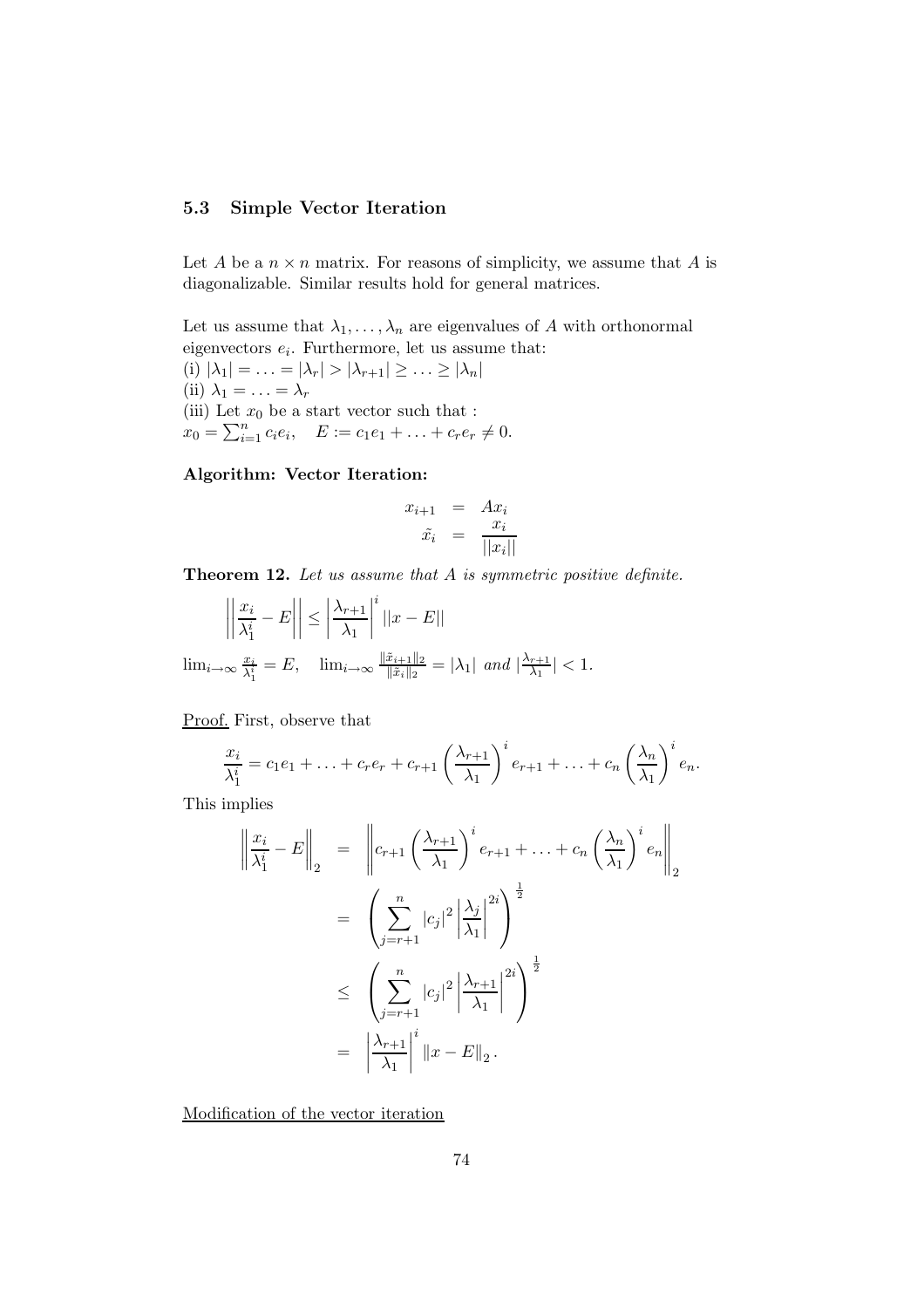### 5.3 Simple Vector Iteration

Let $A$ be a $n \times n$ matrix. For reasons of simplicity, we assume that $A$ is diagonalizable. Similar results hold for general matrices.

Let us assume that $\lambda_1, \ldots, \lambda_n$ are eigenvalues of $A$ with orthonormal eigenvectors $e_i$. Furthermore, let us assume that:
(i) $|\lambda_1| = \ldots = |\lambda_r| > |\lambda_{r+1}| \geq \ldots \geq |\lambda_n|$
(ii) $\lambda_1 = \ldots = \lambda_r$
(iii) Let $x_0$ be a start vector such that :
$x_0 = \sum_{i=1}^n c_i e_i, \quad E := c_1 e_1 + \ldots + c_r e_r \neq 0.$

**Algorithm: Vector Iteration:**

$$
\begin{aligned}
x_{i+1} &= Ax_i \\
\tilde{x}_i &= \frac{x_i}{||x_i||}
\end{aligned}
$$

**Theorem 12.** *Let us assume that $A$ is symmetric positive definite.*

$$
\left|\left| \frac{x_i}{\lambda_1^i} - E \right|\right| \leq \left| \frac{\lambda_{r+1}}{\lambda_1} \right|^i ||x - E||
$$

$\lim_{i\to\infty} \frac{x_i}{\lambda_1^i} = E, \quad \lim_{i\to\infty} \frac{\|\tilde{x}_{i+1}\|_2}{\|\tilde{x}_i\|_2} = |\lambda_1|$ *and* $|\frac{\lambda_{r+1}}{\lambda_1}| < 1.$

<u>Proof.</u> First, observe that

$$
\frac{x_i}{\lambda_1^i} = c_1 e_1 + \ldots + c_r e_r + c_{r+1} \left( \frac{\lambda_{r+1}}{\lambda_1} \right)^i e_{r+1} + \ldots + c_n \left( \frac{\lambda_n}{\lambda_1} \right)^i e_n.
$$

This implies

$$
\begin{aligned}
\left\| \frac{x_i}{\lambda_1^i} - E \right\|_2 &= \left\| c_{r+1} \left( \frac{\lambda_{r+1}}{\lambda_1} \right)^i e_{r+1} + \ldots + c_n \left( \frac{\lambda_n}{\lambda_1} \right)^i e_n \right\|_2 \\
&= \left( \sum_{j=r+1}^n |c_j|^2 \left| \frac{\lambda_j}{\lambda_1} \right|^{2i} \right)^{\frac{1}{2}} \\
&\leq \left( \sum_{j=r+1}^n |c_j|^2 \left| \frac{\lambda_{r+1}}{\lambda_1} \right|^{2i} \right)^{\frac{1}{2}} \\
&= \left| \frac{\lambda_{r+1}}{\lambda_1} \right|^i \|x - E\|_2 .
\end{aligned}
$$

<u>Modification of the vector iteration</u>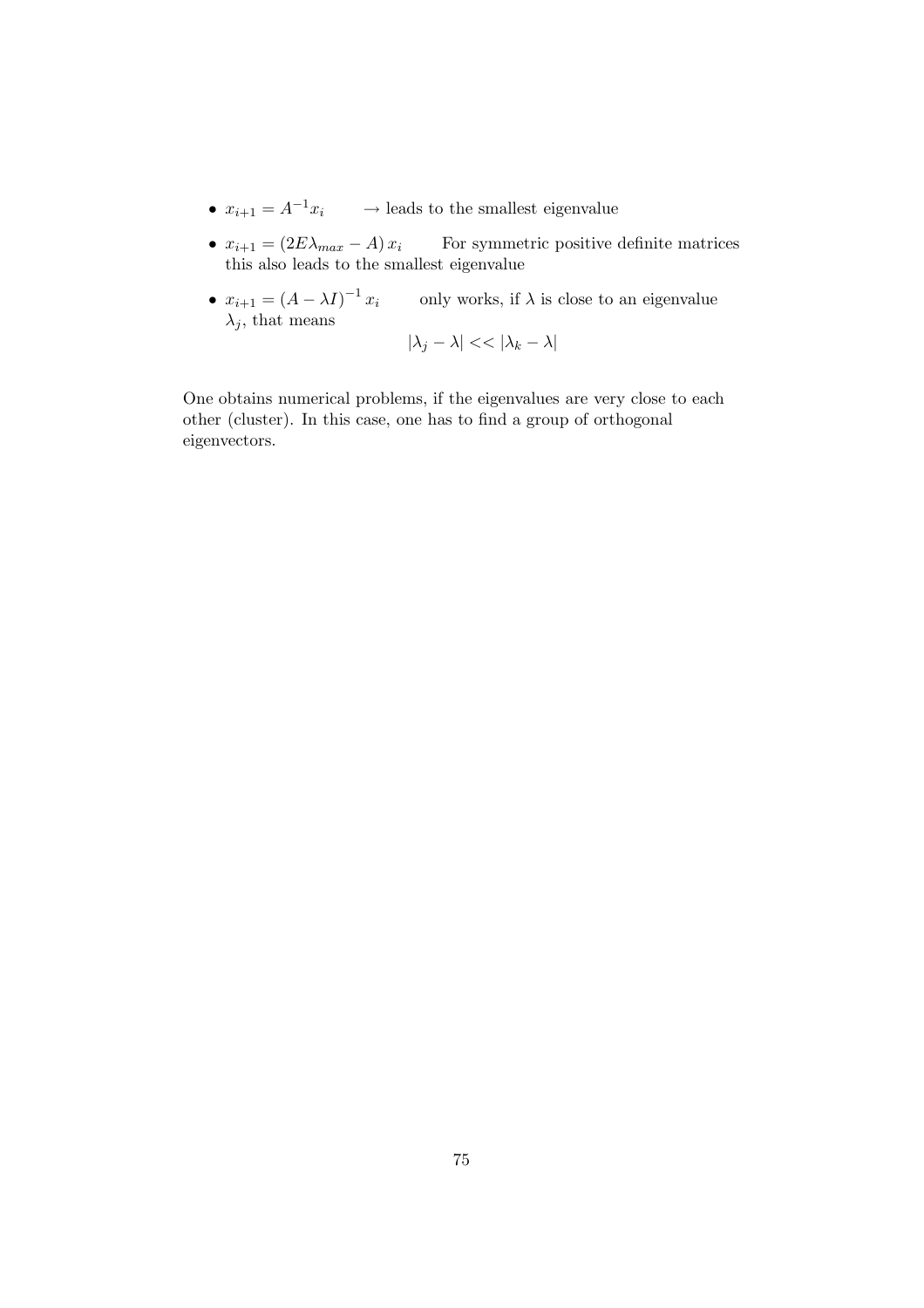- $x_{i+1} = A^{-1}x_i \qquad \rightarrow$ leads to the smallest eigenvalue
- $x_{i+1} = (2E\lambda_{max} - A)\, x_i \qquad$ For symmetric positive definite matrices this also leads to the smallest eigenvalue
- $x_{i+1} = (A - \lambda I)^{-1} x_i \qquad$ only works, if $\lambda$ is close to an eigenvalue $\lambda_j$, that means

$$|\lambda_j - \lambda| << |\lambda_k - \lambda|$$

One obtains numerical problems, if the eigenvalues are very close to each other (cluster). In this case, one has to find a group of orthogonal eigenvectors.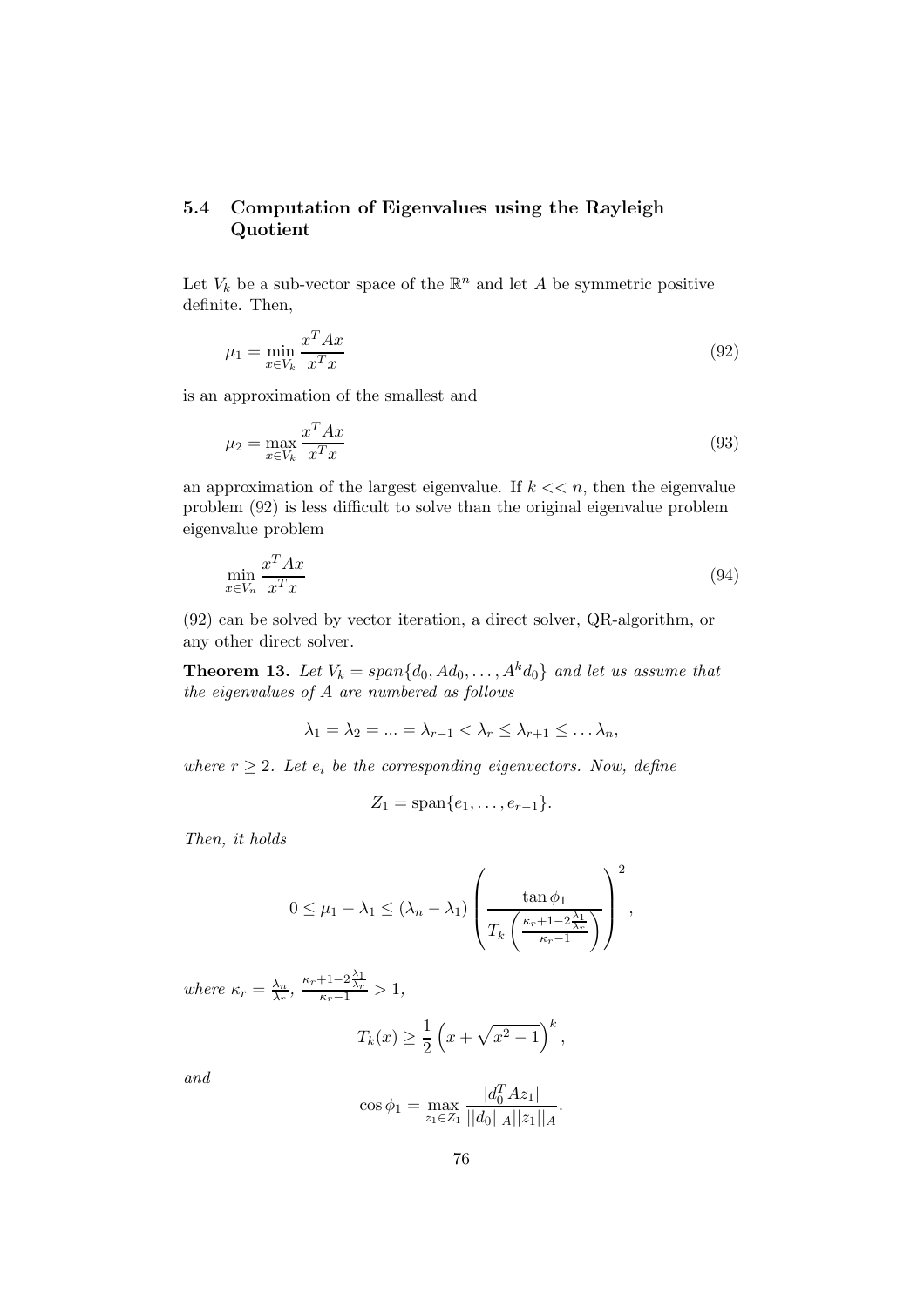### 5.4 Computation of Eigenvalues using the Rayleigh Quotient

Let $V_k$ be a sub-vector space of the $\mathbb{R}^n$ and let $A$ be symmetric positive definite. Then,

$$\mu_1 = \min_{x \in V_k} \frac{x^T A x}{x^T x} \tag{92}$$

is an approximation of the smallest and

$$\mu_2 = \max_{x \in V_k} \frac{x^T A x}{x^T x} \tag{93}$$

an approximation of the largest eigenvalue. If $k << n$, then the eigenvalue problem (92) is less difficult to solve than the original eigenvalue problem eigenvalue problem

$$\min_{x \in V_n} \frac{x^T A x}{x^T x} \tag{94}$$

(92) can be solved by vector iteration, a direct solver, QR-algorithm, or any other direct solver.

**Theorem 13.** *Let $V_k = span\{d_0, Ad_0, \ldots, A^k d_0\}$ and let us assume that the eigenvalues of $A$ are numbered as follows*

$$\lambda_1 = \lambda_2 = ... = \lambda_{r-1} < \lambda_r \leq \lambda_{r+1} \leq \ldots \lambda_n,$$

*where $r \geq 2$. Let $e_i$ be the corresponding eigenvectors. Now, define*

$$Z_1 = \text{span}\{e_1, \ldots, e_{r-1}\}.$$

*Then, it holds*

$$0 \leq \mu_1 - \lambda_1 \leq (\lambda_n - \lambda_1) \left( \frac{\tan \phi_1}{T_k\left( \frac{\kappa_r + 1 - 2\frac{\lambda_1}{\lambda_r}}{\kappa_r - 1} \right)} \right)^2,$$

*where $\kappa_r = \frac{\lambda_n}{\lambda_r}$, $\frac{\kappa_r + 1 - 2\frac{\lambda_1}{\lambda_r}}{\kappa_r - 1} > 1$,*

$$T_k(x) \geq \frac{1}{2}\left( x + \sqrt{x^2 - 1} \right)^k,$$

*and*

$$\cos \phi_1 = \max_{z_1 \in Z_1} \frac{|d_0^T A z_1|}{||d_0||_A ||z_1||_A}.$$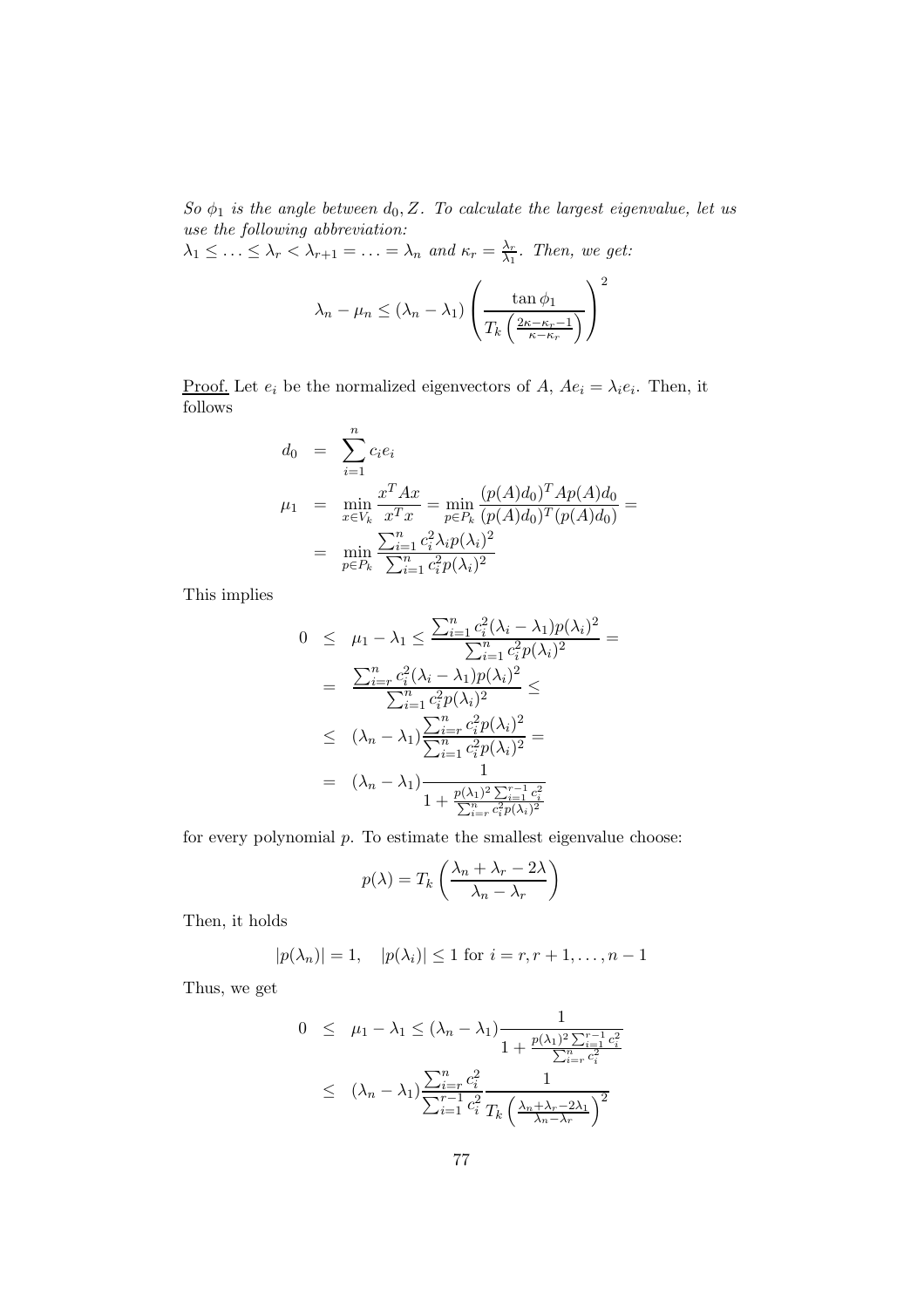*So $\phi_1$ is the angle between $d_0, Z$. To calculate the largest eigenvalue, let us use the following abbreviation:*
$\lambda_1 \leq \ldots \leq \lambda_r < \lambda_{r+1} = \ldots = \lambda_n$ *and* $\kappa_r = \frac{\lambda_r}{\lambda_1}$. *Then, we get:*

$$\lambda_n - \mu_n \leq (\lambda_n - \lambda_1) \left( \frac{\tan \phi_1}{T_k\left(\frac{2\kappa - \kappa_r - 1}{\kappa - \kappa_r}\right)} \right)^2$$

<u>Proof.</u> Let $e_i$ be the normalized eigenvectors of $A$, $Ae_i = \lambda_i e_i$. Then, it follows

$$\begin{aligned}
d_0 &= \sum_{i=1}^{n} c_i e_i \\
\mu_1 &= \min_{x \in V_k} \frac{x^T A x}{x^T x} = \min_{p \in P_k} \frac{(p(A)d_0)^T A p(A) d_0}{(p(A)d_0)^T (p(A)d_0)} = \\
&= \min_{p \in P_k} \frac{\sum_{i=1}^{n} c_i^2 \lambda_i p(\lambda_i)^2}{\sum_{i=1}^{n} c_i^2 p(\lambda_i)^2}
\end{aligned}$$

This implies

$$\begin{aligned}
0 &\leq \mu_1 - \lambda_1 \leq \frac{\sum_{i=1}^{n} c_i^2 (\lambda_i - \lambda_1) p(\lambda_i)^2}{\sum_{i=1}^{n} c_i^2 p(\lambda_i)^2} = \\
&= \frac{\sum_{i=r}^{n} c_i^2 (\lambda_i - \lambda_1) p(\lambda_i)^2}{\sum_{i=1}^{n} c_i^2 p(\lambda_i)^2} \leq \\
&\leq (\lambda_n - \lambda_1) \frac{\sum_{i=r}^{n} c_i^2 p(\lambda_i)^2}{\sum_{i=1}^{n} c_i^2 p(\lambda_i)^2} = \\
&= (\lambda_n - \lambda_1) \frac{1}{1 + \frac{p(\lambda_1)^2 \sum_{i=1}^{r-1} c_i^2}{\sum_{i=r}^{n} c_i^2 p(\lambda_i)^2}}
\end{aligned}$$

for every polynomial $p$. To estimate the smallest eigenvalue choose:

$$p(\lambda) = T_k \left( \frac{\lambda_n + \lambda_r - 2\lambda}{\lambda_n - \lambda_r} \right)$$

Then, it holds

$$|p(\lambda_n)| = 1, \quad |p(\lambda_i)| \leq 1 \text{ for } i = r, r+1, \ldots, n-1$$

Thus, we get

$$\begin{aligned}
0 &\leq \mu_1 - \lambda_1 \leq (\lambda_n - \lambda_1) \frac{1}{1 + \frac{p(\lambda_1)^2 \sum_{i=1}^{r-1} c_i^2}{\sum_{i=r}^{n} c_i^2}} \\
&\leq (\lambda_n - \lambda_1) \frac{\sum_{i=r}^{n} c_i^2}{\sum_{i=1}^{r-1} c_i^2} \frac{1}{T_k\left(\frac{\lambda_n + \lambda_r - 2\lambda_1}{\lambda_n - \lambda_r}\right)^2}
\end{aligned}$$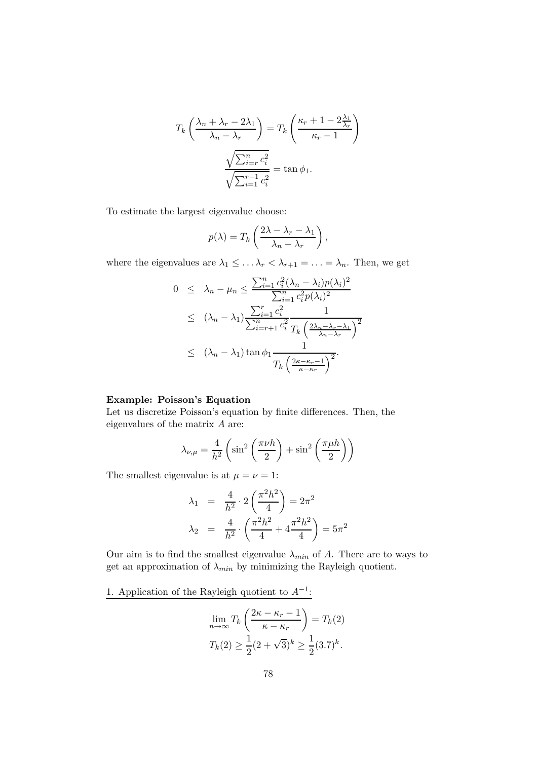$$T_k\left(\frac{\lambda_n + \lambda_r - 2\lambda_1}{\lambda_n - \lambda_r}\right) = T_k\left(\frac{\kappa_r + 1 - 2\frac{\lambda_1}{\lambda_r}}{\kappa_r - 1}\right)$$

$$\frac{\sqrt{\sum_{i=r}^{n} c_i^2}}{\sqrt{\sum_{i=1}^{r-1} c_i^2}} = \tan\phi_1.$$

To estimate the largest eigenvalue choose:

$$p(\lambda) = T_k\left(\frac{2\lambda - \lambda_r - \lambda_1}{\lambda_n - \lambda_r}\right),$$

where the eigenvalues are $\lambda_1 \leq \ldots \lambda_r < \lambda_{r+1} = \ldots = \lambda_n$. Then, we get

$$\begin{aligned}
0 &\leq \lambda_n - \mu_n \leq \frac{\sum_{i=1}^{n} c_i^2 (\lambda_n - \lambda_i) p(\lambda_i)^2}{\sum_{i=1}^{n} c_i^2 p(\lambda_i)^2} \\
&\leq (\lambda_n - \lambda_1) \frac{\sum_{i=1}^{r} c_i^2}{\sum_{i=r+1}^{n} c_i^2} \frac{1}{T_k\left(\frac{2\lambda_n - \lambda_r - \lambda_1}{\lambda_n - \lambda_r}\right)^2} \\
&\leq (\lambda_n - \lambda_1) \tan\phi_1 \frac{1}{T_k\left(\frac{2\kappa - \kappa_r - 1}{\kappa - \kappa_r}\right)^2}.
\end{aligned}$$

**Example: Poisson's Equation**

Let us discretize Poisson's equation by finite differences. Then, the eigenvalues of the matrix $A$ are:

$$\lambda_{\nu,\mu} = \frac{4}{h^2}\left(\sin^2\left(\frac{\pi\nu h}{2}\right) + \sin^2\left(\frac{\pi\mu h}{2}\right)\right)$$

The smallest eigenvalue is at $\mu = \nu = 1$:

$$\begin{aligned}
\lambda_1 &= \frac{4}{h^2} \cdot 2\left(\frac{\pi^2 h^2}{4}\right) = 2\pi^2 \\
\lambda_2 &= \frac{4}{h^2} \cdot \left(\frac{\pi^2 h^2}{4} + 4\frac{\pi^2 h^2}{4}\right) = 5\pi^2
\end{aligned}$$

Our aim is to find the smallest eigenvalue $\lambda_{min}$ of $A$. There are to ways to get an approximation of $\lambda_{min}$ by minimizing the Rayleigh quotient.

1. Application of the Rayleigh quotient to $A^{-1}$:

$$\lim_{n\to\infty} T_k\left(\frac{2\kappa - \kappa_r - 1}{\kappa - \kappa_r}\right) = T_k(2)$$

$$T_k(2) \geq \frac{1}{2}(2 + \sqrt{3})^k \geq \frac{1}{2}(3.7)^k.$$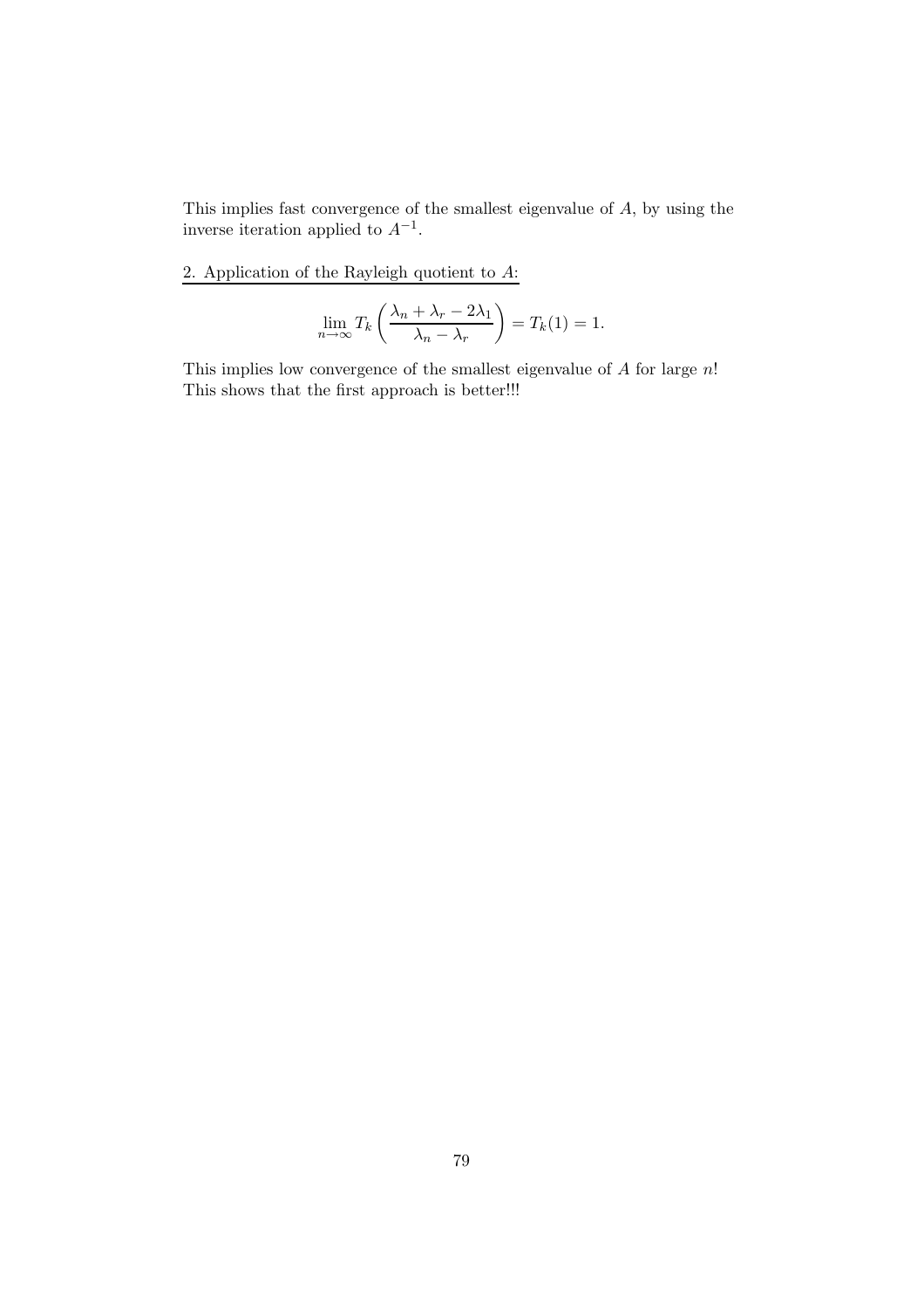This implies fast convergence of the smallest eigenvalue of $A$, by using the inverse iteration applied to $A^{-1}$.

<u>2. Application of the Rayleigh quotient to $A$:</u>

$$\lim_{n\to\infty} T_k\left(\frac{\lambda_n + \lambda_r - 2\lambda_1}{\lambda_n - \lambda_r}\right) = T_k(1) = 1.$$

This implies low convergence of the smallest eigenvalue of $A$ for large $n$! This shows that the first approach is better!!!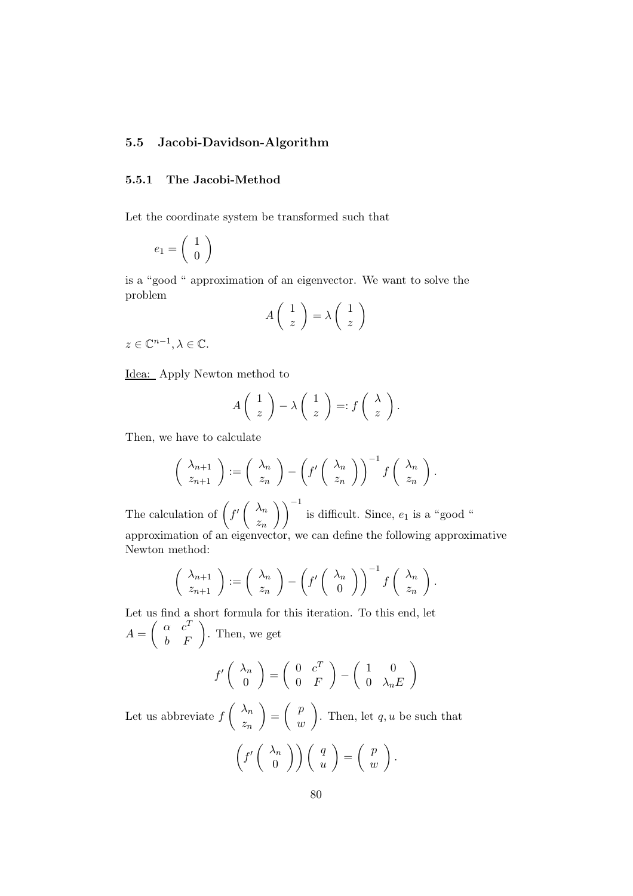### 5.5 Jacobi-Davidson-Algorithm

#### 5.5.1 The Jacobi-Method

Let the coordinate system be transformed such that

$$e_1 = \begin{pmatrix} 1 \\ 0 \end{pmatrix}$$

is a "good " approximation of an eigenvector. We want to solve the problem

$$A \begin{pmatrix} 1 \\ z \end{pmatrix} = \lambda \begin{pmatrix} 1 \\ z \end{pmatrix}$$

$z \in \mathbb{C}^{n-1}, \lambda \in \mathbb{C}$.

<u>Idea:</u> Apply Newton method to

$$A \begin{pmatrix} 1 \\ z \end{pmatrix} - \lambda \begin{pmatrix} 1 \\ z \end{pmatrix} =: f \begin{pmatrix} \lambda \\ z \end{pmatrix}.$$

Then, we have to calculate

$$\begin{pmatrix} \lambda_{n+1} \\ z_{n+1} \end{pmatrix} := \begin{pmatrix} \lambda_n \\ z_n \end{pmatrix} - \left( f' \begin{pmatrix} \lambda_n \\ z_n \end{pmatrix} \right)^{-1} f \begin{pmatrix} \lambda_n \\ z_n \end{pmatrix}.$$

The calculation of $\left( f' \begin{pmatrix} \lambda_n \\ z_n \end{pmatrix} \right)^{-1}$ is difficult. Since, $e_1$ is a "good " approximation of an eigenvector, we can define the following approximative Newton method:

$$\begin{pmatrix} \lambda_{n+1} \\ z_{n+1} \end{pmatrix} := \begin{pmatrix} \lambda_n \\ z_n \end{pmatrix} - \left( f' \begin{pmatrix} \lambda_n \\ 0 \end{pmatrix} \right)^{-1} f \begin{pmatrix} \lambda_n \\ z_n \end{pmatrix}.$$

Let us find a short formula for this iteration. To this end, let $A = \begin{pmatrix} \alpha & c^T \\ b & F \end{pmatrix}$. Then, we get

$$f' \begin{pmatrix} \lambda_n \\ 0 \end{pmatrix} = \begin{pmatrix} 0 & c^T \\ 0 & F \end{pmatrix} - \begin{pmatrix} 1 & 0 \\ 0 & \lambda_n E \end{pmatrix}$$

Let us abbreviate $f \begin{pmatrix} \lambda_n \\ z_n \end{pmatrix} = \begin{pmatrix} p \\ w \end{pmatrix}$. Then, let $q, u$ be such that

$$\left( f' \begin{pmatrix} \lambda_n \\ 0 \end{pmatrix} \right) \begin{pmatrix} q \\ u \end{pmatrix} = \begin{pmatrix} p \\ w \end{pmatrix}.$$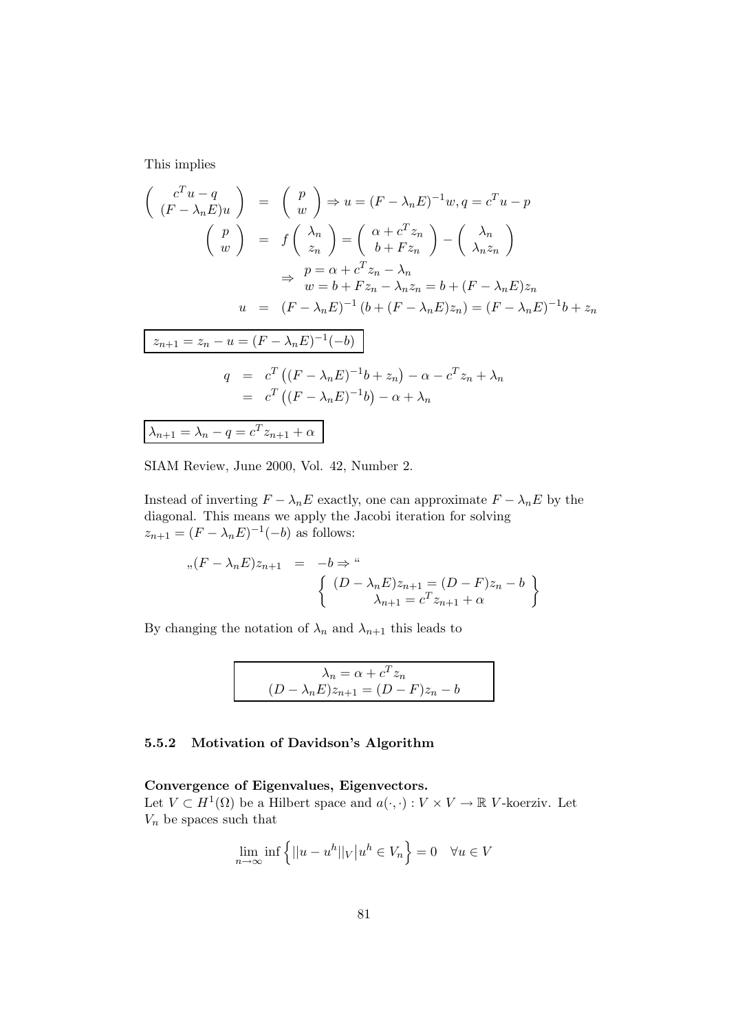This implies

$$
\begin{aligned}
\begin{pmatrix} c^T u - q \\ (F - \lambda_n E)u \end{pmatrix} &= \begin{pmatrix} p \\ w \end{pmatrix} \Rightarrow u = (F-\lambda_n E)^{-1} w, q = c^T u - p \\
\begin{pmatrix} p \\ w \end{pmatrix} &= f \begin{pmatrix} \lambda_n \\ z_n \end{pmatrix} = \begin{pmatrix} \alpha + c^T z_n \\ b + F z_n \end{pmatrix} - \begin{pmatrix} \lambda_n \\ \lambda_n z_n \end{pmatrix} \\
&\Rightarrow \begin{array}{l} p = \alpha + c^T z_n - \lambda_n \\ w = b + F z_n - \lambda_n z_n = b + (F - \lambda_n E) z_n \end{array} \\
u &= (F - \lambda_n E)^{-1} \left( b + (F - \lambda_n E) z_n \right) = (F - \lambda_n E)^{-1} b + z_n
\end{aligned}
$$

$$
\boxed{z_{n+1} = z_n - u = (F - \lambda_n E)^{-1}(-b)}
$$

$$
\begin{aligned}
q &= c^T \left( (F - \lambda_n E)^{-1} b + z_n \right) - \alpha - c^T z_n + \lambda_n \\
&= c^T \left( (F - \lambda_n E)^{-1} b \right) - \alpha + \lambda_n
\end{aligned}
$$

$$
\boxed{\lambda_{n+1} = \lambda_n - q = c^T z_{n+1} + \alpha}
$$

SIAM Review, June 2000, Vol. 42, Number 2.

Instead of inverting $F - \lambda_n E$ exactly, one can approximate $F - \lambda_n E$ by the diagonal. This means we apply the Jacobi iteration for solving $z_{n+1} = (F - \lambda_n E)^{-1}(-b)$ as follows:

$$
\text{„}(F - \lambda_n E) z_{n+1} = -b \Rightarrow \text{“} \quad \left\{ \begin{array}{c} (D - \lambda_n E) z_{n+1} = (D - F) z_n - b \\ \lambda_{n+1} = c^T z_{n+1} + \alpha \end{array} \right\}
$$

By changing the notation of $\lambda_n$ and $\lambda_{n+1}$ this leads to

$$
\boxed{\begin{array}{c} \lambda_n = \alpha + c^T z_n \\ (D - \lambda_n E) z_{n+1} = (D - F) z_n - b \end{array}}
$$

### 5.5.2 Motivation of Davidson's Algorithm

**Convergence of Eigenvalues, Eigenvectors.**

Let $V \subset H^1(\Omega)$ be a Hilbert space and $a(\cdot,\cdot) : V \times V \to \mathbb{R}$ $V$-koerziv. Let $V_n$ be spaces such that

$$
\lim_{n \to \infty} \inf \left\{ ||u - u^h||_V \,|\, u^h \in V_n \right\} = 0 \quad \forall u \in V
$$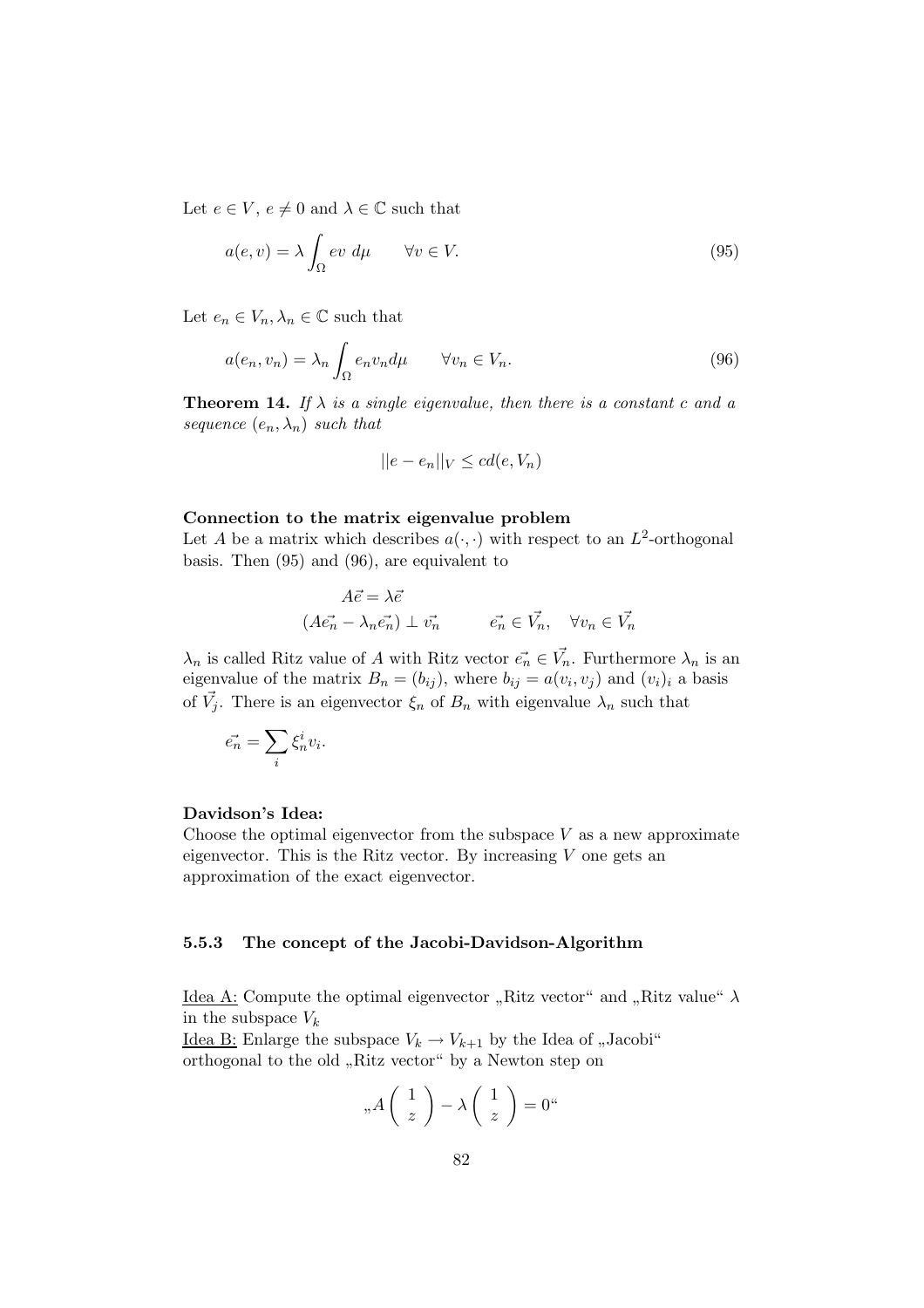Let $e \in V$, $e \neq 0$ and $\lambda \in \mathbb{C}$ such that

$$a(e, v) = \lambda \int_\Omega ev \; d\mu \qquad \forall v \in V. \tag{95}$$

Let $e_n \in V_n, \lambda_n \in \mathbb{C}$ such that

$$a(e_n, v_n) = \lambda_n \int_\Omega e_n v_n d\mu \qquad \forall v_n \in V_n. \tag{96}$$

**Theorem 14.** *If $\lambda$ is a single eigenvalue, then there is a constant $c$ and a sequence $(e_n, \lambda_n)$ such that*

$$||e - e_n||_V \leq c d(e, V_n)$$

**Connection to the matrix eigenvalue problem**

Let $A$ be a matrix which describes $a(\cdot, \cdot)$ with respect to an $L^2$-orthogonal basis. Then (95) and (96), are equivalent to

$$A\vec{e} = \lambda\vec{e}$$

$$(A\vec{e_n} - \lambda_n\vec{e_n}) \perp \vec{v_n} \qquad \vec{e_n} \in \vec{V_n}, \quad \forall v_n \in \vec{V_n}$$

$\lambda_n$ is called Ritz value of $A$ with Ritz vector $\vec{e_n} \in \vec{V_n}$. Furthermore $\lambda_n$ is an eigenvalue of the matrix $B_n = (b_{ij})$, where $b_{ij} = a(v_i, v_j)$ and $(v_i)_i$ a basis of $\vec{V_j}$. There is an eigenvector $\xi_n$ of $B_n$ with eigenvalue $\lambda_n$ such that

$$\vec{e_n} = \sum_i \xi_n^i v_i.$$

**Davidson's Idea:**

Choose the optimal eigenvector from the subspace $V$ as a new approximate eigenvector. This is the Ritz vector. By increasing $V$ one gets an approximation of the exact eigenvector.

### 5.5.3 The concept of the Jacobi-Davidson-Algorithm

Idea A: Compute the optimal eigenvector „Ritz vector" and „Ritz value" $\lambda$ in the subspace $V_k$

Idea B: Enlarge the subspace $V_k \to V_{k+1}$ by the Idea of „Jacobi" orthogonal to the old „Ritz vector" by a Newton step on

$$\text{„}A \begin{pmatrix} 1 \\ z \end{pmatrix} - \lambda \begin{pmatrix} 1 \\ z \end{pmatrix} = 0\text{"}$$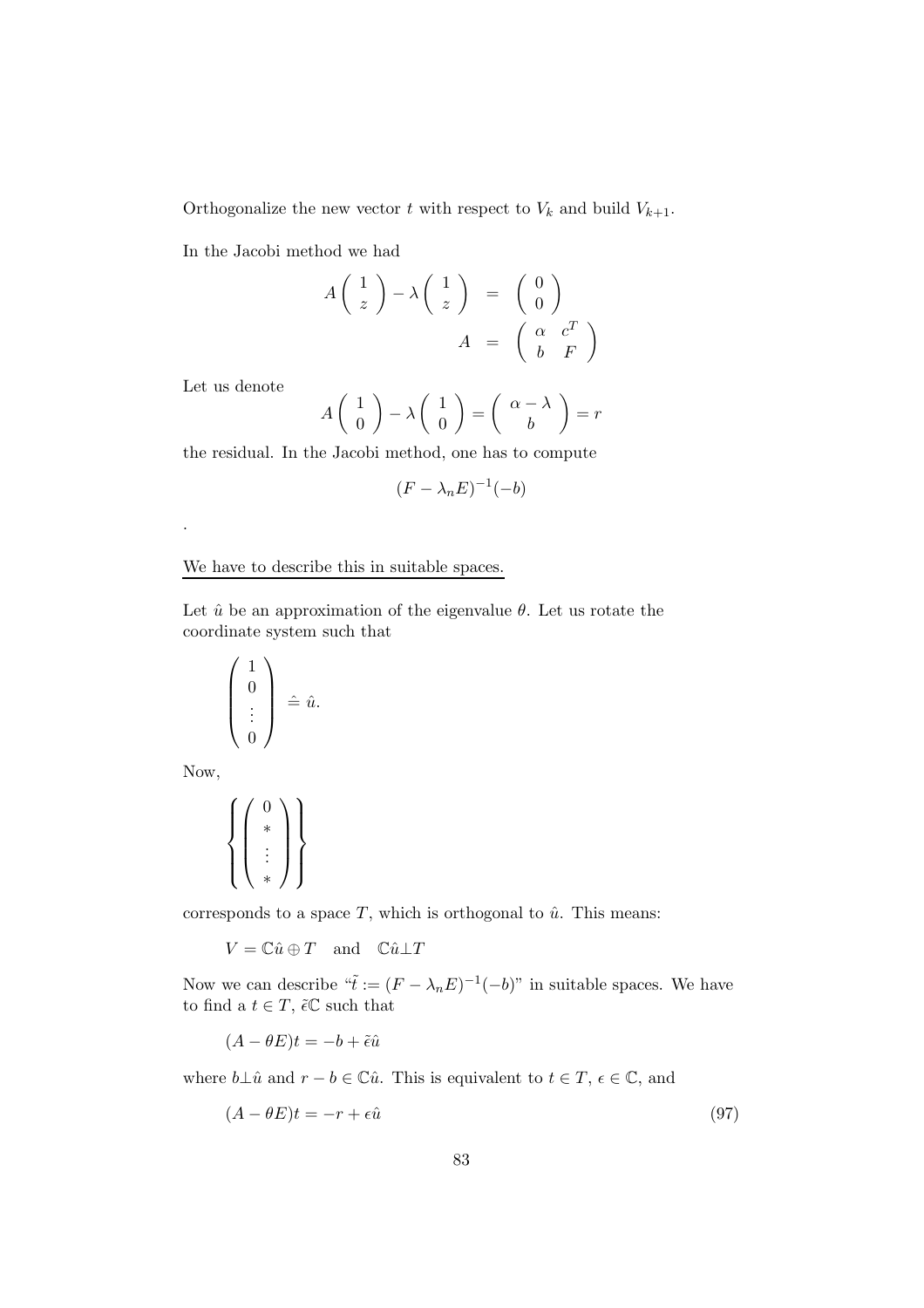Orthogonalize the new vector $t$ with respect to $V_k$ and build $V_{k+1}$.

In the Jacobi method we had

$$
\begin{aligned}
A\begin{pmatrix} 1 \\ z \end{pmatrix} - \lambda \begin{pmatrix} 1 \\ z \end{pmatrix} &= \begin{pmatrix} 0 \\ 0 \end{pmatrix} \\
A &= \begin{pmatrix} \alpha & c^T \\ b & F \end{pmatrix}
\end{aligned}
$$

Let us denote

$$
A\begin{pmatrix} 1 \\ 0 \end{pmatrix} - \lambda \begin{pmatrix} 1 \\ 0 \end{pmatrix} = \begin{pmatrix} \alpha - \lambda \\ b \end{pmatrix} = r
$$

the residual. In the Jacobi method, one has to compute

$$
(F - \lambda_n E)^{-1}(-b)
$$

.

<u>We have to describe this in suitable spaces.</u>

Let $\hat{u}$ be an approximation of the eigenvalue $\theta$. Let us rotate the coordinate system such that

$$
\begin{pmatrix} 1 \\ 0 \\ \vdots \\ 0 \end{pmatrix} \mathrel{\hat{=}} \hat{u}.
$$

Now,

$$
\left\{ \begin{pmatrix} 0 \\ * \\ \vdots \\ * \end{pmatrix} \right\}
$$

corresponds to a space $T$, which is orthogonal to $\hat{u}$. This means:

$$
V = \mathbb{C}\hat{u} \oplus T \quad \text{and} \quad \mathbb{C}\hat{u} \perp T
$$

Now we can describe "$\tilde{t} := (F - \lambda_n E)^{-1}(-b)$" in suitable spaces. We have to find a $t \in T$, $\tilde{\epsilon}\mathbb{C}$ such that

$$
(A - \theta E)t = -b + \tilde{\epsilon}\hat{u}
$$

where $b \perp \hat{u}$ and $r - b \in \mathbb{C}\hat{u}$. This is equivalent to $t \in T$, $\epsilon \in \mathbb{C}$, and

$$
(A - \theta E)t = -r + \epsilon \hat{u} \tag{97}
$$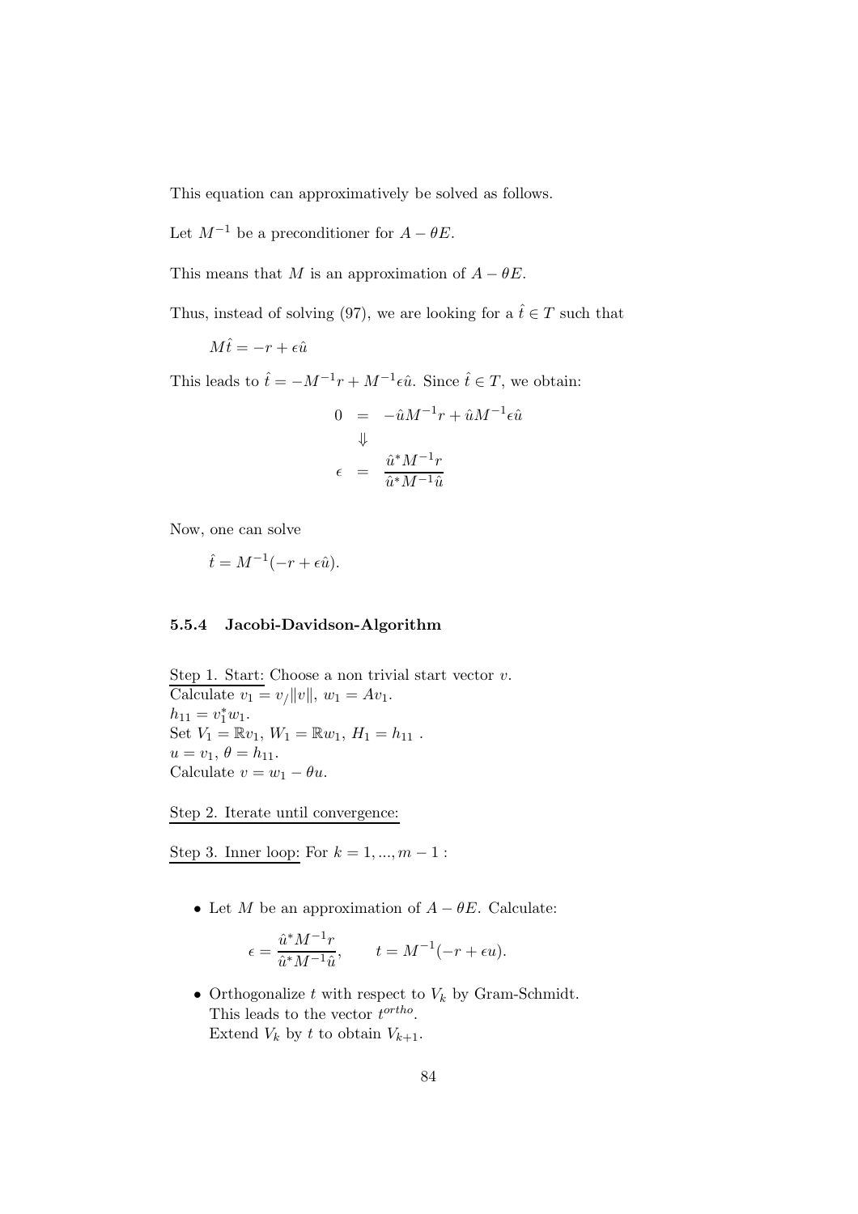This equation can approximatively be solved as follows.

Let $M^{-1}$ be a preconditioner for $A - \theta E$.

This means that $M$ is an approximation of $A - \theta E$.

Thus, instead of solving (97), we are looking for a $\hat{t} \in T$ such that

$$M\hat{t} = -r + \epsilon \hat{u}$$

This leads to $\hat{t} = -M^{-1}r + M^{-1}\epsilon\hat{u}$. Since $\hat{t} \in T$, we obtain:

$$\begin{array}{rcl} 0 & = & -\hat{u}M^{-1}r + \hat{u}M^{-1}\epsilon\hat{u} \\ & \Downarrow & \\ \epsilon & = & \dfrac{\hat{u}^* M^{-1} r}{\hat{u}^* M^{-1} \hat{u}} \end{array}$$

Now, one can solve

$$\hat{t} = M^{-1}(-r + \epsilon\hat{u}).$$

### 5.5.4 Jacobi-Davidson-Algorithm

Step 1. Start: Choose a non trivial start vector $v$.
Calculate $v_1 = v_/\|v\|$, $w_1 = Av_1$.
$h_{11} = v_1^* w_1$.
Set $V_1 = \mathbb{R}v_1$, $W_1 = \mathbb{R}w_1$, $H_1 = h_{11}$ .
$u = v_1$, $\theta = h_{11}$.
Calculate $v = w_1 - \theta u$.

Step 2. Iterate until convergence:

Step 3. Inner loop: For $k = 1, ..., m-1$ :

- Let $M$ be an approximation of $A - \theta E$. Calculate:

$$\epsilon = \frac{\hat{u}^* M^{-1} r}{\hat{u}^* M^{-1} \hat{u}}, \qquad t = M^{-1}(-r + \epsilon u).$$

- Orthogonalize $t$ with respect to $V_k$ by Gram-Schmidt.
  This leads to the vector $t^{ortho}$.
  Extend $V_k$ by $t$ to obtain $V_{k+1}$.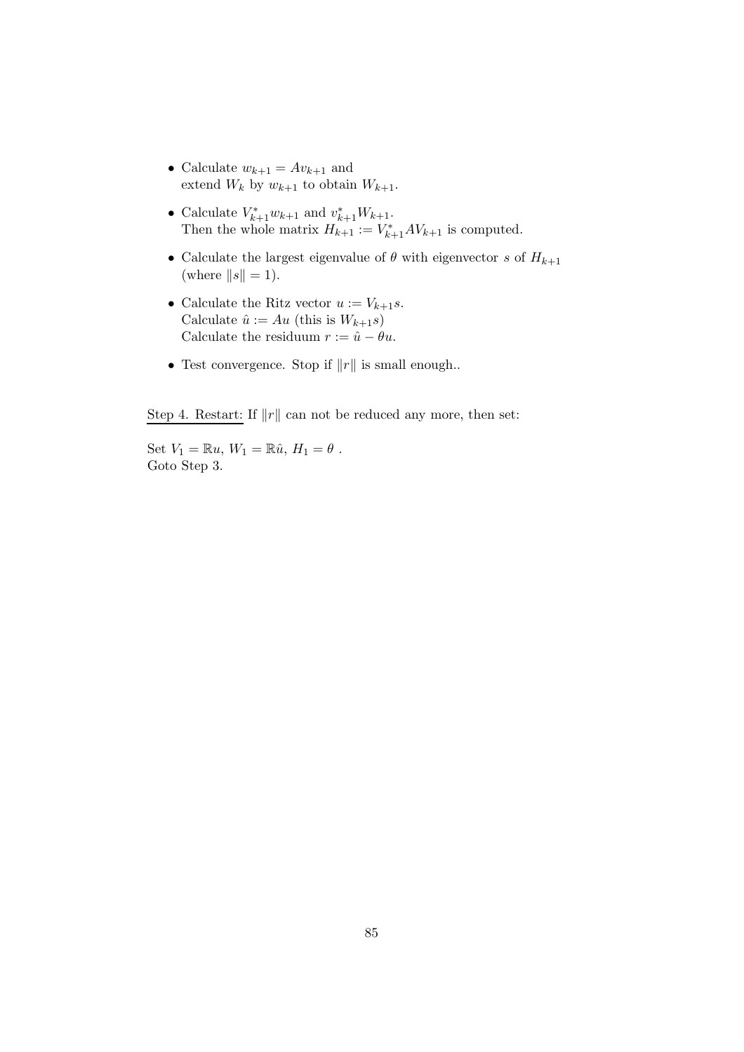- Calculate $w_{k+1} = Av_{k+1}$ and
  extend $W_k$ by $w_{k+1}$ to obtain $W_{k+1}$.

- Calculate $V_{k+1}^* w_{k+1}$ and $v_{k+1}^* W_{k+1}$.
  Then the whole matrix $H_{k+1} := V_{k+1}^* A V_{k+1}$ is computed.

- Calculate the largest eigenvalue of $\theta$ with eigenvector $s$ of $H_{k+1}$ (where $\|s\| = 1$).

- Calculate the Ritz vector $u := V_{k+1} s$.
  Calculate $\hat{u} := Au$ (this is $W_{k+1} s$)
  Calculate the residuum $r := \hat{u} - \theta u$.

- Test convergence. Stop if $\|r\|$ is small enough..

Step 4. Restart: If $\|r\|$ can not be reduced any more, then set:

Set $V_1 = \mathbb{R}u$, $W_1 = \mathbb{R}\hat{u}$, $H_1 = \theta$ .
Goto Step 3.